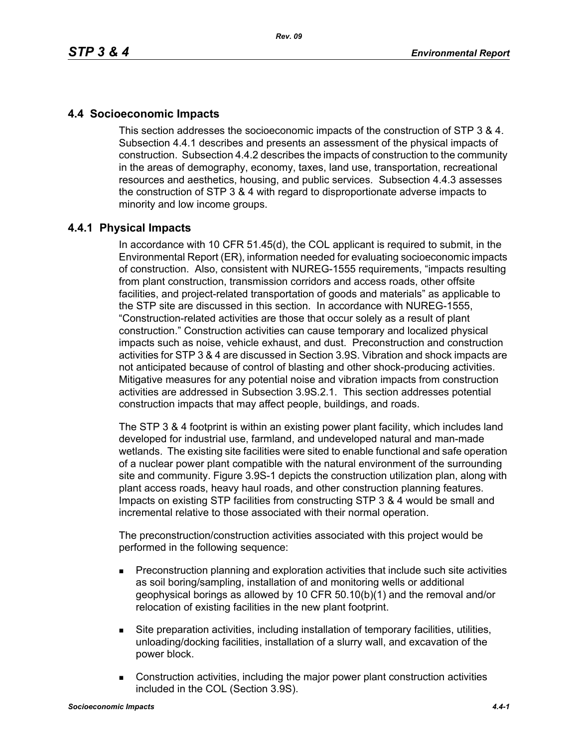## 4.4 Socioeconomic Impacts

This section addresses the socioeconomic impacts of the construction of STP 3 & 4. Subsection 4.4.1 describes and presents an assessment of the physical impacts of construction. Subsection 4.4.2 describes the impacts of construction to the community in the areas of demography, economy, taxes, land use, transportation, recreational resources and aesthetics, housing, and public services. Subsection 4.4.3 assesses the construction of STP 3 & 4 with regard to disproportionate adverse impacts to minority and low income groups.

### 4.4.1 Physical Impacts

In accordance with 10 CFR 51.45(d), the COL applicant is required to submit, in the Environmental Report (ER), information needed for evaluating socioeconomic impacts of construction. Also, consistent with NUREG-1555 requirements, "impacts resulting from plant construction, transmission corridors and access roads, other offsite facilities, and project-related transportation of goods and materials" as applicable to the STP site are discussed in this section. In accordance with NUREG-1555, "Construction-related activities are those that occur solely as a result of plant construction." Construction activities can cause temporary and localized physical impacts such as noise, vehicle exhaust, and dust. Preconstruction and construction activities for STP 3 & 4 are discussed in Section 3.9S. Vibration and shock impacts are not anticipated because of control of blasting and other shock-producing activities. Mitigative measures for any potential noise and vibration impacts from construction activities are addressed in Subsection 3.9S.2.1. This section addresses potential construction impacts that may affect people, buildings, and roads.

The STP 3 & 4 footprint is within an existing power plant facility, which includes land developed for industrial use, farmland, and undeveloped natural and man-made wetlands. The existing site facilities were sited to enable functional and safe operation of a nuclear power plant compatible with the natural environment of the surrounding site and community. Figure 3.9S-1 depicts the construction utilization plan, along with plant access roads, heavy haul roads, and other construction planning features. Impacts on existing STP facilities from constructing STP 3 & 4 would be small and incremental relative to those associated with their normal operation.

The preconstruction/construction activities associated with this project would be performed in the following sequence:

- Preconstruction planning and exploration activities that include such site activities as soil boring/sampling, installation of and monitoring wells or additional geophysical borings as allowed by 10 CFR 50.10(b)(1) and the removal and/or relocation of existing facilities in the new plant footprint.
- Site preparation activities, including installation of temporary facilities, utilities, unloading/docking facilities, installation of a slurry wall, and excavation of the power block.
- Construction activities, including the major power plant construction activities included in the COL (Section 3.9S).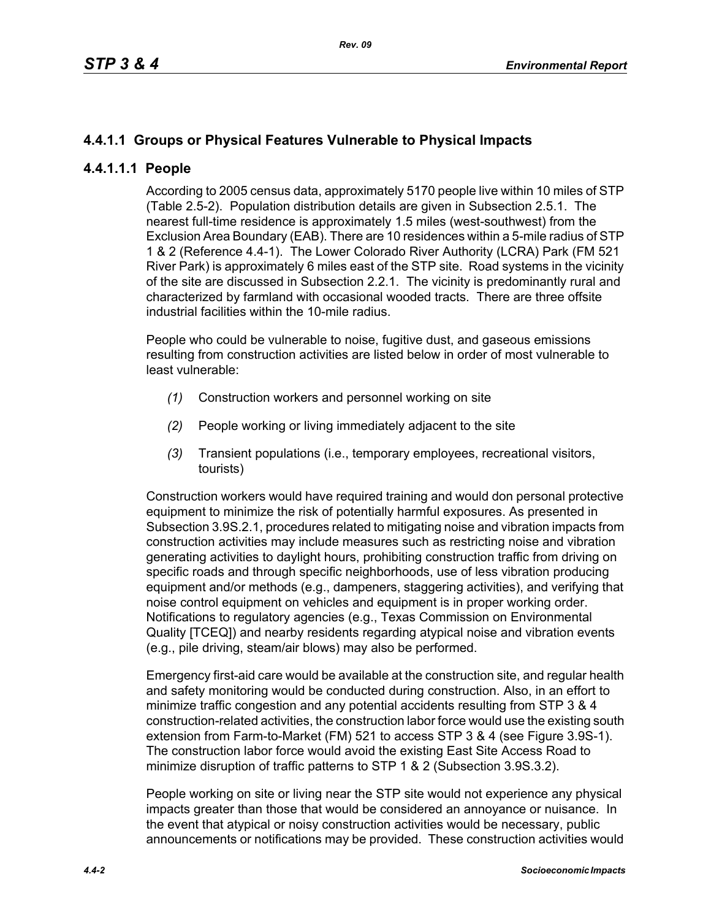### 4.4.1.1 Groups or Physical Features Vulnerable to Physical Impacts

#### 4.4.1.1.1 People

According to 2005 census data, approximately 5170 people live within 10 miles of STP (Table 2.5-2). Population distribution details are given in Subsection 2.5.1. The nearest full-time residence is approximately 1.5 miles (west-southwest) from the Exclusion Area Boundary (EAB). There are 10 residences within a 5-mile radius of STP 1 & 2 (Reference 4.4-1). The Lower Colorado River Authority (LCRA) Park (FM 521 River Park) is approximately 6 miles east of the STP site. Road systems in the vicinity of the site are discussed in Subsection 2.2.1. The vicinity is predominantly rural and characterized by farmland with occasional wooded tracts. There are three offsite industrial facilities within the 10-mile radius.

People who could be vulnerable to noise, fugitive dust, and gaseous emissions resulting from construction activities are listed below in order of most vulnerable to least vulnerable:

*(1)* Construction workers and personnel working on site

*(2)* People working or living immediately adjacent to the site

*(3)* Transient populations (i.e., temporary employees, recreational visitors, tourists)

Construction workers would have required training and would don personal protective equipment to minimize the risk of potentially harmful exposures. As presented in Subsection 3.9S.2.1, procedures related to mitigating noise and vibration impacts from construction activities may include measures such as restricting noise and vibration generating activities to daylight hours, prohibiting construction traffic from driving on specific roads and through specific neighborhoods, use of less vibration producing equipment and/or methods (e.g., dampeners, staggering activities), and verifying that noise control equipment on vehicles and equipment is in proper working order. Notifications to regulatory agencies (e.g., Texas Commission on Environmental Quality [TCEQ]) and nearby residents regarding atypical noise and vibration events (e.g., pile driving, steam/air blows) may also be performed.

Emergency first-aid care would be available at the construction site, and regular health and safety monitoring would be conducted during construction. Also, in an effort to minimize traffic congestion and any potential accidents resulting from STP 3 & 4 construction-related activities, the construction labor force would use the existing south extension from Farm-to-Market (FM) 521 to access STP 3 & 4 (see Figure 3.9S-1). The construction labor force would avoid the existing East Site Access Road to minimize disruption of traffic patterns to STP 1 & 2 (Subsection 3.9S.3.2).

People working on site or living near the STP site would not experience any physical impacts greater than those that would be considered an annoyance or nuisance. In the event that atypical or noisy construction activities would be necessary, public announcements or notifications may be provided. These construction activities would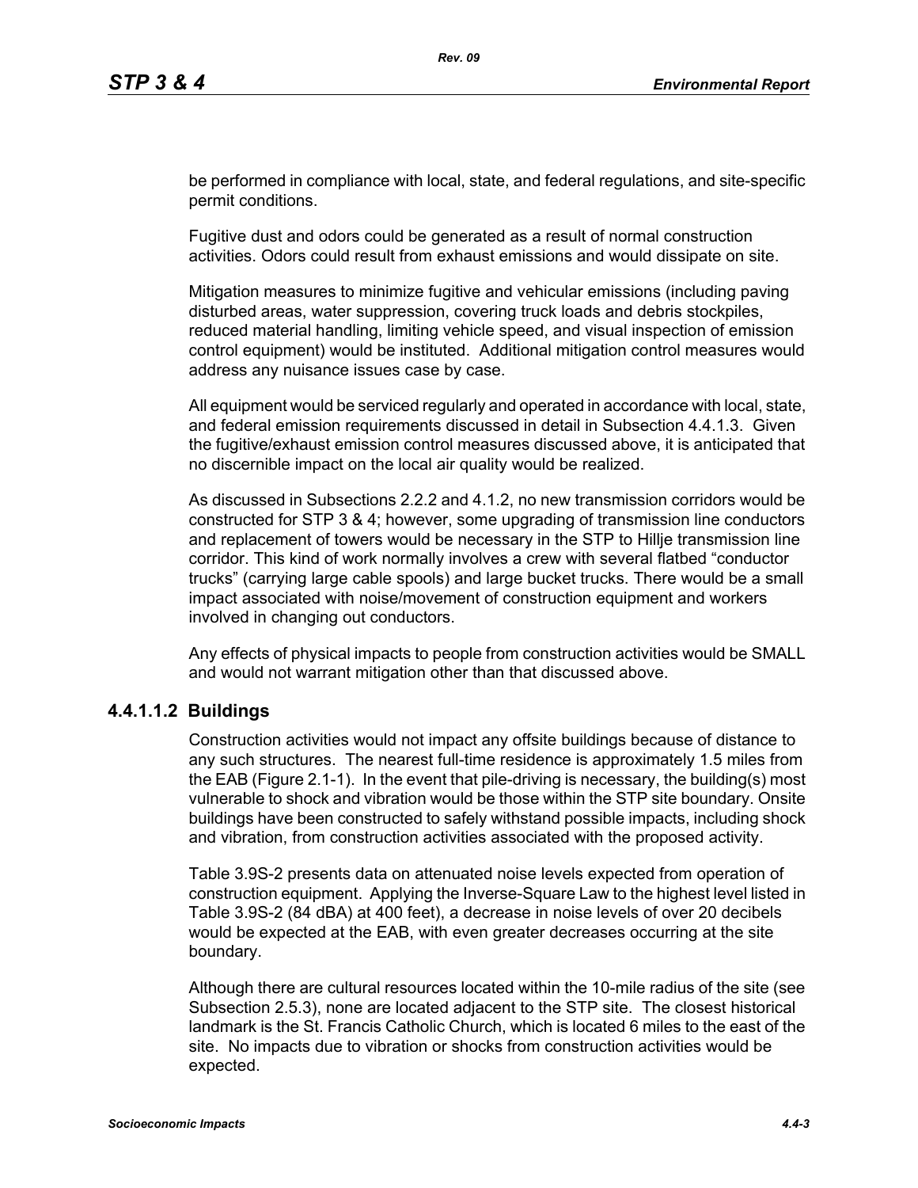be performed in compliance with local, state, and federal regulations, and site-specific permit conditions.

Fugitive dust and odors could be generated as a result of normal construction activities. Odors could result from exhaust emissions and would dissipate on site.

Mitigation measures to minimize fugitive and vehicular emissions (including paving disturbed areas, water suppression, covering truck loads and debris stockpiles, reduced material handling, limiting vehicle speed, and visual inspection of emission control equipment) would be instituted. Additional mitigation control measures would address any nuisance issues case by case.

All equipment would be serviced regularly and operated in accordance with local, state, and federal emission requirements discussed in detail in Subsection 4.4.1.3. Given the fugitive/exhaust emission control measures discussed above, it is anticipated that no discernible impact on the local air quality would be realized.

As discussed in Subsections 2.2.2 and 4.1.2, no new transmission corridors would be constructed for STP 3 & 4; however, some upgrading of transmission line conductors and replacement of towers would be necessary in the STP to Hillje transmission line corridor. This kind of work normally involves a crew with several flatbed "conductor trucks" (carrying large cable spools) and large bucket trucks. There would be a small impact associated with noise/movement of construction equipment and workers involved in changing out conductors.

Any effects of physical impacts to people from construction activities would be SMALL and would not warrant mitigation other than that discussed above.

#### 4.4.1.1.2 Buildings

Construction activities would not impact any offsite buildings because of distance to any such structures. The nearest full-time residence is approximately 1.5 miles from the EAB (Figure 2.1-1). In the event that pile-driving is necessary, the building(s) most vulnerable to shock and vibration would be those within the STP site boundary. Onsite buildings have been constructed to safely withstand possible impacts, including shock and vibration, from construction activities associated with the proposed activity.

Table 3.9S-2 presents data on attenuated noise levels expected from operation of construction equipment. Applying the Inverse-Square Law to the highest level listed in Table 3.9S-2 (84 dBA) at 400 feet), a decrease in noise levels of over 20 decibels would be expected at the EAB, with even greater decreases occurring at the site boundary.

Although there are cultural resources located within the 10-mile radius of the site (see Subsection 2.5.3), none are located adjacent to the STP site. The closest historical landmark is the St. Francis Catholic Church, which is located 6 miles to the east of the site. No impacts due to vibration or shocks from construction activities would be expected.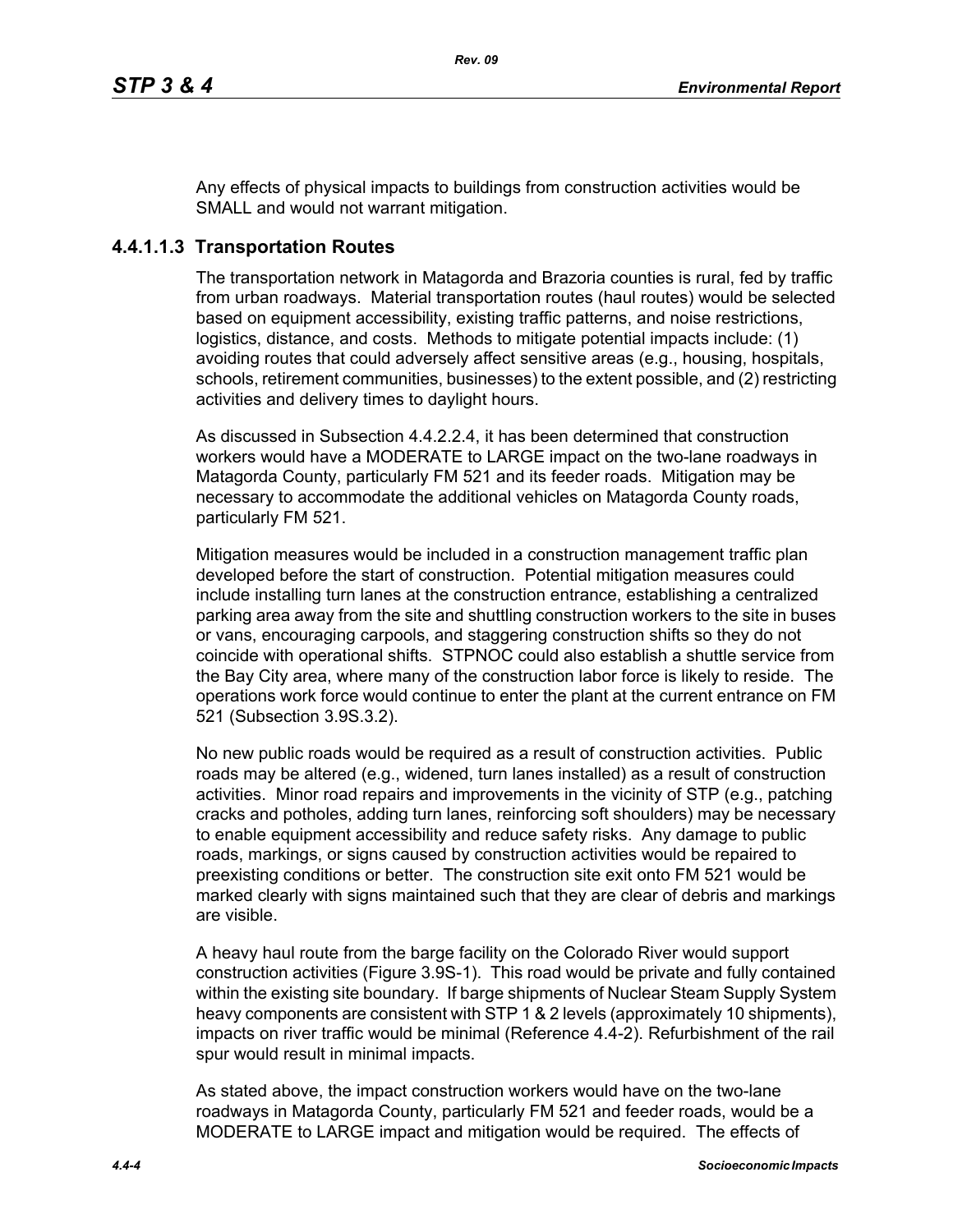Any effects of physical impacts to buildings from construction activities would be SMALL and would not warrant mitigation.

### 4.4.1.1.3 Transportation Routes

The transportation network in Matagorda and Brazoria counties is rural, fed by traffic from urban roadways. Material transportation routes (haul routes) would be selected based on equipment accessibility, existing traffic patterns, and noise restrictions, logistics, distance, and costs. Methods to mitigate potential impacts include: (1) avoiding routes that could adversely affect sensitive areas (e.g., housing, hospitals, schools, retirement communities, businesses) to the extent possible, and (2) restricting activities and delivery times to daylight hours.

As discussed in Subsection 4.4.2.2.4, it has been determined that construction workers would have a MODERATE to LARGE impact on the two-lane roadways in Matagorda County, particularly FM 521 and its feeder roads. Mitigation may be necessary to accommodate the additional vehicles on Matagorda County roads, particularly FM 521.

Mitigation measures would be included in a construction management traffic plan developed before the start of construction. Potential mitigation measures could include installing turn lanes at the construction entrance, establishing a centralized parking area away from the site and shuttling construction workers to the site in buses or vans, encouraging carpools, and staggering construction shifts so they do not coincide with operational shifts. STPNOC could also establish a shuttle service from the Bay City area, where many of the construction labor force is likely to reside. The operations work force would continue to enter the plant at the current entrance on FM 521 (Subsection 3.9S.3.2).

No new public roads would be required as a result of construction activities. Public roads may be altered (e.g., widened, turn lanes installed) as a result of construction activities. Minor road repairs and improvements in the vicinity of STP (e.g., patching cracks and potholes, adding turn lanes, reinforcing soft shoulders) may be necessary to enable equipment accessibility and reduce safety risks. Any damage to public roads, markings, or signs caused by construction activities would be repaired to preexisting conditions or better. The construction site exit onto FM 521 would be marked clearly with signs maintained such that they are clear of debris and markings are visible.

A heavy haul route from the barge facility on the Colorado River would support construction activities (Figure 3.9S-1). This road would be private and fully contained within the existing site boundary. If barge shipments of Nuclear Steam Supply System heavy components are consistent with STP 1 & 2 levels (approximately 10 shipments), impacts on river traffic would be minimal (Reference 4.4-2). Refurbishment of the rail spur would result in minimal impacts.

As stated above, the impact construction workers would have on the two-lane roadways in Matagorda County, particularly FM 521 and feeder roads, would be a MODERATE to LARGE impact and mitigation would be required. The effects of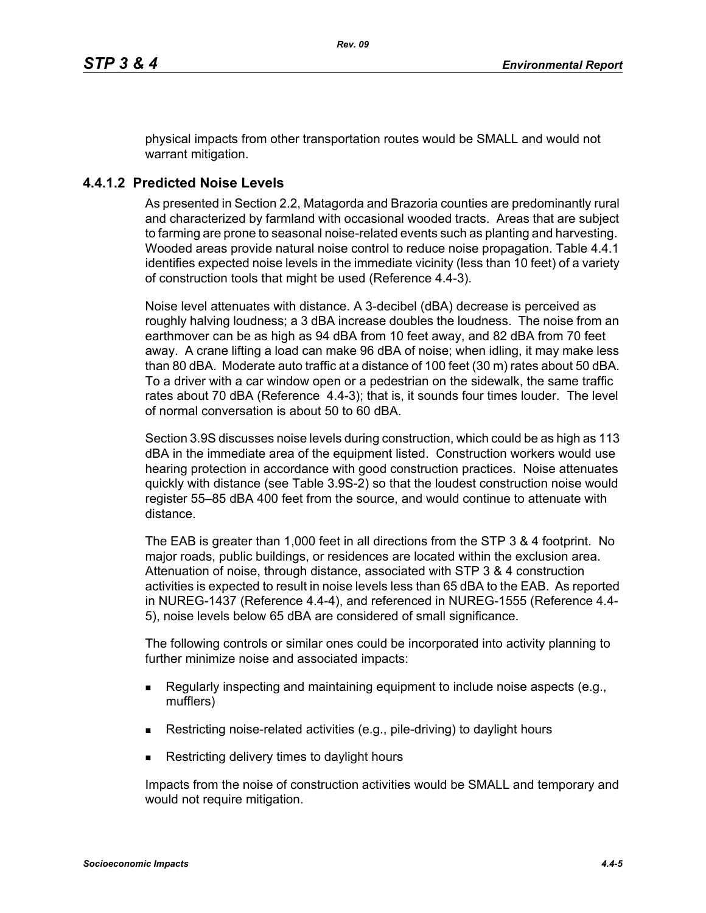physical impacts from other transportation routes would be SMALL and would not warrant mitigation.

### 4.4.1.2 Predicted Noise Levels

As presented in Section 2.2, Matagorda and Brazoria counties are predominantly rural and characterized by farmland with occasional wooded tracts. Areas that are subject to farming are prone to seasonal noise-related events such as planting and harvesting. Wooded areas provide natural noise control to reduce noise propagation. Table 4.4.1 identifies expected noise levels in the immediate vicinity (less than 10 feet) of a variety of construction tools that might be used (Reference 4.4-3).

Noise level attenuates with distance. A 3-decibel (dBA) decrease is perceived as roughly halving loudness; a 3 dBA increase doubles the loudness. The noise from an earthmover can be as high as 94 dBA from 10 feet away, and 82 dBA from 70 feet away. A crane lifting a load can make 96 dBA of noise; when idling, it may make less than 80 dBA. Moderate auto traffic at a distance of 100 feet (30 m) rates about 50 dBA. To a driver with a car window open or a pedestrian on the sidewalk, the same traffic rates about 70 dBA (Reference 4.4-3); that is, it sounds four times louder. The level of normal conversation is about 50 to 60 dBA.

Section 3.9S discusses noise levels during construction, which could be as high as 113 dBA in the immediate area of the equipment listed. Construction workers would use hearing protection in accordance with good construction practices. Noise attenuates quickly with distance (see Table 3.9S-2) so that the loudest construction noise would register 55–85 dBA 400 feet from the source, and would continue to attenuate with distance.

The EAB is greater than 1,000 feet in all directions from the STP 3 & 4 footprint. No major roads, public buildings, or residences are located within the exclusion area. Attenuation of noise, through distance, associated with STP 3 & 4 construction activities is expected to result in noise levels less than 65 dBA to the EAB. As reported in NUREG-1437 (Reference 4.4-4), and referenced in NUREG-1555 (Reference 4.4-5), noise levels below 65 dBA are considered of small significance.

The following controls or similar ones could be incorporated into activity planning to further minimize noise and associated impacts:

- Regularly inspecting and maintaining equipment to include noise aspects (e.g., mufflers)
- Restricting noise-related activities (e.g., pile-driving) to daylight hours
- Restricting delivery times to daylight hours

Impacts from the noise of construction activities would be SMALL and temporary and would not require mitigation.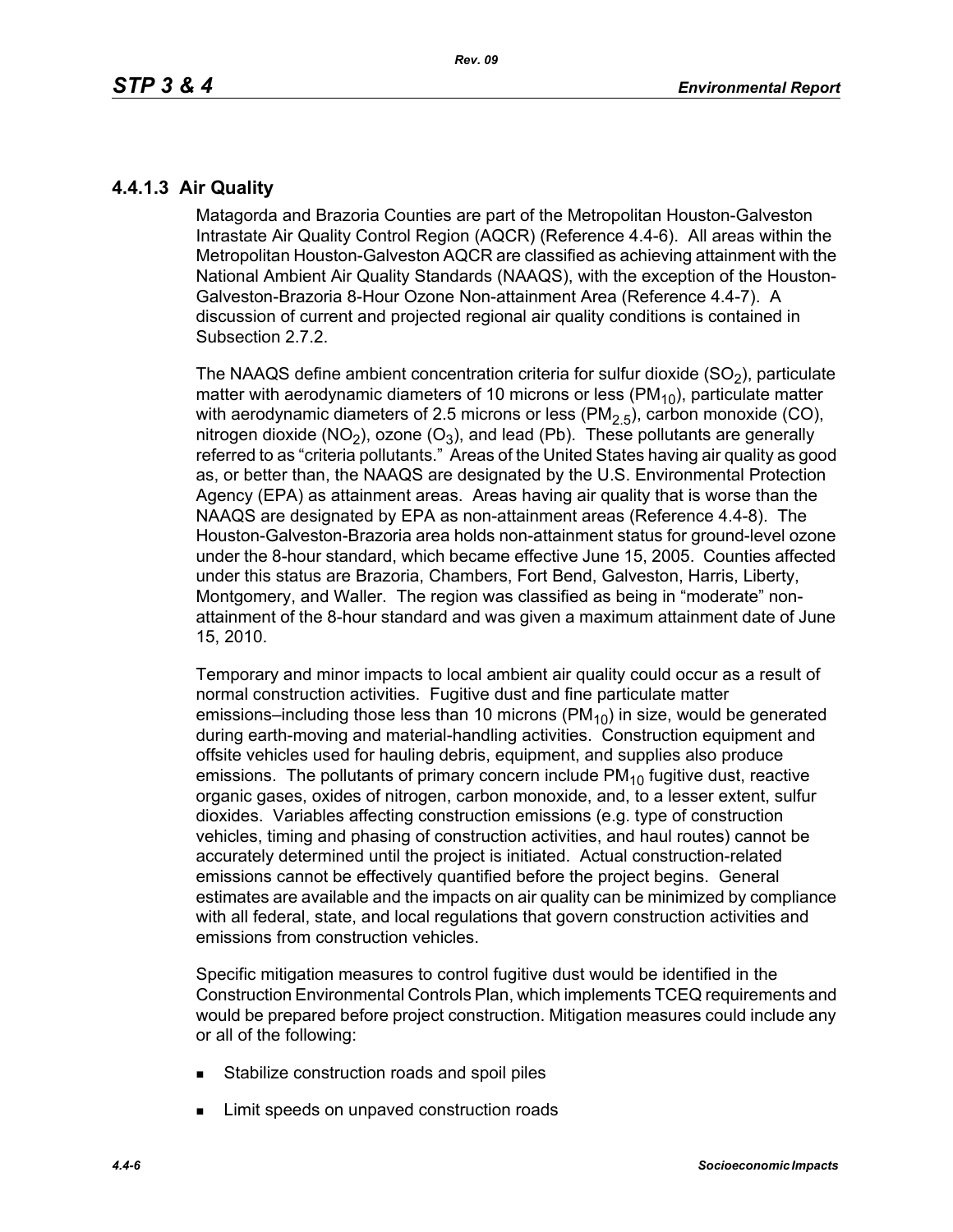### 4.4.1.3 Air Quality

Matagorda and Brazoria Counties are part of the Metropolitan Houston-Galveston Intrastate Air Quality Control Region (AQCR) (Reference 4.4-6). All areas within the Metropolitan Houston-Galveston AQCR are classified as achieving attainment with the National Ambient Air Quality Standards (NAAQS), with the exception of the Houston-Galveston-Brazoria 8-Hour Ozone Non-attainment Area (Reference 4.4-7). A discussion of current and projected regional air quality conditions is contained in Subsection 2.7.2.

The NAAQS define ambient concentration criteria for sulfur dioxide ($SO_2$), particulate matter with aerodynamic diameters of 10 microns or less ($PM_{10}$), particulate matter with aerodynamic diameters of 2.5 microns or less ($PM_{2.5}$), carbon monoxide (CO), nitrogen dioxide ($NO_2$), ozone ($O_3$), and lead (Pb). These pollutants are generally referred to as "criteria pollutants." Areas of the United States having air quality as good as, or better than, the NAAQS are designated by the U.S. Environmental Protection Agency (EPA) as attainment areas. Areas having air quality that is worse than the NAAQS are designated by EPA as non-attainment areas (Reference 4.4-8). The Houston-Galveston-Brazoria area holds non-attainment status for ground-level ozone under the 8-hour standard, which became effective June 15, 2005. Counties affected under this status are Brazoria, Chambers, Fort Bend, Galveston, Harris, Liberty, Montgomery, and Waller. The region was classified as being in "moderate" non-attainment of the 8-hour standard and was given a maximum attainment date of June 15, 2010.

Temporary and minor impacts to local ambient air quality could occur as a result of normal construction activities. Fugitive dust and fine particulate matter emissions–including those less than 10 microns ($PM_{10}$) in size, would be generated during earth-moving and material-handling activities. Construction equipment and offsite vehicles used for hauling debris, equipment, and supplies also produce emissions. The pollutants of primary concern include $PM_{10}$ fugitive dust, reactive organic gases, oxides of nitrogen, carbon monoxide, and, to a lesser extent, sulfur dioxides. Variables affecting construction emissions (e.g. type of construction vehicles, timing and phasing of construction activities, and haul routes) cannot be accurately determined until the project is initiated. Actual construction-related emissions cannot be effectively quantified before the project begins. General estimates are available and the impacts on air quality can be minimized by compliance with all federal, state, and local regulations that govern construction activities and emissions from construction vehicles.

Specific mitigation measures to control fugitive dust would be identified in the Construction Environmental Controls Plan, which implements TCEQ requirements and would be prepared before project construction. Mitigation measures could include any or all of the following:

- Stabilize construction roads and spoil piles
- Limit speeds on unpaved construction roads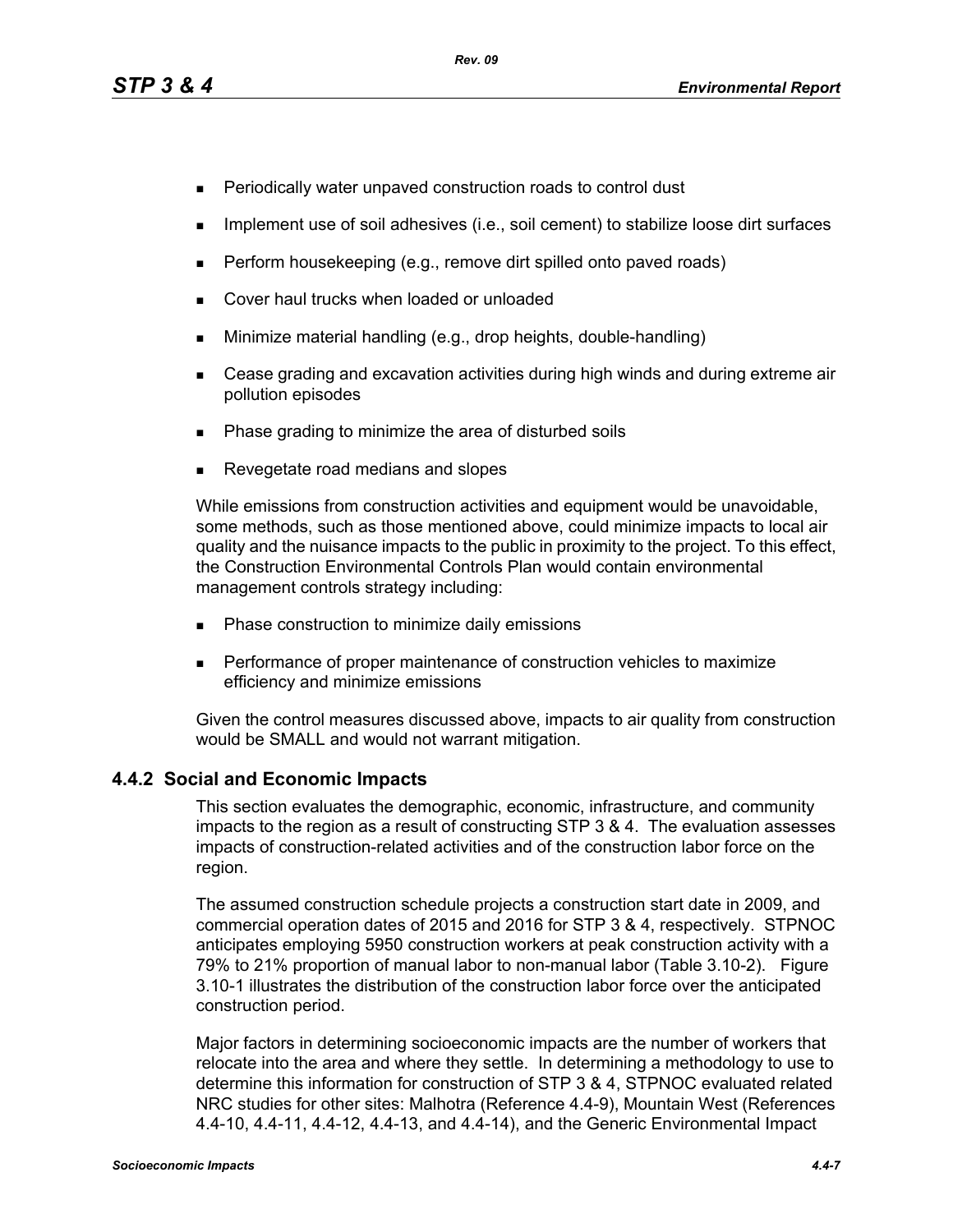- Periodically water unpaved construction roads to control dust
- Implement use of soil adhesives (i.e., soil cement) to stabilize loose dirt surfaces
- Perform housekeeping (e.g., remove dirt spilled onto paved roads)
- Cover haul trucks when loaded or unloaded
- Minimize material handling (e.g., drop heights, double-handling)
- Cease grading and excavation activities during high winds and during extreme air pollution episodes
- Phase grading to minimize the area of disturbed soils
- Revegetate road medians and slopes

While emissions from construction activities and equipment would be unavoidable, some methods, such as those mentioned above, could minimize impacts to local air quality and the nuisance impacts to the public in proximity to the project. To this effect, the Construction Environmental Controls Plan would contain environmental management controls strategy including:

- Phase construction to minimize daily emissions
- Performance of proper maintenance of construction vehicles to maximize efficiency and minimize emissions

Given the control measures discussed above, impacts to air quality from construction would be SMALL and would not warrant mitigation.

### 4.4.2 Social and Economic Impacts

This section evaluates the demographic, economic, infrastructure, and community impacts to the region as a result of constructing STP 3 & 4. The evaluation assesses impacts of construction-related activities and of the construction labor force on the region.

The assumed construction schedule projects a construction start date in 2009, and commercial operation dates of 2015 and 2016 for STP 3 & 4, respectively. STPNOC anticipates employing 5950 construction workers at peak construction activity with a 79% to 21% proportion of manual labor to non-manual labor (Table 3.10-2). Figure 3.10-1 illustrates the distribution of the construction labor force over the anticipated construction period.

Major factors in determining socioeconomic impacts are the number of workers that relocate into the area and where they settle. In determining a methodology to use to determine this information for construction of STP 3 & 4, STPNOC evaluated related NRC studies for other sites: Malhotra (Reference 4.4-9), Mountain West (References 4.4-10, 4.4-11, 4.4-12, 4.4-13, and 4.4-14), and the Generic Environmental Impact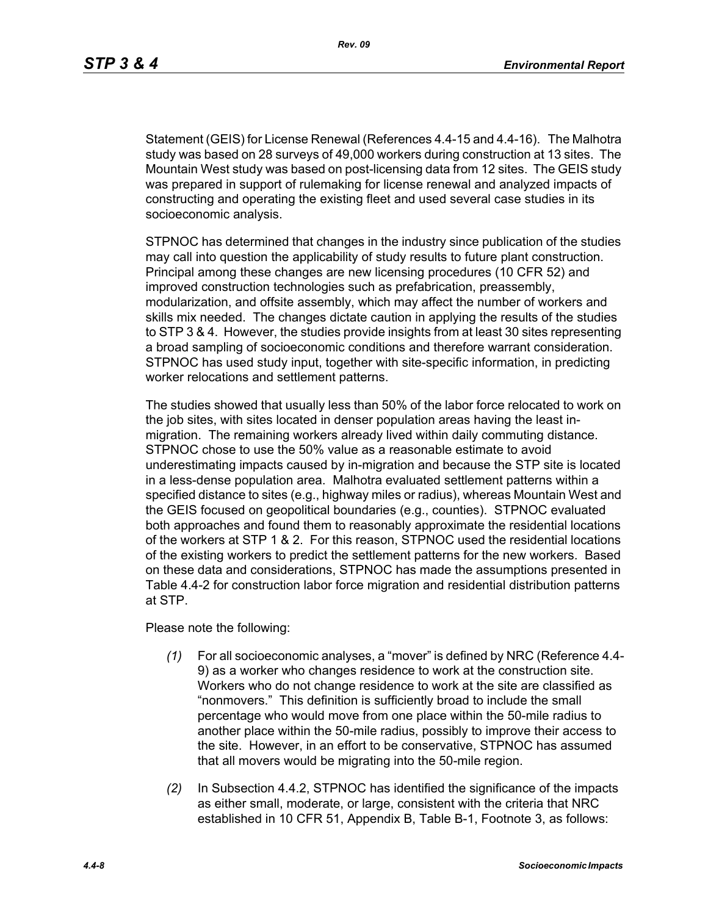Statement (GEIS) for License Renewal (References 4.4-15 and 4.4-16). The Malhotra study was based on 28 surveys of 49,000 workers during construction at 13 sites. The Mountain West study was based on post-licensing data from 12 sites. The GEIS study was prepared in support of rulemaking for license renewal and analyzed impacts of constructing and operating the existing fleet and used several case studies in its socioeconomic analysis.

STPNOC has determined that changes in the industry since publication of the studies may call into question the applicability of study results to future plant construction. Principal among these changes are new licensing procedures (10 CFR 52) and improved construction technologies such as prefabrication, preassembly, modularization, and offsite assembly, which may affect the number of workers and skills mix needed. The changes dictate caution in applying the results of the studies to STP 3 & 4. However, the studies provide insights from at least 30 sites representing a broad sampling of socioeconomic conditions and therefore warrant consideration. STPNOC has used study input, together with site-specific information, in predicting worker relocations and settlement patterns.

The studies showed that usually less than 50% of the labor force relocated to work on the job sites, with sites located in denser population areas having the least in-migration. The remaining workers already lived within daily commuting distance. STPNOC chose to use the 50% value as a reasonable estimate to avoid underestimating impacts caused by in-migration and because the STP site is located in a less-dense population area. Malhotra evaluated settlement patterns within a specified distance to sites (e.g., highway miles or radius), whereas Mountain West and the GEIS focused on geopolitical boundaries (e.g., counties). STPNOC evaluated both approaches and found them to reasonably approximate the residential locations of the workers at STP 1 & 2. For this reason, STPNOC used the residential locations of the existing workers to predict the settlement patterns for the new workers. Based on these data and considerations, STPNOC has made the assumptions presented in Table 4.4-2 for construction labor force migration and residential distribution patterns at STP.

Please note the following:

*(1)* For all socioeconomic analyses, a "mover" is defined by NRC (Reference 4.4-9) as a worker who changes residence to work at the construction site. Workers who do not change residence to work at the site are classified as "nonmovers." This definition is sufficiently broad to include the small percentage who would move from one place within the 50-mile radius to another place within the 50-mile radius, possibly to improve their access to the site. However, in an effort to be conservative, STPNOC has assumed that all movers would be migrating into the 50-mile region.

*(2)* In Subsection 4.4.2, STPNOC has identified the significance of the impacts as either small, moderate, or large, consistent with the criteria that NRC established in 10 CFR 51, Appendix B, Table B-1, Footnote 3, as follows: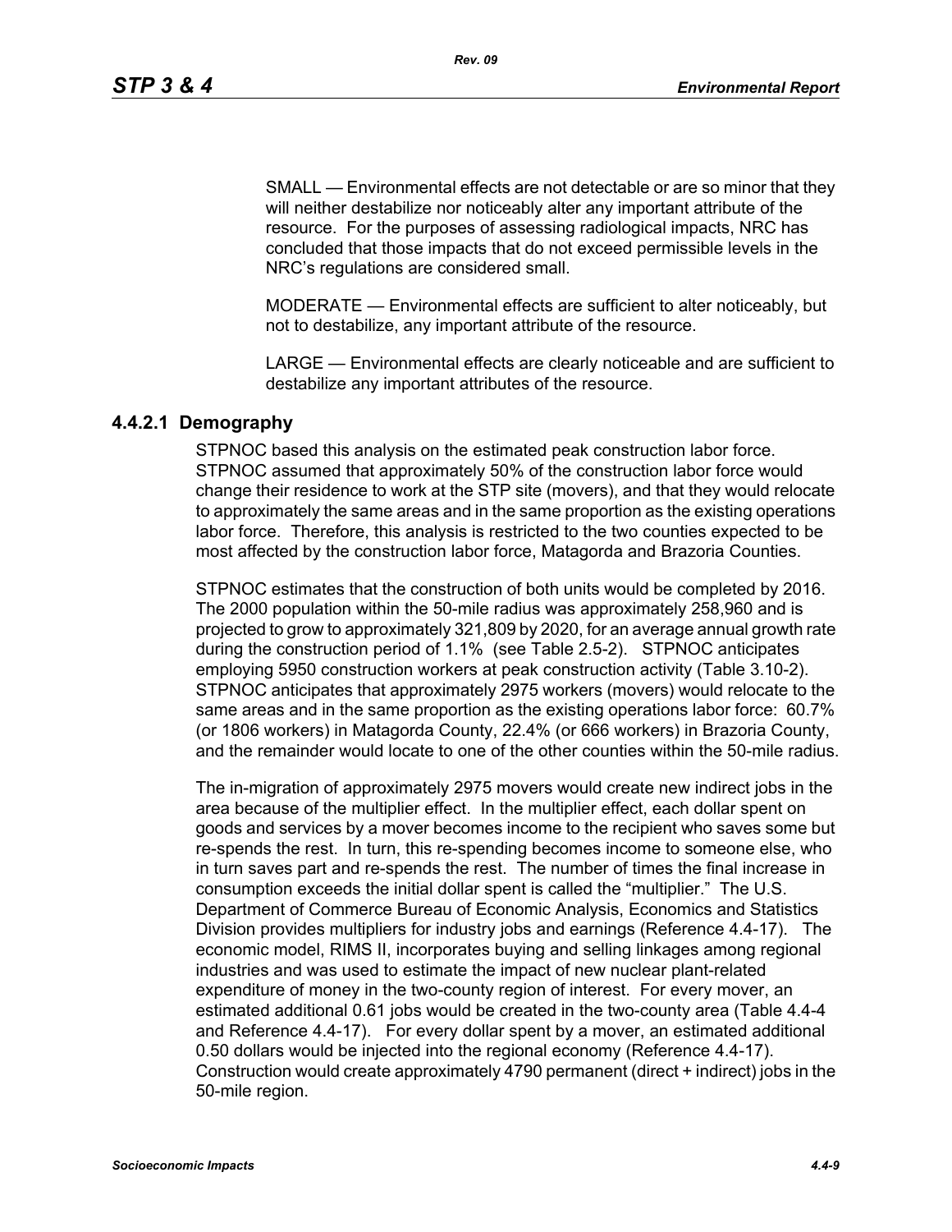SMALL — Environmental effects are not detectable or are so minor that they will neither destabilize nor noticeably alter any important attribute of the resource. For the purposes of assessing radiological impacts, NRC has concluded that those impacts that do not exceed permissible levels in the NRC's regulations are considered small.

MODERATE — Environmental effects are sufficient to alter noticeably, but not to destabilize, any important attribute of the resource.

LARGE — Environmental effects are clearly noticeable and are sufficient to destabilize any important attributes of the resource.

### 4.4.2.1 Demography

STPNOC based this analysis on the estimated peak construction labor force. STPNOC assumed that approximately 50% of the construction labor force would change their residence to work at the STP site (movers), and that they would relocate to approximately the same areas and in the same proportion as the existing operations labor force. Therefore, this analysis is restricted to the two counties expected to be most affected by the construction labor force, Matagorda and Brazoria Counties.

STPNOC estimates that the construction of both units would be completed by 2016. The 2000 population within the 50-mile radius was approximately 258,960 and is projected to grow to approximately 321,809 by 2020, for an average annual growth rate during the construction period of 1.1% (see Table 2.5-2). STPNOC anticipates employing 5950 construction workers at peak construction activity (Table 3.10-2). STPNOC anticipates that approximately 2975 workers (movers) would relocate to the same areas and in the same proportion as the existing operations labor force: 60.7% (or 1806 workers) in Matagorda County, 22.4% (or 666 workers) in Brazoria County, and the remainder would locate to one of the other counties within the 50-mile radius.

The in-migration of approximately 2975 movers would create new indirect jobs in the area because of the multiplier effect. In the multiplier effect, each dollar spent on goods and services by a mover becomes income to the recipient who saves some but re-spends the rest. In turn, this re-spending becomes income to someone else, who in turn saves part and re-spends the rest. The number of times the final increase in consumption exceeds the initial dollar spent is called the "multiplier." The U.S. Department of Commerce Bureau of Economic Analysis, Economics and Statistics Division provides multipliers for industry jobs and earnings (Reference 4.4-17). The economic model, RIMS II, incorporates buying and selling linkages among regional industries and was used to estimate the impact of new nuclear plant-related expenditure of money in the two-county region of interest. For every mover, an estimated additional 0.61 jobs would be created in the two-county area (Table 4.4-4 and Reference 4.4-17). For every dollar spent by a mover, an estimated additional 0.50 dollars would be injected into the regional economy (Reference 4.4-17). Construction would create approximately 4790 permanent (direct + indirect) jobs in the 50-mile region.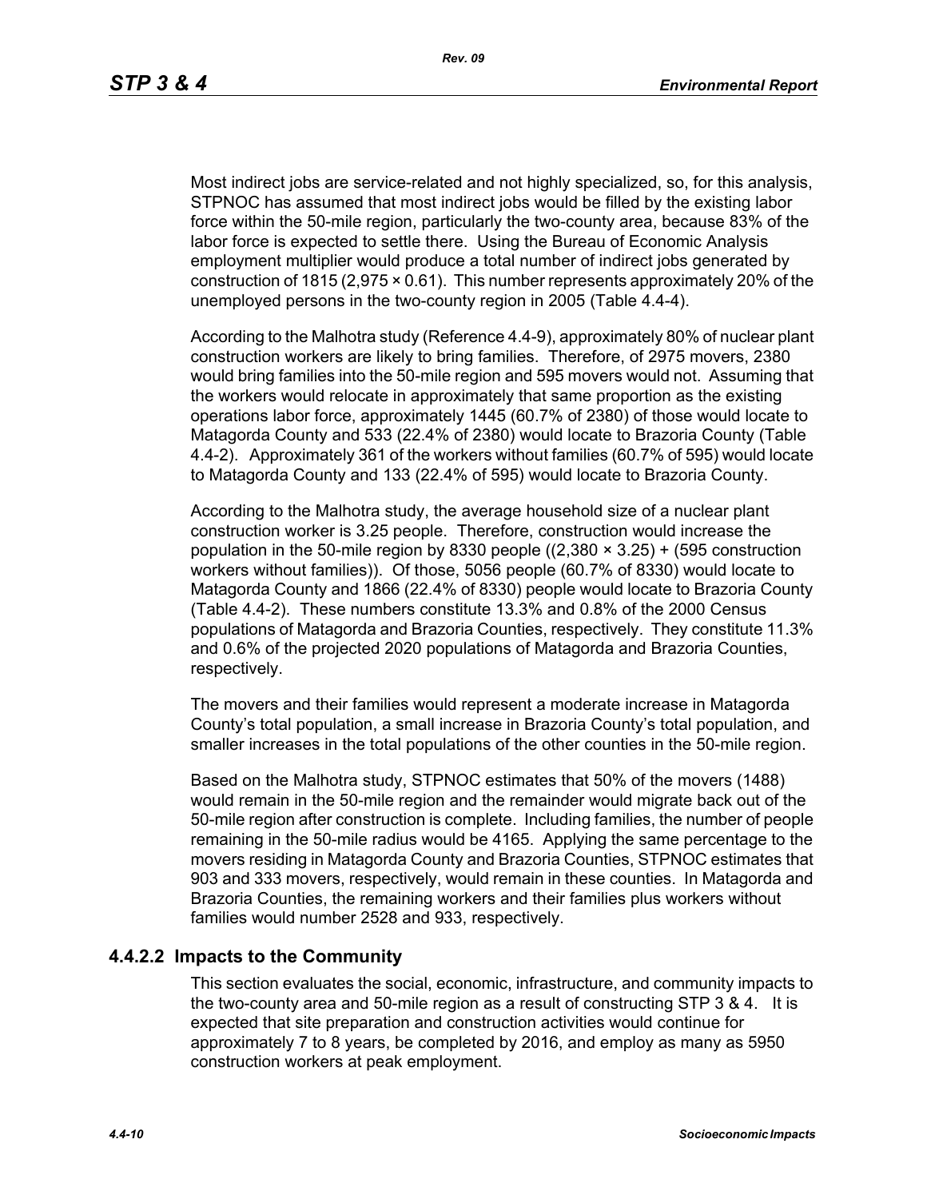Most indirect jobs are service-related and not highly specialized, so, for this analysis, STPNOC has assumed that most indirect jobs would be filled by the existing labor force within the 50-mile region, particularly the two-county area, because 83% of the labor force is expected to settle there. Using the Bureau of Economic Analysis employment multiplier would produce a total number of indirect jobs generated by construction of 1815 (2,975 × 0.61). This number represents approximately 20% of the unemployed persons in the two-county region in 2005 (Table 4.4-4).

According to the Malhotra study (Reference 4.4-9), approximately 80% of nuclear plant construction workers are likely to bring families. Therefore, of 2975 movers, 2380 would bring families into the 50-mile region and 595 movers would not. Assuming that the workers would relocate in approximately that same proportion as the existing operations labor force, approximately 1445 (60.7% of 2380) of those would locate to Matagorda County and 533 (22.4% of 2380) would locate to Brazoria County (Table 4.4-2). Approximately 361 of the workers without families (60.7% of 595) would locate to Matagorda County and 133 (22.4% of 595) would locate to Brazoria County.

According to the Malhotra study, the average household size of a nuclear plant construction worker is 3.25 people. Therefore, construction would increase the population in the 50-mile region by 8330 people ((2,380 × 3.25) + (595 construction workers without families)). Of those, 5056 people (60.7% of 8330) would locate to Matagorda County and 1866 (22.4% of 8330) people would locate to Brazoria County (Table 4.4-2). These numbers constitute 13.3% and 0.8% of the 2000 Census populations of Matagorda and Brazoria Counties, respectively. They constitute 11.3% and 0.6% of the projected 2020 populations of Matagorda and Brazoria Counties, respectively.

The movers and their families would represent a moderate increase in Matagorda County's total population, a small increase in Brazoria County's total population, and smaller increases in the total populations of the other counties in the 50-mile region.

Based on the Malhotra study, STPNOC estimates that 50% of the movers (1488) would remain in the 50-mile region and the remainder would migrate back out of the 50-mile region after construction is complete. Including families, the number of people remaining in the 50-mile radius would be 4165. Applying the same percentage to the movers residing in Matagorda County and Brazoria Counties, STPNOC estimates that 903 and 333 movers, respectively, would remain in these counties. In Matagorda and Brazoria Counties, the remaining workers and their families plus workers without families would number 2528 and 933, respectively.

### 4.4.2.2 Impacts to the Community

This section evaluates the social, economic, infrastructure, and community impacts to the two-county area and 50-mile region as a result of constructing STP 3 & 4. It is expected that site preparation and construction activities would continue for approximately 7 to 8 years, be completed by 2016, and employ as many as 5950 construction workers at peak employment.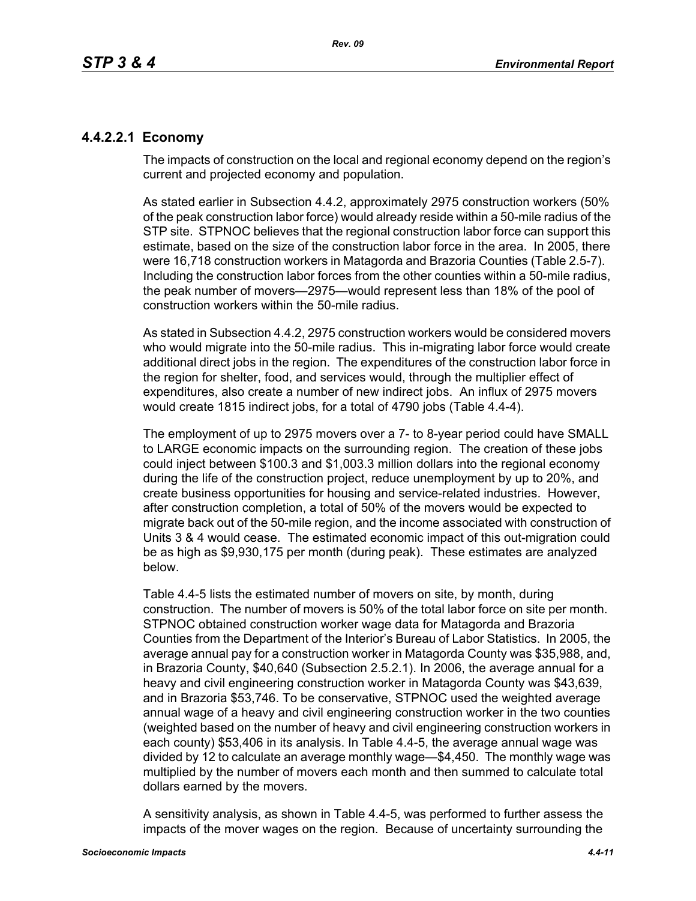#### 4.4.2.2.1 Economy

The impacts of construction on the local and regional economy depend on the region's current and projected economy and population.

As stated earlier in Subsection 4.4.2, approximately 2975 construction workers (50% of the peak construction labor force) would already reside within a 50-mile radius of the STP site. STPNOC believes that the regional construction labor force can support this estimate, based on the size of the construction labor force in the area. In 2005, there were 16,718 construction workers in Matagorda and Brazoria Counties (Table 2.5-7). Including the construction labor forces from the other counties within a 50-mile radius, the peak number of movers—2975—would represent less than 18% of the pool of construction workers within the 50-mile radius.

As stated in Subsection 4.4.2, 2975 construction workers would be considered movers who would migrate into the 50-mile radius. This in-migrating labor force would create additional direct jobs in the region. The expenditures of the construction labor force in the region for shelter, food, and services would, through the multiplier effect of expenditures, also create a number of new indirect jobs. An influx of 2975 movers would create 1815 indirect jobs, for a total of 4790 jobs (Table 4.4-4).

The employment of up to 2975 movers over a 7- to 8-year period could have SMALL to LARGE economic impacts on the surrounding region. The creation of these jobs could inject between $100.3 and $1,003.3 million dollars into the regional economy during the life of the construction project, reduce unemployment by up to 20%, and create business opportunities for housing and service-related industries. However, after construction completion, a total of 50% of the movers would be expected to migrate back out of the 50-mile region, and the income associated with construction of Units 3 & 4 would cease. The estimated economic impact of this out-migration could be as high as $9,930,175 per month (during peak). These estimates are analyzed below.

Table 4.4-5 lists the estimated number of movers on site, by month, during construction. The number of movers is 50% of the total labor force on site per month. STPNOC obtained construction worker wage data for Matagorda and Brazoria Counties from the Department of the Interior's Bureau of Labor Statistics. In 2005, the average annual pay for a construction worker in Matagorda County was $35,988, and, in Brazoria County, $40,640 (Subsection 2.5.2.1). In 2006, the average annual for a heavy and civil engineering construction worker in Matagorda County was $43,639, and in Brazoria $53,746. To be conservative, STPNOC used the weighted average annual wage of a heavy and civil engineering construction worker in the two counties (weighted based on the number of heavy and civil engineering construction workers in each county) $53,406 in its analysis. In Table 4.4-5, the average annual wage was divided by 12 to calculate an average monthly wage—$4,450. The monthly wage was multiplied by the number of movers each month and then summed to calculate total dollars earned by the movers.

A sensitivity analysis, as shown in Table 4.4-5, was performed to further assess the impacts of the mover wages on the region. Because of uncertainty surrounding the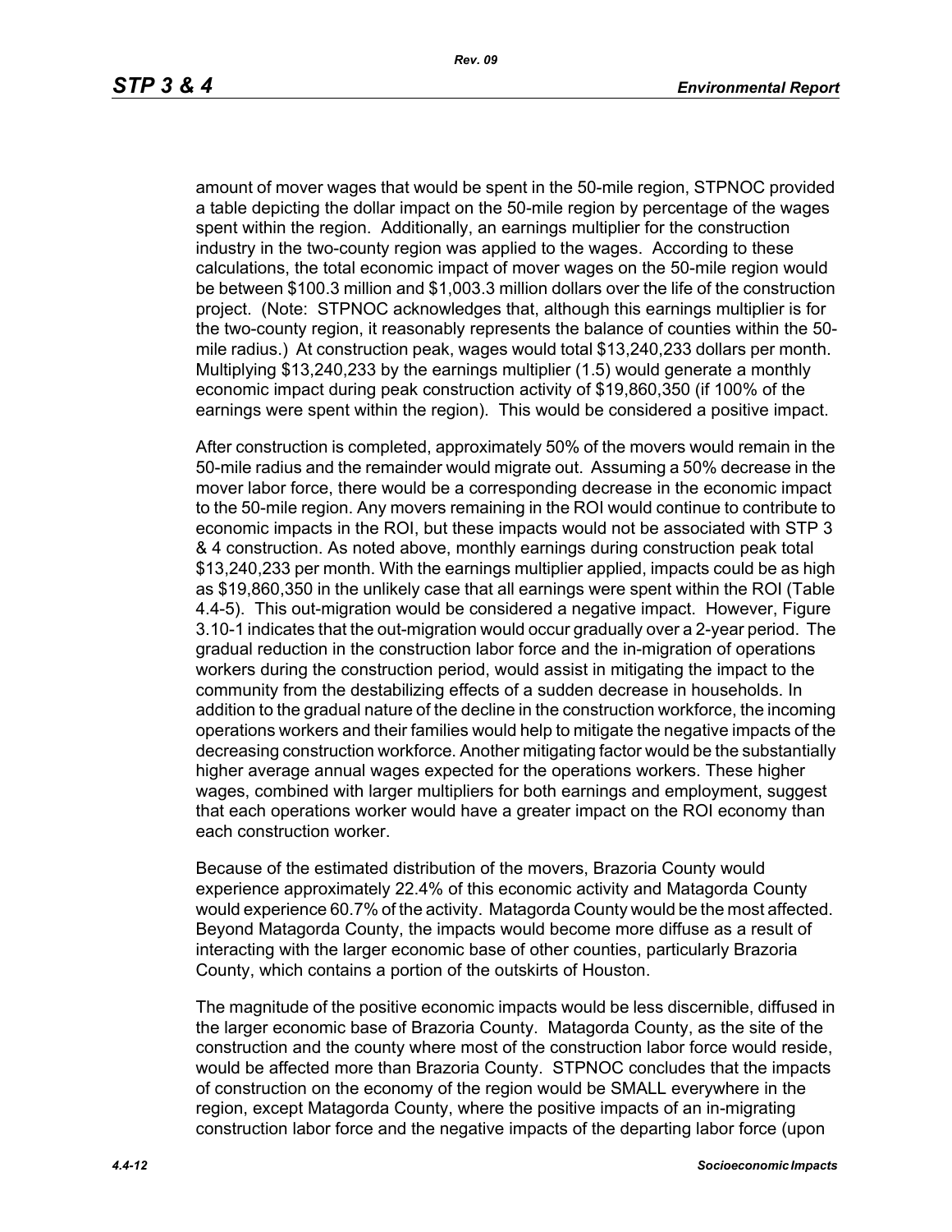amount of mover wages that would be spent in the 50-mile region, STPNOC provided a table depicting the dollar impact on the 50-mile region by percentage of the wages spent within the region. Additionally, an earnings multiplier for the construction industry in the two-county region was applied to the wages. According to these calculations, the total economic impact of mover wages on the 50-mile region would be between \$100.3 million and \$1,003.3 million dollars over the life of the construction project. (Note: STPNOC acknowledges that, although this earnings multiplier is for the two-county region, it reasonably represents the balance of counties within the 50-mile radius.) At construction peak, wages would total \$13,240,233 dollars per month. Multiplying \$13,240,233 by the earnings multiplier (1.5) would generate a monthly economic impact during peak construction activity of \$19,860,350 (if 100% of the earnings were spent within the region). This would be considered a positive impact.

After construction is completed, approximately 50% of the movers would remain in the 50-mile radius and the remainder would migrate out. Assuming a 50% decrease in the mover labor force, there would be a corresponding decrease in the economic impact to the 50-mile region. Any movers remaining in the ROI would continue to contribute to economic impacts in the ROI, but these impacts would not be associated with STP 3 & 4 construction. As noted above, monthly earnings during construction peak total \$13,240,233 per month. With the earnings multiplier applied, impacts could be as high as \$19,860,350 in the unlikely case that all earnings were spent within the ROI (Table 4.4-5). This out-migration would be considered a negative impact. However, Figure 3.10-1 indicates that the out-migration would occur gradually over a 2-year period. The gradual reduction in the construction labor force and the in-migration of operations workers during the construction period, would assist in mitigating the impact to the community from the destabilizing effects of a sudden decrease in households. In addition to the gradual nature of the decline in the construction workforce, the incoming operations workers and their families would help to mitigate the negative impacts of the decreasing construction workforce. Another mitigating factor would be the substantially higher average annual wages expected for the operations workers. These higher wages, combined with larger multipliers for both earnings and employment, suggest that each operations worker would have a greater impact on the ROI economy than each construction worker.

Because of the estimated distribution of the movers, Brazoria County would experience approximately 22.4% of this economic activity and Matagorda County would experience 60.7% of the activity. Matagorda County would be the most affected. Beyond Matagorda County, the impacts would become more diffuse as a result of interacting with the larger economic base of other counties, particularly Brazoria County, which contains a portion of the outskirts of Houston.

The magnitude of the positive economic impacts would be less discernible, diffused in the larger economic base of Brazoria County. Matagorda County, as the site of the construction and the county where most of the construction labor force would reside, would be affected more than Brazoria County. STPNOC concludes that the impacts of construction on the economy of the region would be SMALL everywhere in the region, except Matagorda County, where the positive impacts of an in-migrating construction labor force and the negative impacts of the departing labor force (upon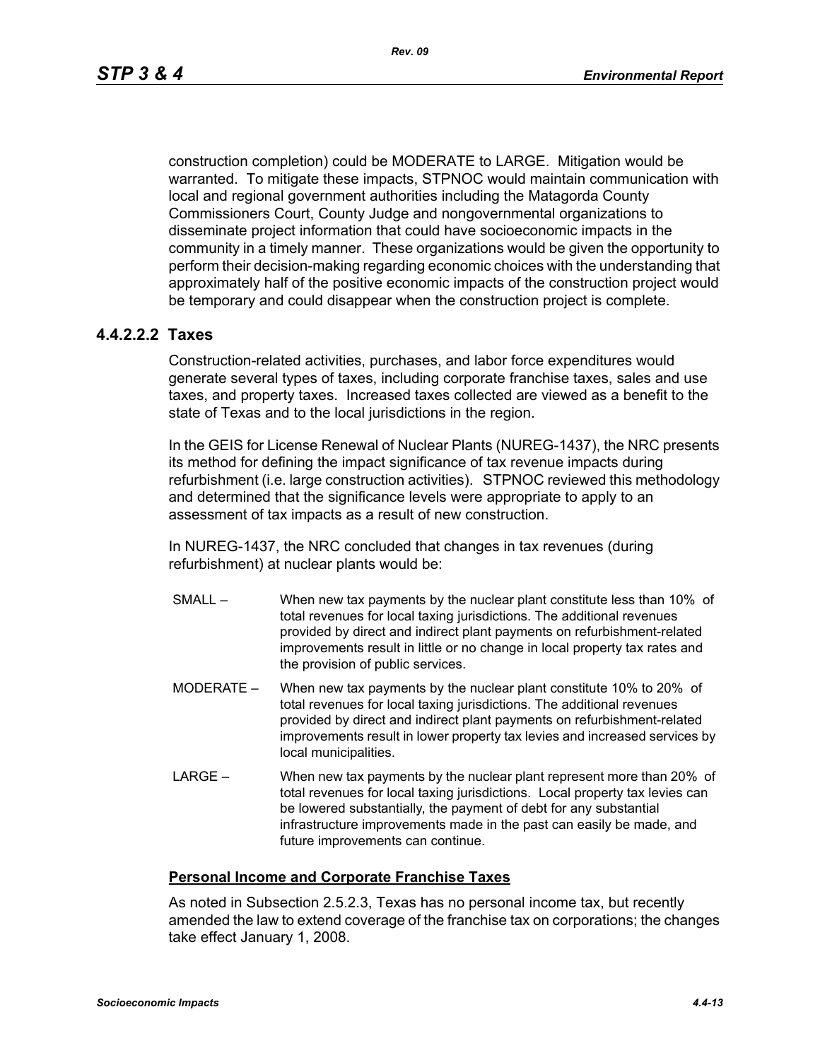construction completion) could be MODERATE to LARGE. Mitigation would be warranted. To mitigate these impacts, STPNOC would maintain communication with local and regional government authorities including the Matagorda County Commissioners Court, County Judge and nongovernmental organizations to disseminate project information that could have socioeconomic impacts in the community in a timely manner. These organizations would be given the opportunity to perform their decision-making regarding economic choices with the understanding that approximately half of the positive economic impacts of the construction project would be temporary and could disappear when the construction project is complete.

#### 4.4.2.2.2 Taxes

Construction-related activities, purchases, and labor force expenditures would generate several types of taxes, including corporate franchise taxes, sales and use taxes, and property taxes. Increased taxes collected are viewed as a benefit to the state of Texas and to the local jurisdictions in the region.

In the GEIS for License Renewal of Nuclear Plants (NUREG-1437), the NRC presents its method for defining the impact significance of tax revenue impacts during refurbishment (i.e. large construction activities). STPNOC reviewed this methodology and determined that the significance levels were appropriate to apply to an assessment of tax impacts as a result of new construction.

In NUREG-1437, the NRC concluded that changes in tax revenues (during refurbishment) at nuclear plants would be:

SMALL – When new tax payments by the nuclear plant constitute less than 10% of total revenues for local taxing jurisdictions. The additional revenues provided by direct and indirect plant payments on refurbishment-related improvements result in little or no change in local property tax rates and the provision of public services.

MODERATE – When new tax payments by the nuclear plant constitute 10% to 20% of total revenues for local taxing jurisdictions. The additional revenues provided by direct and indirect plant payments on refurbishment-related improvements result in lower property tax levies and increased services by local municipalities.

LARGE – When new tax payments by the nuclear plant represent more than 20% of total revenues for local taxing jurisdictions. Local property tax levies can be lowered substantially, the payment of debt for any substantial infrastructure improvements made in the past can easily be made, and future improvements can continue.

**Personal Income and Corporate Franchise Taxes**

As noted in Subsection 2.5.2.3, Texas has no personal income tax, but recently amended the law to extend coverage of the franchise tax on corporations; the changes take effect January 1, 2008.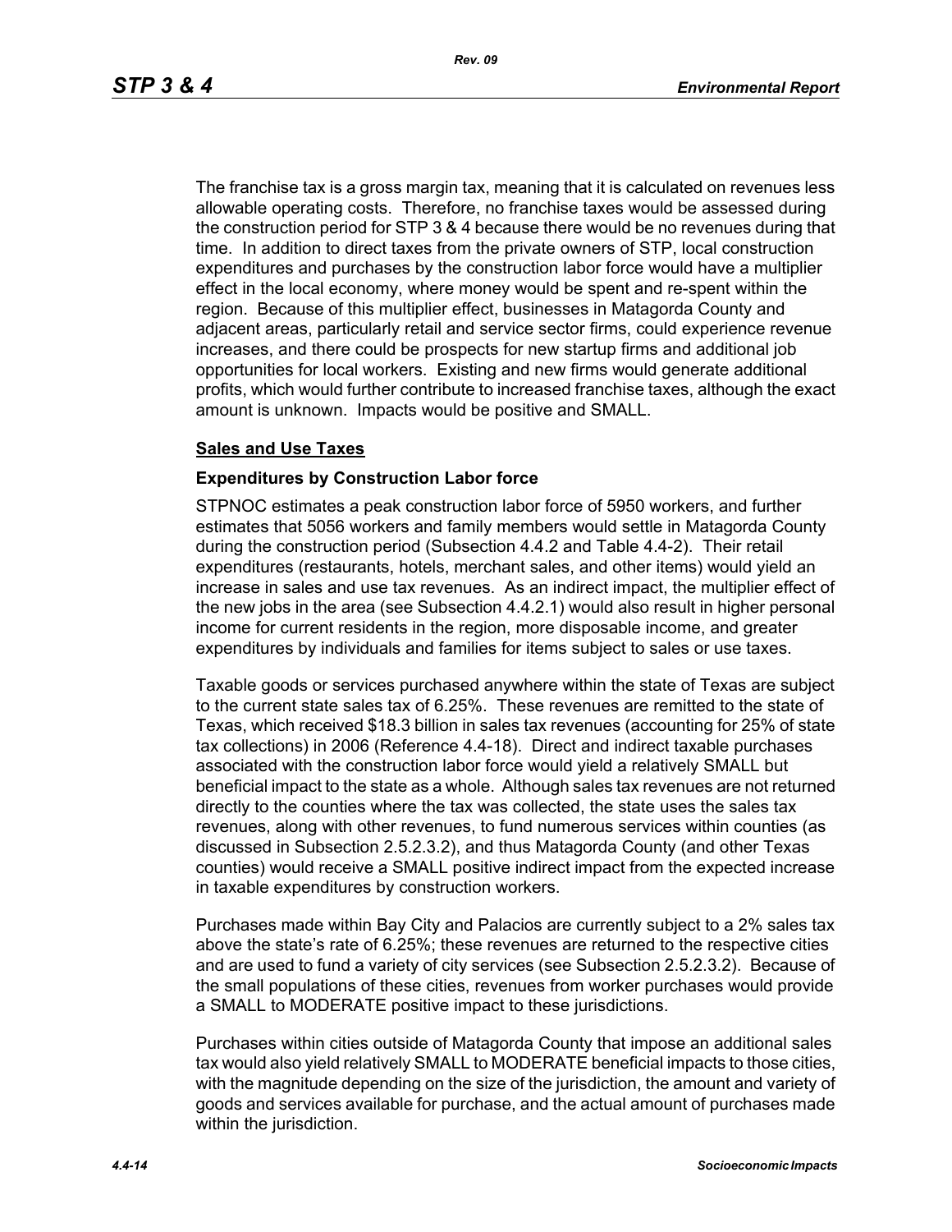The franchise tax is a gross margin tax, meaning that it is calculated on revenues less allowable operating costs. Therefore, no franchise taxes would be assessed during the construction period for STP 3 & 4 because there would be no revenues during that time. In addition to direct taxes from the private owners of STP, local construction expenditures and purchases by the construction labor force would have a multiplier effect in the local economy, where money would be spent and re-spent within the region. Because of this multiplier effect, businesses in Matagorda County and adjacent areas, particularly retail and service sector firms, could experience revenue increases, and there could be prospects for new startup firms and additional job opportunities for local workers. Existing and new firms would generate additional profits, which would further contribute to increased franchise taxes, although the exact amount is unknown. Impacts would be positive and SMALL.

## Sales and Use Taxes

### Expenditures by Construction Labor force

STPNOC estimates a peak construction labor force of 5950 workers, and further estimates that 5056 workers and family members would settle in Matagorda County during the construction period (Subsection 4.4.2 and Table 4.4-2). Their retail expenditures (restaurants, hotels, merchant sales, and other items) would yield an increase in sales and use tax revenues. As an indirect impact, the multiplier effect of the new jobs in the area (see Subsection 4.4.2.1) would also result in higher personal income for current residents in the region, more disposable income, and greater expenditures by individuals and families for items subject to sales or use taxes.

Taxable goods or services purchased anywhere within the state of Texas are subject to the current state sales tax of 6.25%. These revenues are remitted to the state of Texas, which received $18.3 billion in sales tax revenues (accounting for 25% of state tax collections) in 2006 (Reference 4.4-18). Direct and indirect taxable purchases associated with the construction labor force would yield a relatively SMALL but beneficial impact to the state as a whole. Although sales tax revenues are not returned directly to the counties where the tax was collected, the state uses the sales tax revenues, along with other revenues, to fund numerous services within counties (as discussed in Subsection 2.5.2.3.2), and thus Matagorda County (and other Texas counties) would receive a SMALL positive indirect impact from the expected increase in taxable expenditures by construction workers.

Purchases made within Bay City and Palacios are currently subject to a 2% sales tax above the state's rate of 6.25%; these revenues are returned to the respective cities and are used to fund a variety of city services (see Subsection 2.5.2.3.2). Because of the small populations of these cities, revenues from worker purchases would provide a SMALL to MODERATE positive impact to these jurisdictions.

Purchases within cities outside of Matagorda County that impose an additional sales tax would also yield relatively SMALL to MODERATE beneficial impacts to those cities, with the magnitude depending on the size of the jurisdiction, the amount and variety of goods and services available for purchase, and the actual amount of purchases made within the jurisdiction.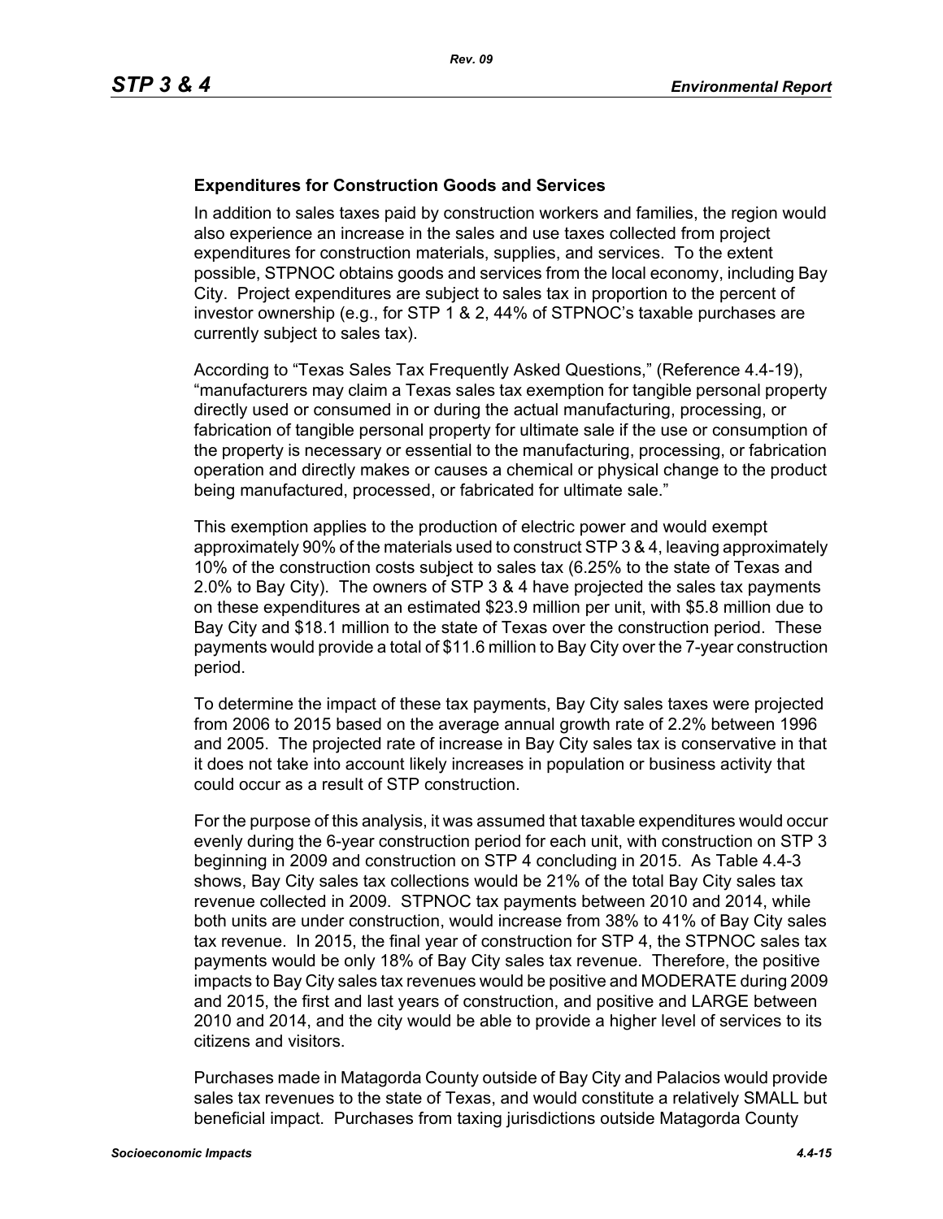**Expenditures for Construction Goods and Services**

In addition to sales taxes paid by construction workers and families, the region would also experience an increase in the sales and use taxes collected from project expenditures for construction materials, supplies, and services. To the extent possible, STPNOC obtains goods and services from the local economy, including Bay City. Project expenditures are subject to sales tax in proportion to the percent of investor ownership (e.g., for STP 1 & 2, 44% of STPNOC's taxable purchases are currently subject to sales tax).

According to "Texas Sales Tax Frequently Asked Questions," (Reference 4.4-19), "manufacturers may claim a Texas sales tax exemption for tangible personal property directly used or consumed in or during the actual manufacturing, processing, or fabrication of tangible personal property for ultimate sale if the use or consumption of the property is necessary or essential to the manufacturing, processing, or fabrication operation and directly makes or causes a chemical or physical change to the product being manufactured, processed, or fabricated for ultimate sale."

This exemption applies to the production of electric power and would exempt approximately 90% of the materials used to construct STP 3 & 4, leaving approximately 10% of the construction costs subject to sales tax (6.25% to the state of Texas and 2.0% to Bay City). The owners of STP 3 & 4 have projected the sales tax payments on these expenditures at an estimated $23.9 million per unit, with $5.8 million due to Bay City and $18.1 million to the state of Texas over the construction period. These payments would provide a total of $11.6 million to Bay City over the 7-year construction period.

To determine the impact of these tax payments, Bay City sales taxes were projected from 2006 to 2015 based on the average annual growth rate of 2.2% between 1996 and 2005. The projected rate of increase in Bay City sales tax is conservative in that it does not take into account likely increases in population or business activity that could occur as a result of STP construction.

For the purpose of this analysis, it was assumed that taxable expenditures would occur evenly during the 6-year construction period for each unit, with construction on STP 3 beginning in 2009 and construction on STP 4 concluding in 2015. As Table 4.4-3 shows, Bay City sales tax collections would be 21% of the total Bay City sales tax revenue collected in 2009. STPNOC tax payments between 2010 and 2014, while both units are under construction, would increase from 38% to 41% of Bay City sales tax revenue. In 2015, the final year of construction for STP 4, the STPNOC sales tax payments would be only 18% of Bay City sales tax revenue. Therefore, the positive impacts to Bay City sales tax revenues would be positive and MODERATE during 2009 and 2015, the first and last years of construction, and positive and LARGE between 2010 and 2014, and the city would be able to provide a higher level of services to its citizens and visitors.

Purchases made in Matagorda County outside of Bay City and Palacios would provide sales tax revenues to the state of Texas, and would constitute a relatively SMALL but beneficial impact. Purchases from taxing jurisdictions outside Matagorda County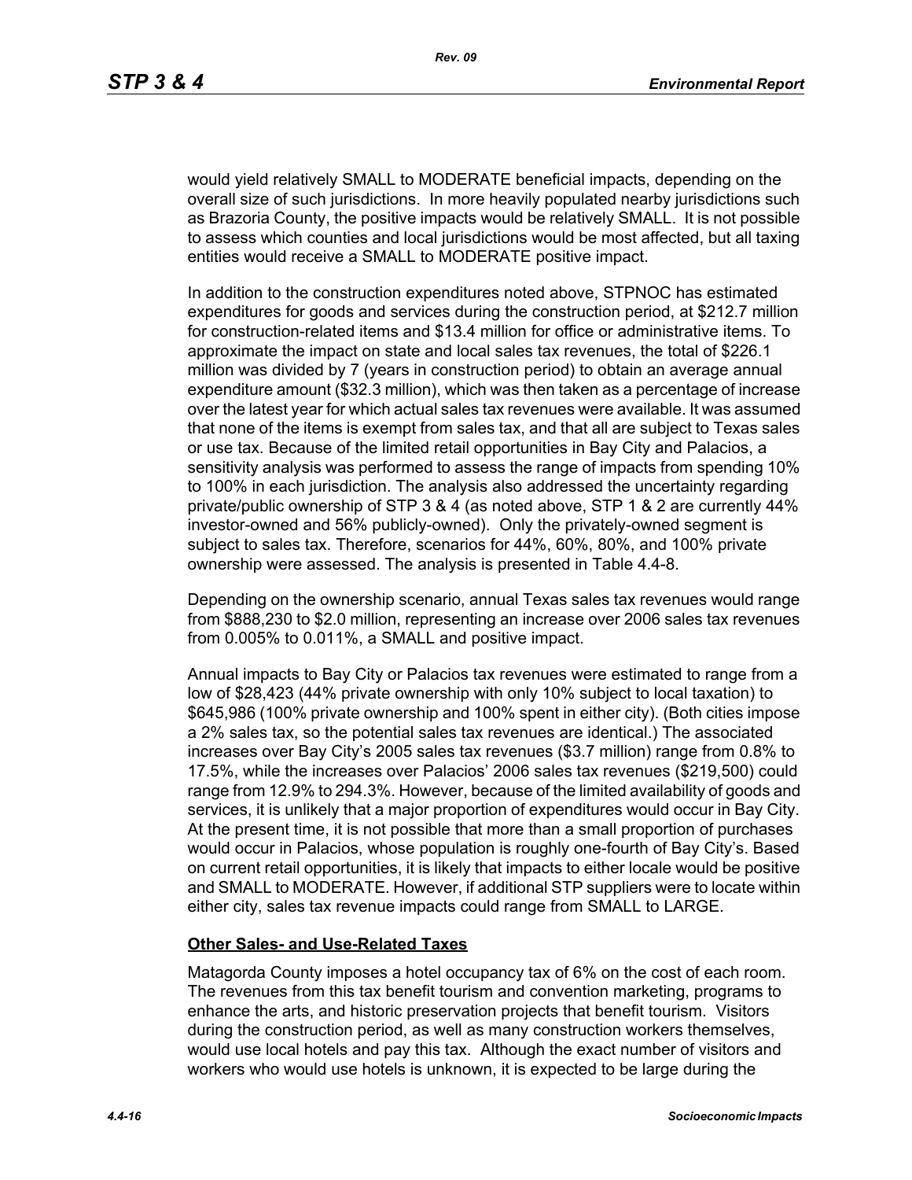would yield relatively SMALL to MODERATE beneficial impacts, depending on the overall size of such jurisdictions. In more heavily populated nearby jurisdictions such as Brazoria County, the positive impacts would be relatively SMALL. It is not possible to assess which counties and local jurisdictions would be most affected, but all taxing entities would receive a SMALL to MODERATE positive impact.

In addition to the construction expenditures noted above, STPNOC has estimated expenditures for goods and services during the construction period, at $212.7 million for construction-related items and $13.4 million for office or administrative items. To approximate the impact on state and local sales tax revenues, the total of $226.1 million was divided by 7 (years in construction period) to obtain an average annual expenditure amount ($32.3 million), which was then taken as a percentage of increase over the latest year for which actual sales tax revenues were available. It was assumed that none of the items is exempt from sales tax, and that all are subject to Texas sales or use tax. Because of the limited retail opportunities in Bay City and Palacios, a sensitivity analysis was performed to assess the range of impacts from spending 10% to 100% in each jurisdiction. The analysis also addressed the uncertainty regarding private/public ownership of STP 3 & 4 (as noted above, STP 1 & 2 are currently 44% investor-owned and 56% publicly-owned). Only the privately-owned segment is subject to sales tax. Therefore, scenarios for 44%, 60%, 80%, and 100% private ownership were assessed. The analysis is presented in Table 4.4-8.

Depending on the ownership scenario, annual Texas sales tax revenues would range from $888,230 to $2.0 million, representing an increase over 2006 sales tax revenues from 0.005% to 0.011%, a SMALL and positive impact.

Annual impacts to Bay City or Palacios tax revenues were estimated to range from a low of $28,423 (44% private ownership with only 10% subject to local taxation) to $645,986 (100% private ownership and 100% spent in either city). (Both cities impose a 2% sales tax, so the potential sales tax revenues are identical.) The associated increases over Bay City's 2005 sales tax revenues ($3.7 million) range from 0.8% to 17.5%, while the increases over Palacios' 2006 sales tax revenues ($219,500) could range from 12.9% to 294.3%. However, because of the limited availability of goods and services, it is unlikely that a major proportion of expenditures would occur in Bay City. At the present time, it is not possible that more than a small proportion of purchases would occur in Palacios, whose population is roughly one-fourth of Bay City's. Based on current retail opportunities, it is likely that impacts to either locale would be positive and SMALL to MODERATE. However, if additional STP suppliers were to locate within either city, sales tax revenue impacts could range from SMALL to LARGE.

**Other Sales- and Use-Related Taxes**

Matagorda County imposes a hotel occupancy tax of 6% on the cost of each room. The revenues from this tax benefit tourism and convention marketing, programs to enhance the arts, and historic preservation projects that benefit tourism. Visitors during the construction period, as well as many construction workers themselves, would use local hotels and pay this tax. Although the exact number of visitors and workers who would use hotels is unknown, it is expected to be large during the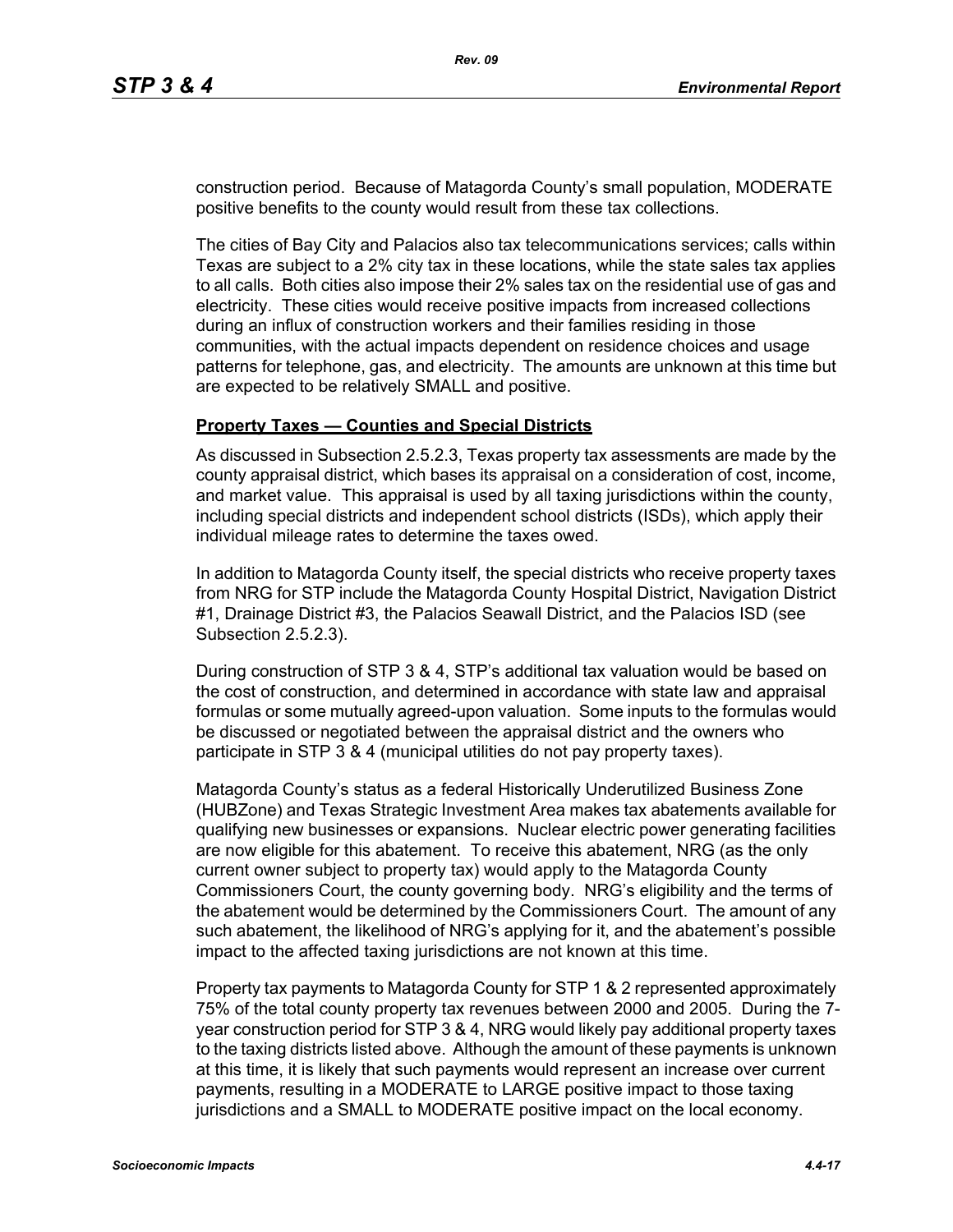construction period. Because of Matagorda County's small population, MODERATE positive benefits to the county would result from these tax collections.

The cities of Bay City and Palacios also tax telecommunications services; calls within Texas are subject to a 2% city tax in these locations, while the state sales tax applies to all calls. Both cities also impose their 2% sales tax on the residential use of gas and electricity. These cities would receive positive impacts from increased collections during an influx of construction workers and their families residing in those communities, with the actual impacts dependent on residence choices and usage patterns for telephone, gas, and electricity. The amounts are unknown at this time but are expected to be relatively SMALL and positive.

**Property Taxes — Counties and Special Districts**

As discussed in Subsection 2.5.2.3, Texas property tax assessments are made by the county appraisal district, which bases its appraisal on a consideration of cost, income, and market value. This appraisal is used by all taxing jurisdictions within the county, including special districts and independent school districts (ISDs), which apply their individual mileage rates to determine the taxes owed.

In addition to Matagorda County itself, the special districts who receive property taxes from NRG for STP include the Matagorda County Hospital District, Navigation District #1, Drainage District #3, the Palacios Seawall District, and the Palacios ISD (see Subsection 2.5.2.3).

During construction of STP 3 & 4, STP's additional tax valuation would be based on the cost of construction, and determined in accordance with state law and appraisal formulas or some mutually agreed-upon valuation. Some inputs to the formulas would be discussed or negotiated between the appraisal district and the owners who participate in STP 3 & 4 (municipal utilities do not pay property taxes).

Matagorda County's status as a federal Historically Underutilized Business Zone (HUBZone) and Texas Strategic Investment Area makes tax abatements available for qualifying new businesses or expansions. Nuclear electric power generating facilities are now eligible for this abatement. To receive this abatement, NRG (as the only current owner subject to property tax) would apply to the Matagorda County Commissioners Court, the county governing body. NRG's eligibility and the terms of the abatement would be determined by the Commissioners Court. The amount of any such abatement, the likelihood of NRG's applying for it, and the abatement's possible impact to the affected taxing jurisdictions are not known at this time.

Property tax payments to Matagorda County for STP 1 & 2 represented approximately 75% of the total county property tax revenues between 2000 and 2005. During the 7-year construction period for STP 3 & 4, NRG would likely pay additional property taxes to the taxing districts listed above. Although the amount of these payments is unknown at this time, it is likely that such payments would represent an increase over current payments, resulting in a MODERATE to LARGE positive impact to those taxing jurisdictions and a SMALL to MODERATE positive impact on the local economy.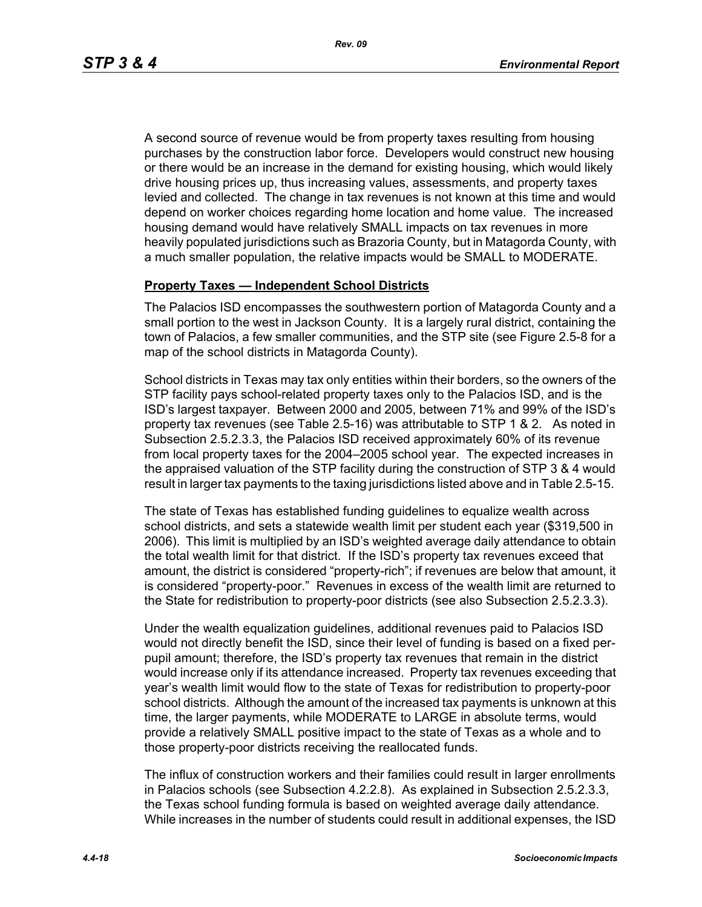A second source of revenue would be from property taxes resulting from housing purchases by the construction labor force. Developers would construct new housing or there would be an increase in the demand for existing housing, which would likely drive housing prices up, thus increasing values, assessments, and property taxes levied and collected. The change in tax revenues is not known at this time and would depend on worker choices regarding home location and home value. The increased housing demand would have relatively SMALL impacts on tax revenues in more heavily populated jurisdictions such as Brazoria County, but in Matagorda County, with a much smaller population, the relative impacts would be SMALL to MODERATE.

**Property Taxes — Independent School Districts**

The Palacios ISD encompasses the southwestern portion of Matagorda County and a small portion to the west in Jackson County. It is a largely rural district, containing the town of Palacios, a few smaller communities, and the STP site (see Figure 2.5-8 for a map of the school districts in Matagorda County).

School districts in Texas may tax only entities within their borders, so the owners of the STP facility pays school-related property taxes only to the Palacios ISD, and is the ISD's largest taxpayer. Between 2000 and 2005, between 71% and 99% of the ISD's property tax revenues (see Table 2.5-16) was attributable to STP 1 & 2. As noted in Subsection 2.5.2.3.3, the Palacios ISD received approximately 60% of its revenue from local property taxes for the 2004–2005 school year. The expected increases in the appraised valuation of the STP facility during the construction of STP 3 & 4 would result in larger tax payments to the taxing jurisdictions listed above and in Table 2.5-15.

The state of Texas has established funding guidelines to equalize wealth across school districts, and sets a statewide wealth limit per student each year ($319,500 in 2006). This limit is multiplied by an ISD's weighted average daily attendance to obtain the total wealth limit for that district. If the ISD's property tax revenues exceed that amount, the district is considered "property-rich"; if revenues are below that amount, it is considered "property-poor." Revenues in excess of the wealth limit are returned to the State for redistribution to property-poor districts (see also Subsection 2.5.2.3.3).

Under the wealth equalization guidelines, additional revenues paid to Palacios ISD would not directly benefit the ISD, since their level of funding is based on a fixed per-pupil amount; therefore, the ISD's property tax revenues that remain in the district would increase only if its attendance increased. Property tax revenues exceeding that year's wealth limit would flow to the state of Texas for redistribution to property-poor school districts. Although the amount of the increased tax payments is unknown at this time, the larger payments, while MODERATE to LARGE in absolute terms, would provide a relatively SMALL positive impact to the state of Texas as a whole and to those property-poor districts receiving the reallocated funds.

The influx of construction workers and their families could result in larger enrollments in Palacios schools (see Subsection 4.2.2.8). As explained in Subsection 2.5.2.3.3, the Texas school funding formula is based on weighted average daily attendance. While increases in the number of students could result in additional expenses, the ISD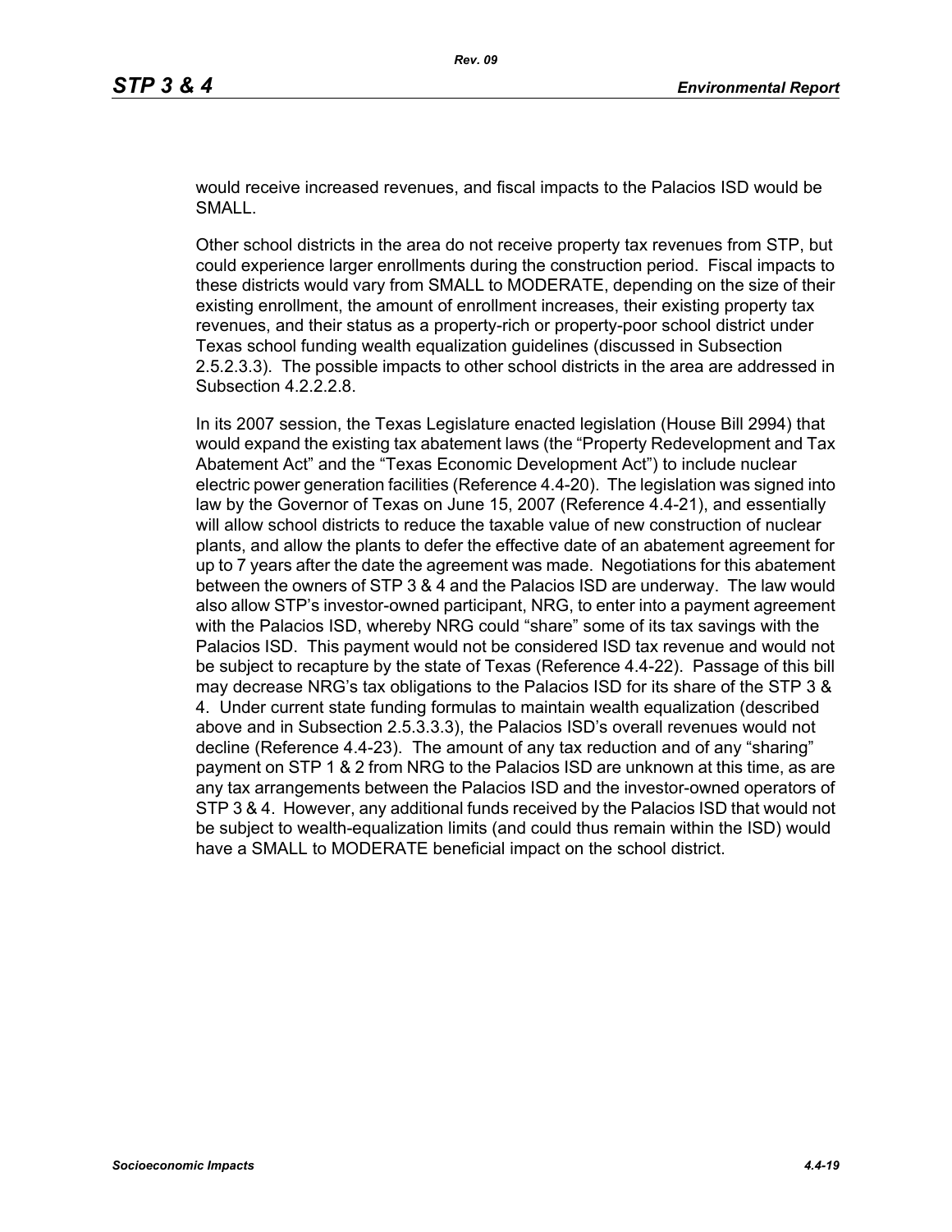would receive increased revenues, and fiscal impacts to the Palacios ISD would be SMALL.

Other school districts in the area do not receive property tax revenues from STP, but could experience larger enrollments during the construction period. Fiscal impacts to these districts would vary from SMALL to MODERATE, depending on the size of their existing enrollment, the amount of enrollment increases, their existing property tax revenues, and their status as a property-rich or property-poor school district under Texas school funding wealth equalization guidelines (discussed in Subsection 2.5.2.3.3). The possible impacts to other school districts in the area are addressed in Subsection 4.2.2.2.8.

In its 2007 session, the Texas Legislature enacted legislation (House Bill 2994) that would expand the existing tax abatement laws (the "Property Redevelopment and Tax Abatement Act" and the "Texas Economic Development Act") to include nuclear electric power generation facilities (Reference 4.4-20). The legislation was signed into law by the Governor of Texas on June 15, 2007 (Reference 4.4-21), and essentially will allow school districts to reduce the taxable value of new construction of nuclear plants, and allow the plants to defer the effective date of an abatement agreement for up to 7 years after the date the agreement was made. Negotiations for this abatement between the owners of STP 3 & 4 and the Palacios ISD are underway. The law would also allow STP's investor-owned participant, NRG, to enter into a payment agreement with the Palacios ISD, whereby NRG could "share" some of its tax savings with the Palacios ISD. This payment would not be considered ISD tax revenue and would not be subject to recapture by the state of Texas (Reference 4.4-22). Passage of this bill may decrease NRG's tax obligations to the Palacios ISD for its share of the STP 3 & 4. Under current state funding formulas to maintain wealth equalization (described above and in Subsection 2.5.3.3.3), the Palacios ISD's overall revenues would not decline (Reference 4.4-23). The amount of any tax reduction and of any "sharing" payment on STP 1 & 2 from NRG to the Palacios ISD are unknown at this time, as are any tax arrangements between the Palacios ISD and the investor-owned operators of STP 3 & 4. However, any additional funds received by the Palacios ISD that would not be subject to wealth-equalization limits (and could thus remain within the ISD) would have a SMALL to MODERATE beneficial impact on the school district.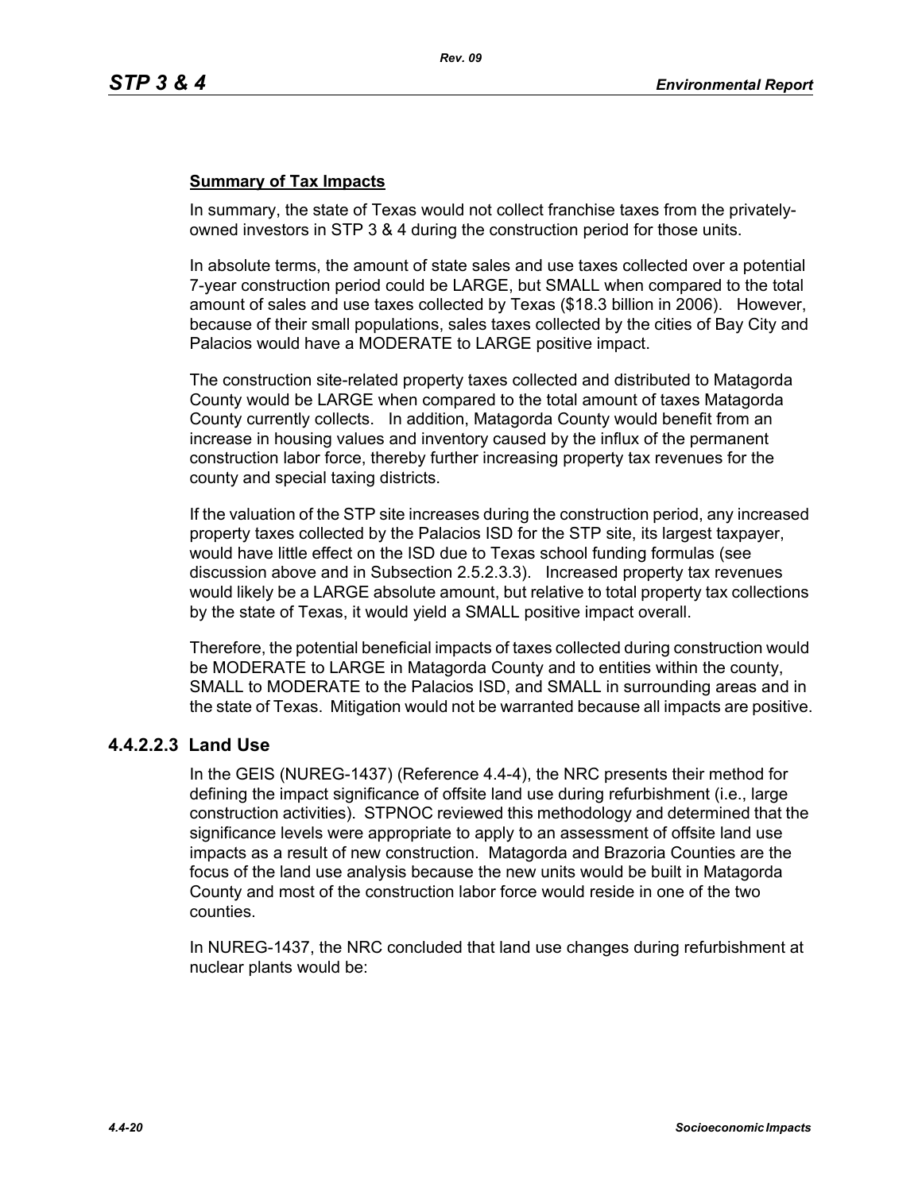**Summary of Tax Impacts**

In summary, the state of Texas would not collect franchise taxes from the privately-owned investors in STP 3 & 4 during the construction period for those units.

In absolute terms, the amount of state sales and use taxes collected over a potential 7-year construction period could be LARGE, but SMALL when compared to the total amount of sales and use taxes collected by Texas ($18.3 billion in 2006). However, because of their small populations, sales taxes collected by the cities of Bay City and Palacios would have a MODERATE to LARGE positive impact.

The construction site-related property taxes collected and distributed to Matagorda County would be LARGE when compared to the total amount of taxes Matagorda County currently collects. In addition, Matagorda County would benefit from an increase in housing values and inventory caused by the influx of the permanent construction labor force, thereby further increasing property tax revenues for the county and special taxing districts.

If the valuation of the STP site increases during the construction period, any increased property taxes collected by the Palacios ISD for the STP site, its largest taxpayer, would have little effect on the ISD due to Texas school funding formulas (see discussion above and in Subsection 2.5.2.3.3). Increased property tax revenues would likely be a LARGE absolute amount, but relative to total property tax collections by the state of Texas, it would yield a SMALL positive impact overall.

Therefore, the potential beneficial impacts of taxes collected during construction would be MODERATE to LARGE in Matagorda County and to entities within the county, SMALL to MODERATE to the Palacios ISD, and SMALL in surrounding areas and in the state of Texas. Mitigation would not be warranted because all impacts are positive.

### 4.4.2.2.3 Land Use

In the GEIS (NUREG-1437) (Reference 4.4-4), the NRC presents their method for defining the impact significance of offsite land use during refurbishment (i.e., large construction activities). STPNOC reviewed this methodology and determined that the significance levels were appropriate to apply to an assessment of offsite land use impacts as a result of new construction. Matagorda and Brazoria Counties are the focus of the land use analysis because the new units would be built in Matagorda County and most of the construction labor force would reside in one of the two counties.

In NUREG-1437, the NRC concluded that land use changes during refurbishment at nuclear plants would be: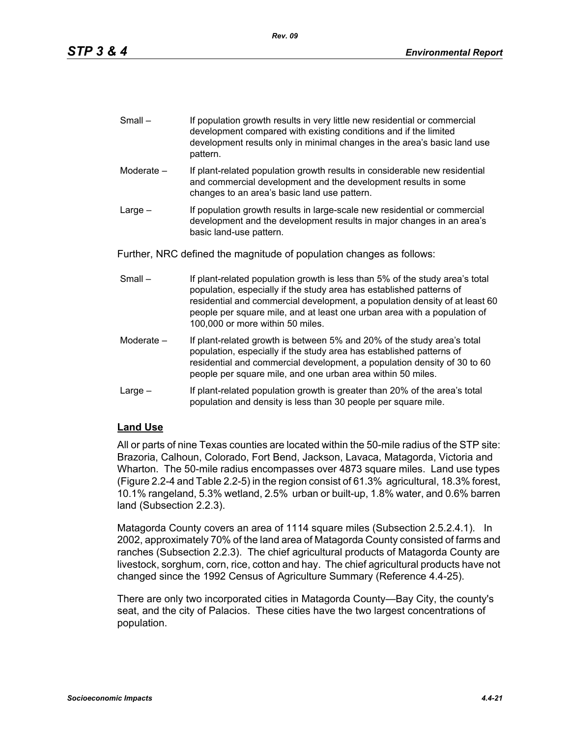Small – If population growth results in very little new residential or commercial development compared with existing conditions and if the limited development results only in minimal changes in the area's basic land use pattern.

Moderate – If plant-related population growth results in considerable new residential and commercial development and the development results in some changes to an area's basic land use pattern.

Large – If population growth results in large-scale new residential or commercial development and the development results in major changes in an area's basic land-use pattern.

Further, NRC defined the magnitude of population changes as follows:

Small – If plant-related population growth is less than 5% of the study area's total population, especially if the study area has established patterns of residential and commercial development, a population density of at least 60 people per square mile, and at least one urban area with a population of 100,000 or more within 50 miles.

Moderate – If plant-related growth is between 5% and 20% of the study area's total population, especially if the study area has established patterns of residential and commercial development, a population density of 30 to 60 people per square mile, and one urban area within 50 miles.

Large – If plant-related population growth is greater than 20% of the area's total population and density is less than 30 people per square mile.

## Land Use

All or parts of nine Texas counties are located within the 50-mile radius of the STP site: Brazoria, Calhoun, Colorado, Fort Bend, Jackson, Lavaca, Matagorda, Victoria and Wharton. The 50-mile radius encompasses over 4873 square miles. Land use types (Figure 2.2-4 and Table 2.2-5) in the region consist of 61.3% agricultural, 18.3% forest, 10.1% rangeland, 5.3% wetland, 2.5% urban or built-up, 1.8% water, and 0.6% barren land (Subsection 2.2.3).

Matagorda County covers an area of 1114 square miles (Subsection 2.5.2.4.1). In 2002, approximately 70% of the land area of Matagorda County consisted of farms and ranches (Subsection 2.2.3). The chief agricultural products of Matagorda County are livestock, sorghum, corn, rice, cotton and hay. The chief agricultural products have not changed since the 1992 Census of Agriculture Summary (Reference 4.4-25).

There are only two incorporated cities in Matagorda County—Bay City, the county's seat, and the city of Palacios. These cities have the two largest concentrations of population.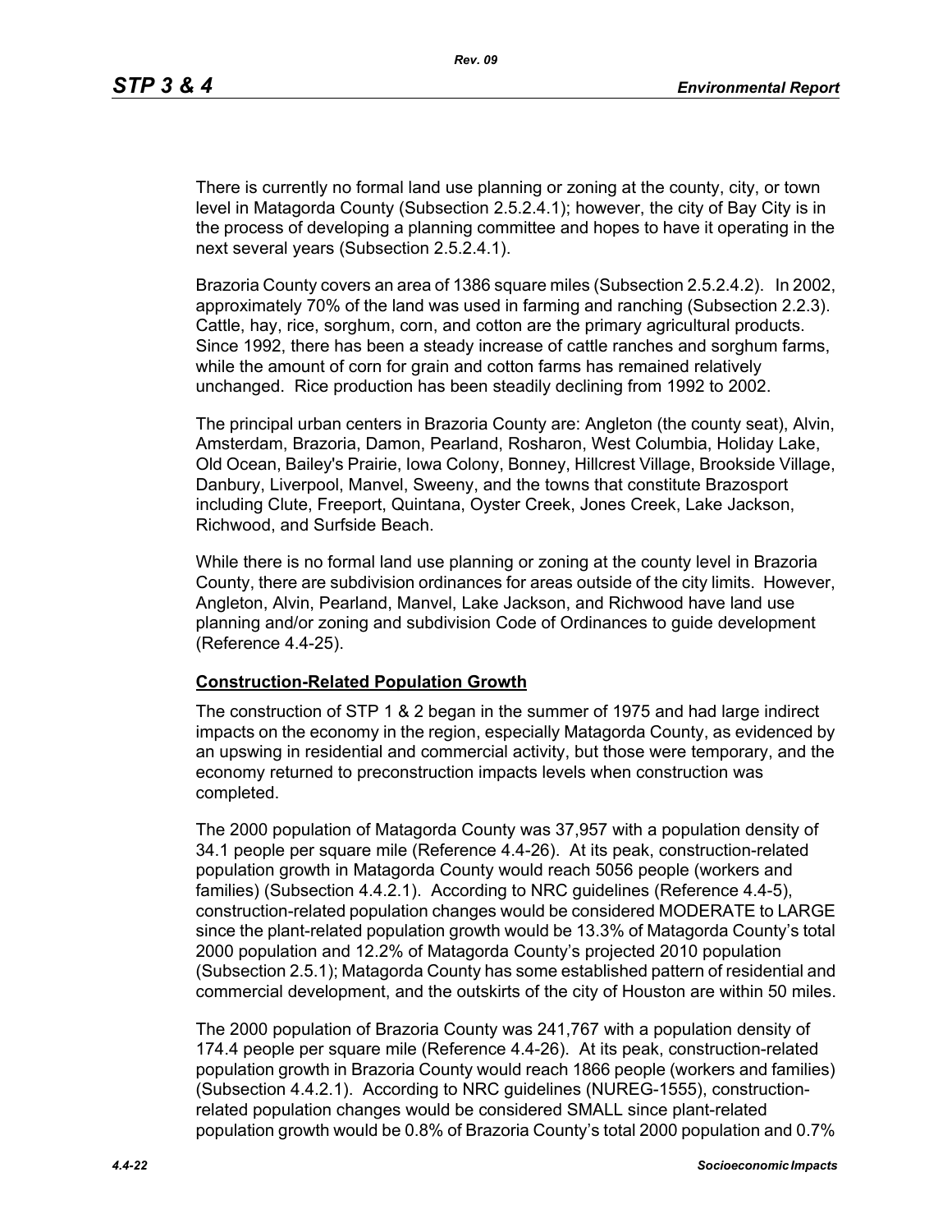There is currently no formal land use planning or zoning at the county, city, or town level in Matagorda County (Subsection 2.5.2.4.1); however, the city of Bay City is in the process of developing a planning committee and hopes to have it operating in the next several years (Subsection 2.5.2.4.1).

Brazoria County covers an area of 1386 square miles (Subsection 2.5.2.4.2). In 2002, approximately 70% of the land was used in farming and ranching (Subsection 2.2.3). Cattle, hay, rice, sorghum, corn, and cotton are the primary agricultural products. Since 1992, there has been a steady increase of cattle ranches and sorghum farms, while the amount of corn for grain and cotton farms has remained relatively unchanged. Rice production has been steadily declining from 1992 to 2002.

The principal urban centers in Brazoria County are: Angleton (the county seat), Alvin, Amsterdam, Brazoria, Damon, Pearland, Rosharon, West Columbia, Holiday Lake, Old Ocean, Bailey's Prairie, Iowa Colony, Bonney, Hillcrest Village, Brookside Village, Danbury, Liverpool, Manvel, Sweeny, and the towns that constitute Brazosport including Clute, Freeport, Quintana, Oyster Creek, Jones Creek, Lake Jackson, Richwood, and Surfside Beach.

While there is no formal land use planning or zoning at the county level in Brazoria County, there are subdivision ordinances for areas outside of the city limits. However, Angleton, Alvin, Pearland, Manvel, Lake Jackson, and Richwood have land use planning and/or zoning and subdivision Code of Ordinances to guide development (Reference 4.4-25).

**Construction-Related Population Growth**

The construction of STP 1 & 2 began in the summer of 1975 and had large indirect impacts on the economy in the region, especially Matagorda County, as evidenced by an upswing in residential and commercial activity, but those were temporary, and the economy returned to preconstruction impacts levels when construction was completed.

The 2000 population of Matagorda County was 37,957 with a population density of 34.1 people per square mile (Reference 4.4-26). At its peak, construction-related population growth in Matagorda County would reach 5056 people (workers and families) (Subsection 4.4.2.1). According to NRC guidelines (Reference 4.4-5), construction-related population changes would be considered MODERATE to LARGE since the plant-related population growth would be 13.3% of Matagorda County's total 2000 population and 12.2% of Matagorda County's projected 2010 population (Subsection 2.5.1); Matagorda County has some established pattern of residential and commercial development, and the outskirts of the city of Houston are within 50 miles.

The 2000 population of Brazoria County was 241,767 with a population density of 174.4 people per square mile (Reference 4.4-26). At its peak, construction-related population growth in Brazoria County would reach 1866 people (workers and families) (Subsection 4.4.2.1). According to NRC guidelines (NUREG-1555), construction-related population changes would be considered SMALL since plant-related population growth would be 0.8% of Brazoria County's total 2000 population and 0.7%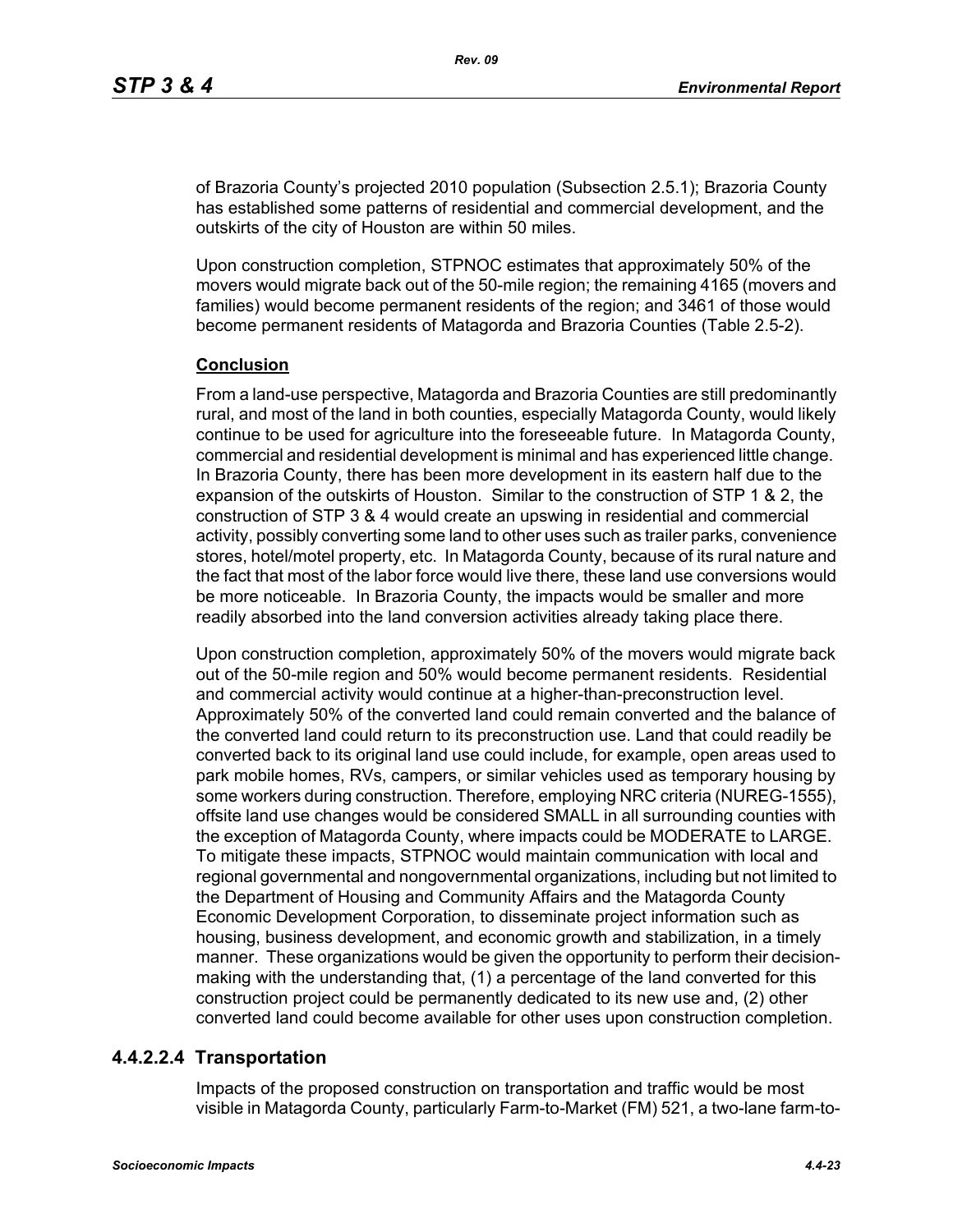of Brazoria County's projected 2010 population (Subsection 2.5.1); Brazoria County has established some patterns of residential and commercial development, and the outskirts of the city of Houston are within 50 miles.

Upon construction completion, STPNOC estimates that approximately 50% of the movers would migrate back out of the 50-mile region; the remaining 4165 (movers and families) would become permanent residents of the region; and 3461 of those would become permanent residents of Matagorda and Brazoria Counties (Table 2.5-2).

**Conclusion**

From a land-use perspective, Matagorda and Brazoria Counties are still predominantly rural, and most of the land in both counties, especially Matagorda County, would likely continue to be used for agriculture into the foreseeable future. In Matagorda County, commercial and residential development is minimal and has experienced little change. In Brazoria County, there has been more development in its eastern half due to the expansion of the outskirts of Houston. Similar to the construction of STP 1 & 2, the construction of STP 3 & 4 would create an upswing in residential and commercial activity, possibly converting some land to other uses such as trailer parks, convenience stores, hotel/motel property, etc. In Matagorda County, because of its rural nature and the fact that most of the labor force would live there, these land use conversions would be more noticeable. In Brazoria County, the impacts would be smaller and more readily absorbed into the land conversion activities already taking place there.

Upon construction completion, approximately 50% of the movers would migrate back out of the 50-mile region and 50% would become permanent residents. Residential and commercial activity would continue at a higher-than-preconstruction level. Approximately 50% of the converted land could remain converted and the balance of the converted land could return to its preconstruction use. Land that could readily be converted back to its original land use could include, for example, open areas used to park mobile homes, RVs, campers, or similar vehicles used as temporary housing by some workers during construction. Therefore, employing NRC criteria (NUREG-1555), offsite land use changes would be considered SMALL in all surrounding counties with the exception of Matagorda County, where impacts could be MODERATE to LARGE. To mitigate these impacts, STPNOC would maintain communication with local and regional governmental and nongovernmental organizations, including but not limited to the Department of Housing and Community Affairs and the Matagorda County Economic Development Corporation, to disseminate project information such as housing, business development, and economic growth and stabilization, in a timely manner. These organizations would be given the opportunity to perform their decision-making with the understanding that, (1) a percentage of the land converted for this construction project could be permanently dedicated to its new use and, (2) other converted land could become available for other uses upon construction completion.

### 4.4.2.2.4 Transportation

Impacts of the proposed construction on transportation and traffic would be most visible in Matagorda County, particularly Farm-to-Market (FM) 521, a two-lane farm-to-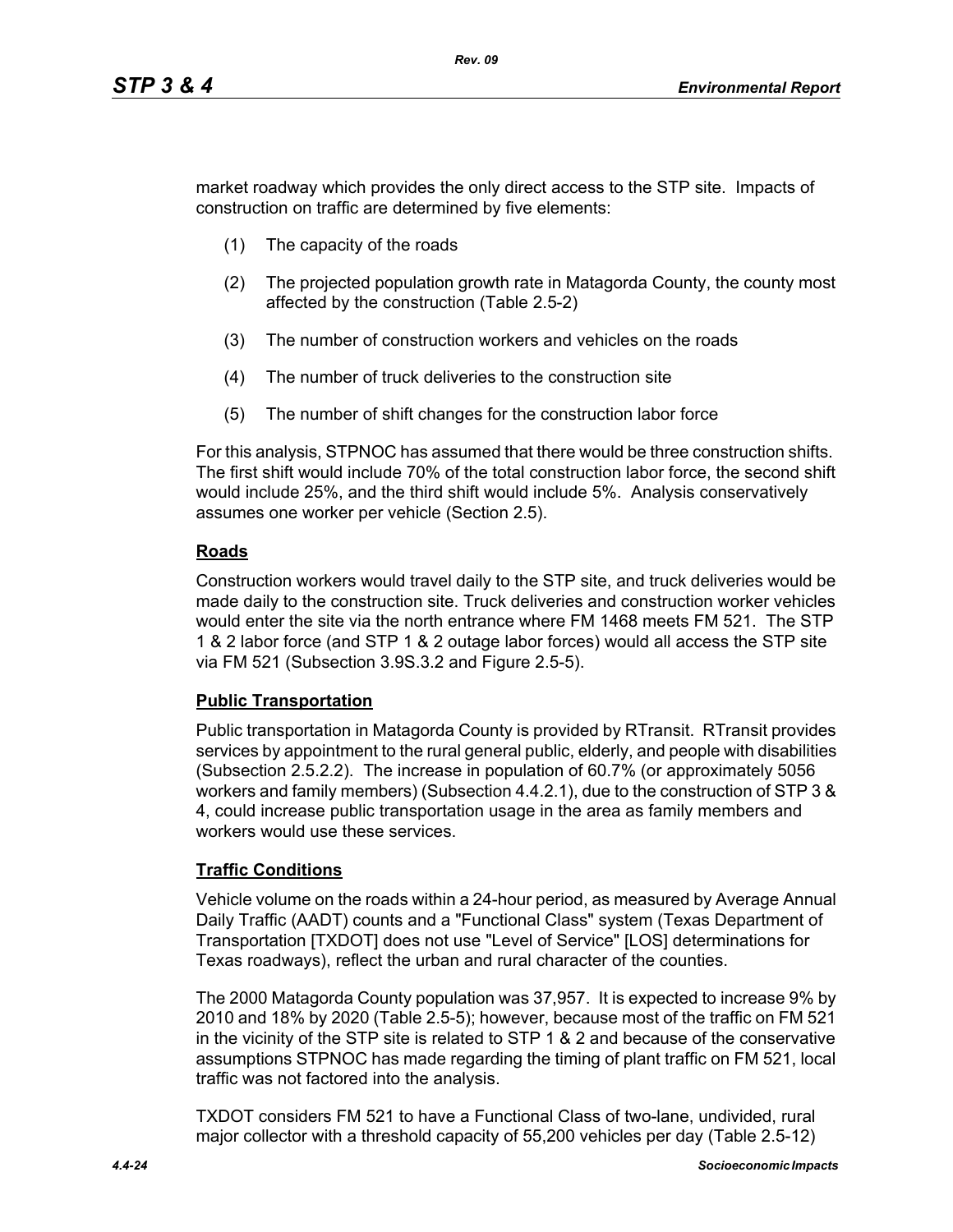market roadway which provides the only direct access to the STP site. Impacts of construction on traffic are determined by five elements:

(1) The capacity of the roads

(2) The projected population growth rate in Matagorda County, the county most affected by the construction (Table 2.5-2)

(3) The number of construction workers and vehicles on the roads

(4) The number of truck deliveries to the construction site

(5) The number of shift changes for the construction labor force

For this analysis, STPNOC has assumed that there would be three construction shifts. The first shift would include 70% of the total construction labor force, the second shift would include 25%, and the third shift would include 5%. Analysis conservatively assumes one worker per vehicle (Section 2.5).

**Roads**

Construction workers would travel daily to the STP site, and truck deliveries would be made daily to the construction site. Truck deliveries and construction worker vehicles would enter the site via the north entrance where FM 1468 meets FM 521. The STP 1 & 2 labor force (and STP 1 & 2 outage labor forces) would all access the STP site via FM 521 (Subsection 3.9S.3.2 and Figure 2.5-5).

**Public Transportation**

Public transportation in Matagorda County is provided by RTransit. RTransit provides services by appointment to the rural general public, elderly, and people with disabilities (Subsection 2.5.2.2). The increase in population of 60.7% (or approximately 5056 workers and family members) (Subsection 4.4.2.1), due to the construction of STP 3 & 4, could increase public transportation usage in the area as family members and workers would use these services.

**Traffic Conditions**

Vehicle volume on the roads within a 24-hour period, as measured by Average Annual Daily Traffic (AADT) counts and a "Functional Class" system (Texas Department of Transportation [TXDOT] does not use "Level of Service" [LOS] determinations for Texas roadways), reflect the urban and rural character of the counties.

The 2000 Matagorda County population was 37,957. It is expected to increase 9% by 2010 and 18% by 2020 (Table 2.5-5); however, because most of the traffic on FM 521 in the vicinity of the STP site is related to STP 1 & 2 and because of the conservative assumptions STPNOC has made regarding the timing of plant traffic on FM 521, local traffic was not factored into the analysis.

TXDOT considers FM 521 to have a Functional Class of two-lane, undivided, rural major collector with a threshold capacity of 55,200 vehicles per day (Table 2.5-12)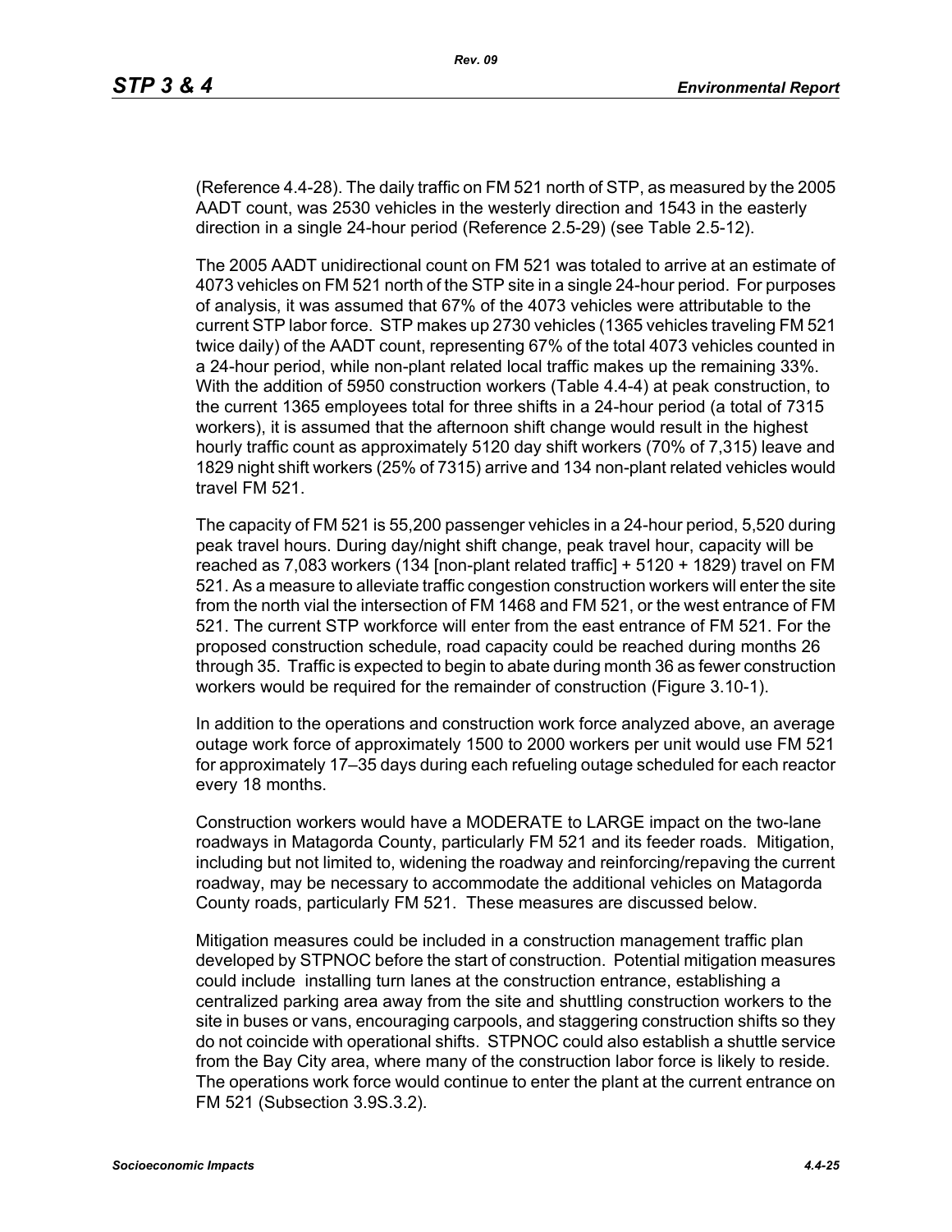(Reference 4.4-28). The daily traffic on FM 521 north of STP, as measured by the 2005 AADT count, was 2530 vehicles in the westerly direction and 1543 in the easterly direction in a single 24-hour period (Reference 2.5-29) (see Table 2.5-12).

The 2005 AADT unidirectional count on FM 521 was totaled to arrive at an estimate of 4073 vehicles on FM 521 north of the STP site in a single 24-hour period. For purposes of analysis, it was assumed that 67% of the 4073 vehicles were attributable to the current STP labor force. STP makes up 2730 vehicles (1365 vehicles traveling FM 521 twice daily) of the AADT count, representing 67% of the total 4073 vehicles counted in a 24-hour period, while non-plant related local traffic makes up the remaining 33%. With the addition of 5950 construction workers (Table 4.4-4) at peak construction, to the current 1365 employees total for three shifts in a 24-hour period (a total of 7315 workers), it is assumed that the afternoon shift change would result in the highest hourly traffic count as approximately 5120 day shift workers (70% of 7,315) leave and 1829 night shift workers (25% of 7315) arrive and 134 non-plant related vehicles would travel FM 521.

The capacity of FM 521 is 55,200 passenger vehicles in a 24-hour period, 5,520 during peak travel hours. During day/night shift change, peak travel hour, capacity will be reached as 7,083 workers (134 [non-plant related traffic] + 5120 + 1829) travel on FM 521. As a measure to alleviate traffic congestion construction workers will enter the site from the north vial the intersection of FM 1468 and FM 521, or the west entrance of FM 521. The current STP workforce will enter from the east entrance of FM 521. For the proposed construction schedule, road capacity could be reached during months 26 through 35. Traffic is expected to begin to abate during month 36 as fewer construction workers would be required for the remainder of construction (Figure 3.10-1).

In addition to the operations and construction work force analyzed above, an average outage work force of approximately 1500 to 2000 workers per unit would use FM 521 for approximately 17–35 days during each refueling outage scheduled for each reactor every 18 months.

Construction workers would have a MODERATE to LARGE impact on the two-lane roadways in Matagorda County, particularly FM 521 and its feeder roads. Mitigation, including but not limited to, widening the roadway and reinforcing/repaving the current roadway, may be necessary to accommodate the additional vehicles on Matagorda County roads, particularly FM 521. These measures are discussed below.

Mitigation measures could be included in a construction management traffic plan developed by STPNOC before the start of construction. Potential mitigation measures could include installing turn lanes at the construction entrance, establishing a centralized parking area away from the site and shuttling construction workers to the site in buses or vans, encouraging carpools, and staggering construction shifts so they do not coincide with operational shifts. STPNOC could also establish a shuttle service from the Bay City area, where many of the construction labor force is likely to reside. The operations work force would continue to enter the plant at the current entrance on FM 521 (Subsection 3.9S.3.2).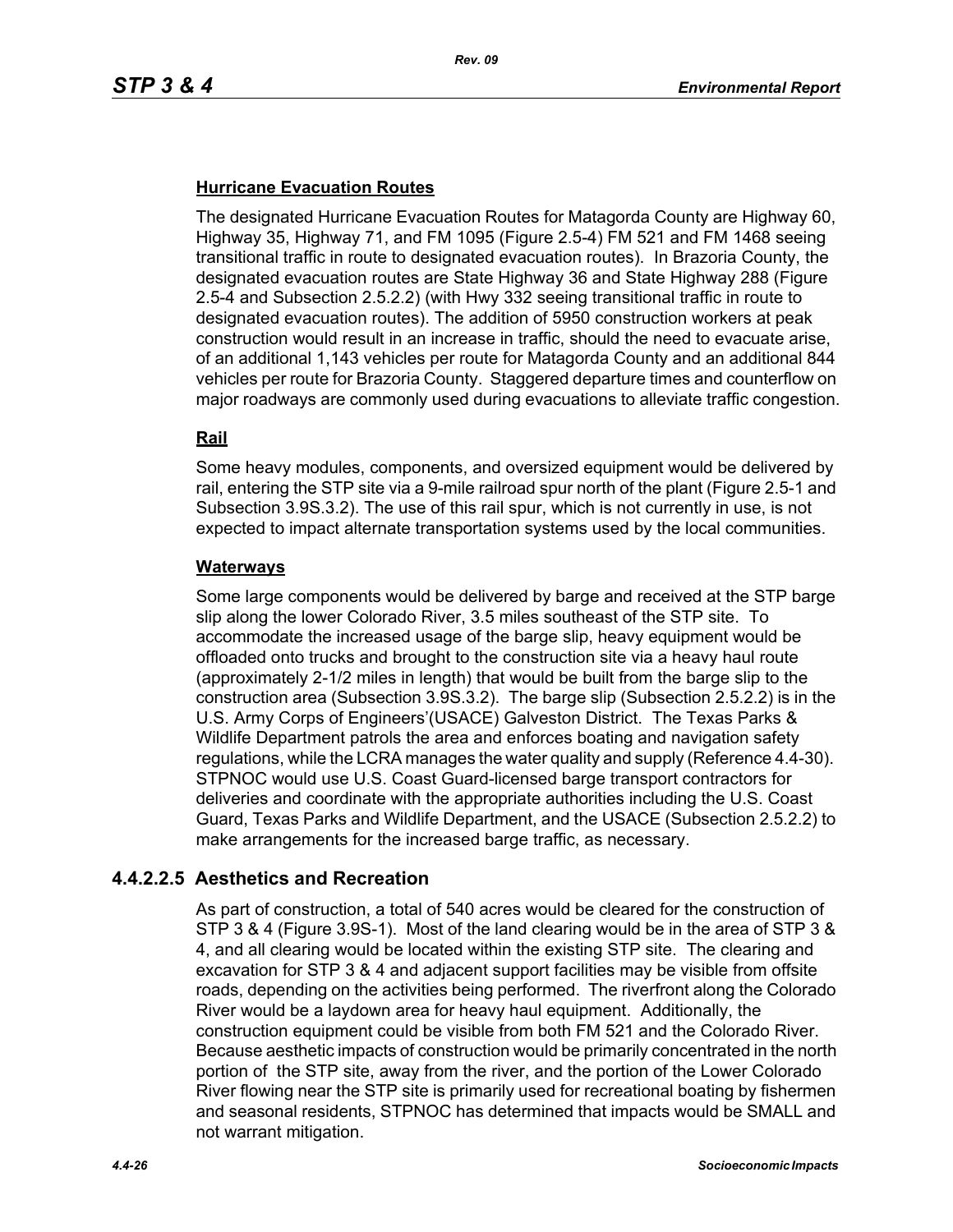**Hurricane Evacuation Routes**

The designated Hurricane Evacuation Routes for Matagorda County are Highway 60, Highway 35, Highway 71, and FM 1095 (Figure 2.5-4) FM 521 and FM 1468 seeing transitional traffic in route to designated evacuation routes). In Brazoria County, the designated evacuation routes are State Highway 36 and State Highway 288 (Figure 2.5-4 and Subsection 2.5.2.2) (with Hwy 332 seeing transitional traffic in route to designated evacuation routes). The addition of 5950 construction workers at peak construction would result in an increase in traffic, should the need to evacuate arise, of an additional 1,143 vehicles per route for Matagorda County and an additional 844 vehicles per route for Brazoria County. Staggered departure times and counterflow on major roadways are commonly used during evacuations to alleviate traffic congestion.

**Rail**

Some heavy modules, components, and oversized equipment would be delivered by rail, entering the STP site via a 9-mile railroad spur north of the plant (Figure 2.5-1 and Subsection 3.9S.3.2). The use of this rail spur, which is not currently in use, is not expected to impact alternate transportation systems used by the local communities.

**Waterways**

Some large components would be delivered by barge and received at the STP barge slip along the lower Colorado River, 3.5 miles southeast of the STP site. To accommodate the increased usage of the barge slip, heavy equipment would be offloaded onto trucks and brought to the construction site via a heavy haul route (approximately 2-1/2 miles in length) that would be built from the barge slip to the construction area (Subsection 3.9S.3.2). The barge slip (Subsection 2.5.2.2) is in the U.S. Army Corps of Engineers'(USACE) Galveston District. The Texas Parks & Wildlife Department patrols the area and enforces boating and navigation safety regulations, while the LCRA manages the water quality and supply (Reference 4.4-30). STPNOC would use U.S. Coast Guard-licensed barge transport contractors for deliveries and coordinate with the appropriate authorities including the U.S. Coast Guard, Texas Parks and Wildlife Department, and the USACE (Subsection 2.5.2.2) to make arrangements for the increased barge traffic, as necessary.

## 4.4.2.2.5 Aesthetics and Recreation

As part of construction, a total of 540 acres would be cleared for the construction of STP 3 & 4 (Figure 3.9S-1). Most of the land clearing would be in the area of STP 3 & 4, and all clearing would be located within the existing STP site. The clearing and excavation for STP 3 & 4 and adjacent support facilities may be visible from offsite roads, depending on the activities being performed. The riverfront along the Colorado River would be a laydown area for heavy haul equipment. Additionally, the construction equipment could be visible from both FM 521 and the Colorado River. Because aesthetic impacts of construction would be primarily concentrated in the north portion of the STP site, away from the river, and the portion of the Lower Colorado River flowing near the STP site is primarily used for recreational boating by fishermen and seasonal residents, STPNOC has determined that impacts would be SMALL and not warrant mitigation.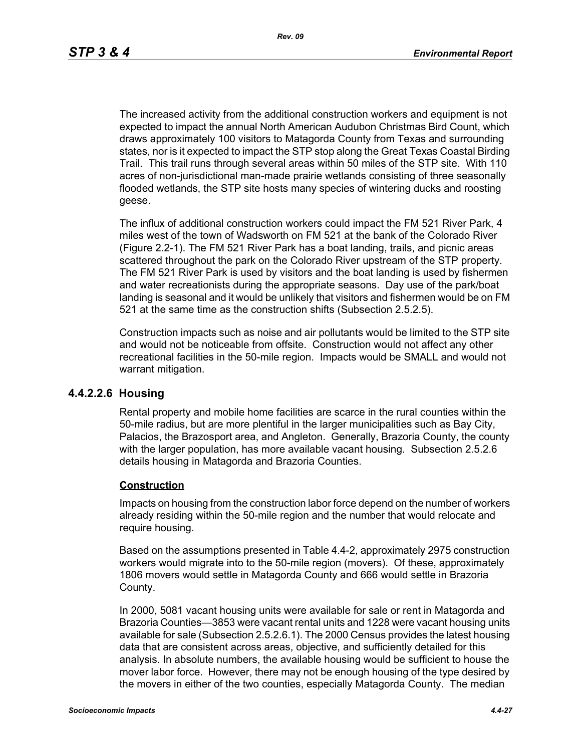The increased activity from the additional construction workers and equipment is not expected to impact the annual North American Audubon Christmas Bird Count, which draws approximately 100 visitors to Matagorda County from Texas and surrounding states, nor is it expected to impact the STP stop along the Great Texas Coastal Birding Trail. This trail runs through several areas within 50 miles of the STP site. With 110 acres of non-jurisdictional man-made prairie wetlands consisting of three seasonally flooded wetlands, the STP site hosts many species of wintering ducks and roosting geese.

The influx of additional construction workers could impact the FM 521 River Park, 4 miles west of the town of Wadsworth on FM 521 at the bank of the Colorado River (Figure 2.2-1). The FM 521 River Park has a boat landing, trails, and picnic areas scattered throughout the park on the Colorado River upstream of the STP property. The FM 521 River Park is used by visitors and the boat landing is used by fishermen and water recreationists during the appropriate seasons. Day use of the park/boat landing is seasonal and it would be unlikely that visitors and fishermen would be on FM 521 at the same time as the construction shifts (Subsection 2.5.2.5).

Construction impacts such as noise and air pollutants would be limited to the STP site and would not be noticeable from offsite. Construction would not affect any other recreational facilities in the 50-mile region. Impacts would be SMALL and would not warrant mitigation.

### 4.4.2.2.6 Housing

Rental property and mobile home facilities are scarce in the rural counties within the 50-mile radius, but are more plentiful in the larger municipalities such as Bay City, Palacios, the Brazosport area, and Angleton. Generally, Brazoria County, the county with the larger population, has more available vacant housing. Subsection 2.5.2.6 details housing in Matagorda and Brazoria Counties.

**Construction**

Impacts on housing from the construction labor force depend on the number of workers already residing within the 50-mile region and the number that would relocate and require housing.

Based on the assumptions presented in Table 4.4-2, approximately 2975 construction workers would migrate into to the 50-mile region (movers). Of these, approximately 1806 movers would settle in Matagorda County and 666 would settle in Brazoria County.

In 2000, 5081 vacant housing units were available for sale or rent in Matagorda and Brazoria Counties—3853 were vacant rental units and 1228 were vacant housing units available for sale (Subsection 2.5.2.6.1). The 2000 Census provides the latest housing data that are consistent across areas, objective, and sufficiently detailed for this analysis. In absolute numbers, the available housing would be sufficient to house the mover labor force. However, there may not be enough housing of the type desired by the movers in either of the two counties, especially Matagorda County. The median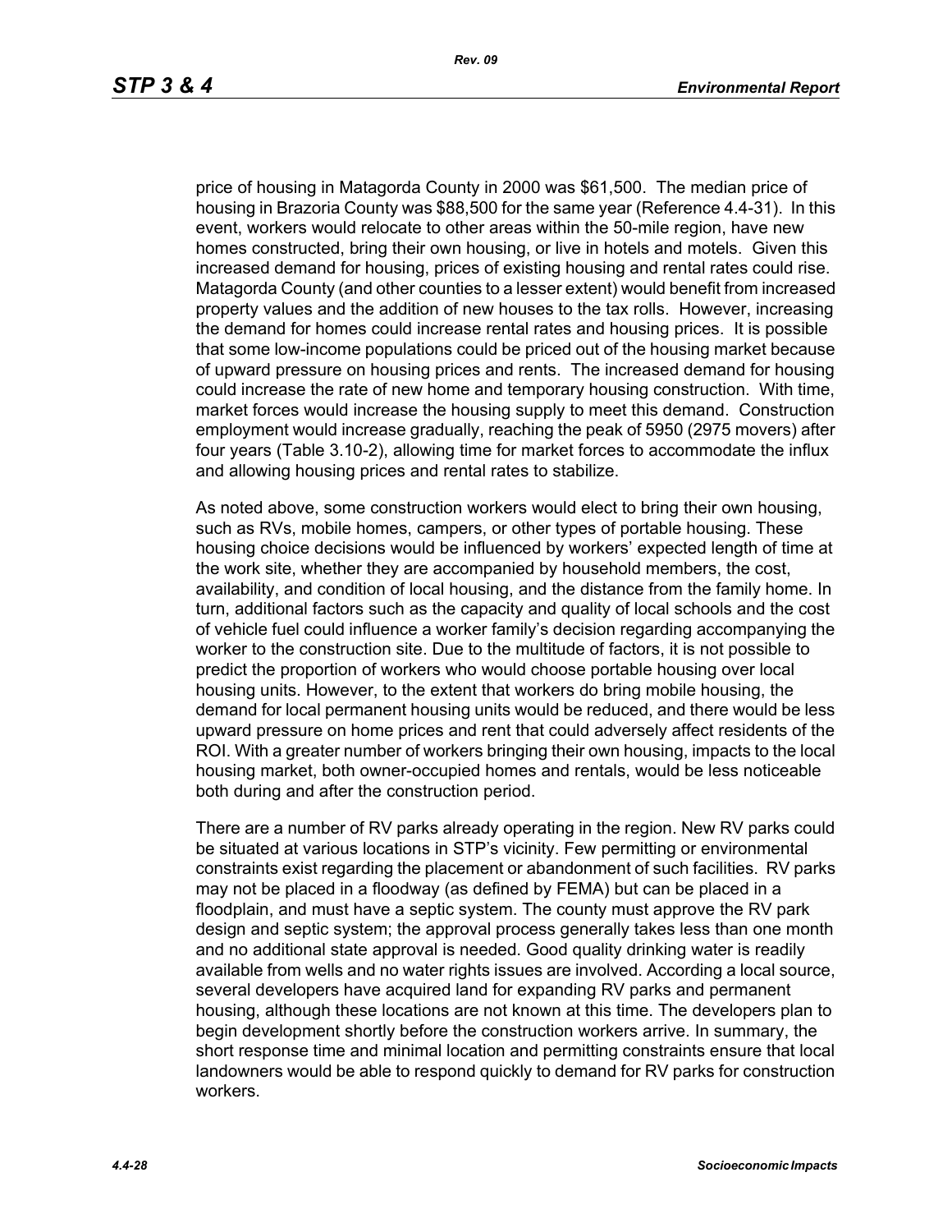price of housing in Matagorda County in 2000 was $61,500. The median price of housing in Brazoria County was $88,500 for the same year (Reference 4.4-31). In this event, workers would relocate to other areas within the 50-mile region, have new homes constructed, bring their own housing, or live in hotels and motels. Given this increased demand for housing, prices of existing housing and rental rates could rise. Matagorda County (and other counties to a lesser extent) would benefit from increased property values and the addition of new houses to the tax rolls. However, increasing the demand for homes could increase rental rates and housing prices. It is possible that some low-income populations could be priced out of the housing market because of upward pressure on housing prices and rents. The increased demand for housing could increase the rate of new home and temporary housing construction. With time, market forces would increase the housing supply to meet this demand. Construction employment would increase gradually, reaching the peak of 5950 (2975 movers) after four years (Table 3.10-2), allowing time for market forces to accommodate the influx and allowing housing prices and rental rates to stabilize.

As noted above, some construction workers would elect to bring their own housing, such as RVs, mobile homes, campers, or other types of portable housing. These housing choice decisions would be influenced by workers' expected length of time at the work site, whether they are accompanied by household members, the cost, availability, and condition of local housing, and the distance from the family home. In turn, additional factors such as the capacity and quality of local schools and the cost of vehicle fuel could influence a worker family's decision regarding accompanying the worker to the construction site. Due to the multitude of factors, it is not possible to predict the proportion of workers who would choose portable housing over local housing units. However, to the extent that workers do bring mobile housing, the demand for local permanent housing units would be reduced, and there would be less upward pressure on home prices and rent that could adversely affect residents of the ROI. With a greater number of workers bringing their own housing, impacts to the local housing market, both owner-occupied homes and rentals, would be less noticeable both during and after the construction period.

There are a number of RV parks already operating in the region. New RV parks could be situated at various locations in STP's vicinity. Few permitting or environmental constraints exist regarding the placement or abandonment of such facilities. RV parks may not be placed in a floodway (as defined by FEMA) but can be placed in a floodplain, and must have a septic system. The county must approve the RV park design and septic system; the approval process generally takes less than one month and no additional state approval is needed. Good quality drinking water is readily available from wells and no water rights issues are involved. According to a local source, several developers have acquired land for expanding RV parks and permanent housing, although these locations are not known at this time. The developers plan to begin development shortly before the construction workers arrive. In summary, the short response time and minimal location and permitting constraints ensure that local landowners would be able to respond quickly to demand for RV parks for construction workers.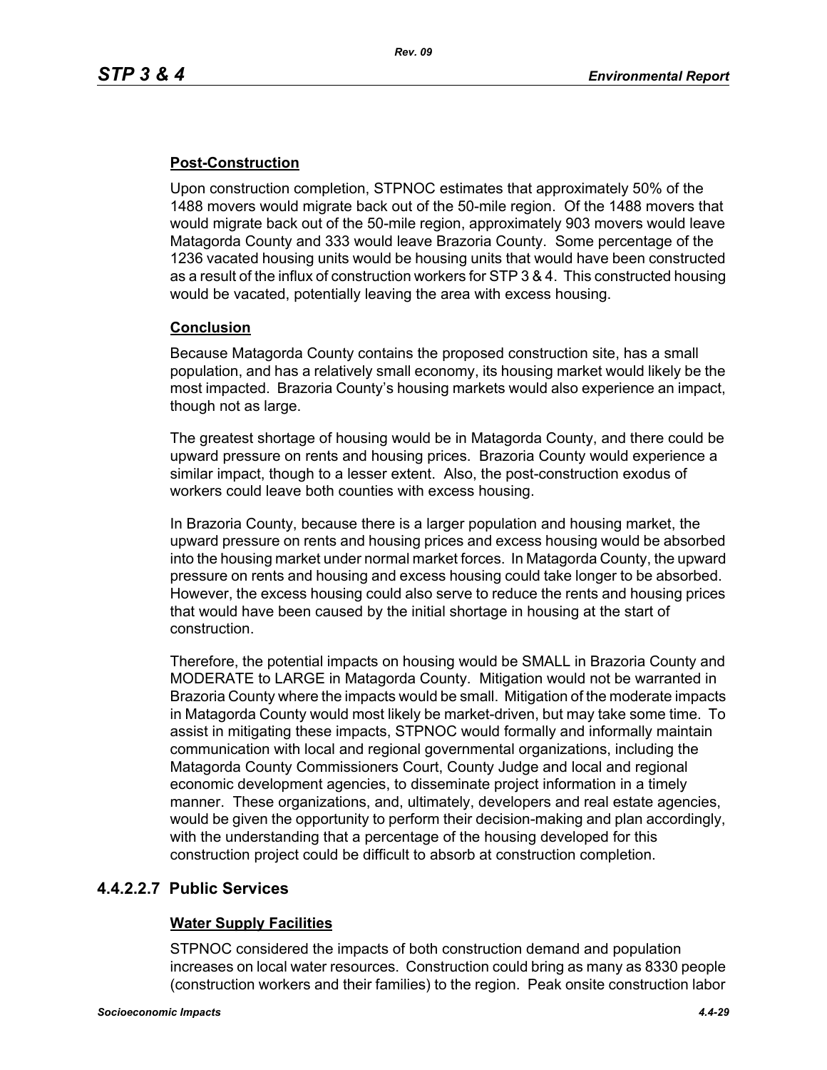### Post-Construction

Upon construction completion, STPNOC estimates that approximately 50% of the 1488 movers would migrate back out of the 50-mile region. Of the 1488 movers that would migrate back out of the 50-mile region, approximately 903 movers would leave Matagorda County and 333 would leave Brazoria County. Some percentage of the 1236 vacated housing units would be housing units that would have been constructed as a result of the influx of construction workers for STP 3 & 4. This constructed housing would be vacated, potentially leaving the area with excess housing.

### Conclusion

Because Matagorda County contains the proposed construction site, has a small population, and has a relatively small economy, its housing market would likely be the most impacted. Brazoria County's housing markets would also experience an impact, though not as large.

The greatest shortage of housing would be in Matagorda County, and there could be upward pressure on rents and housing prices. Brazoria County would experience a similar impact, though to a lesser extent. Also, the post-construction exodus of workers could leave both counties with excess housing.

In Brazoria County, because there is a larger population and housing market, the upward pressure on rents and housing prices and excess housing would be absorbed into the housing market under normal market forces. In Matagorda County, the upward pressure on rents and housing and excess housing could take longer to be absorbed. However, the excess housing could also serve to reduce the rents and housing prices that would have been caused by the initial shortage in housing at the start of construction.

Therefore, the potential impacts on housing would be SMALL in Brazoria County and MODERATE to LARGE in Matagorda County. Mitigation would not be warranted in Brazoria County where the impacts would be small. Mitigation of the moderate impacts in Matagorda County would most likely be market-driven, but may take some time. To assist in mitigating these impacts, STPNOC would formally and informally maintain communication with local and regional governmental organizations, including the Matagorda County Commissioners Court, County Judge and local and regional economic development agencies, to disseminate project information in a timely manner. These organizations, and, ultimately, developers and real estate agencies, would be given the opportunity to perform their decision-making and plan accordingly, with the understanding that a percentage of the housing developed for this construction project could be difficult to absorb at construction completion.

## 4.4.2.2.7 Public Services

### Water Supply Facilities

STPNOC considered the impacts of both construction demand and population increases on local water resources. Construction could bring as many as 8330 people (construction workers and their families) to the region. Peak onsite construction labor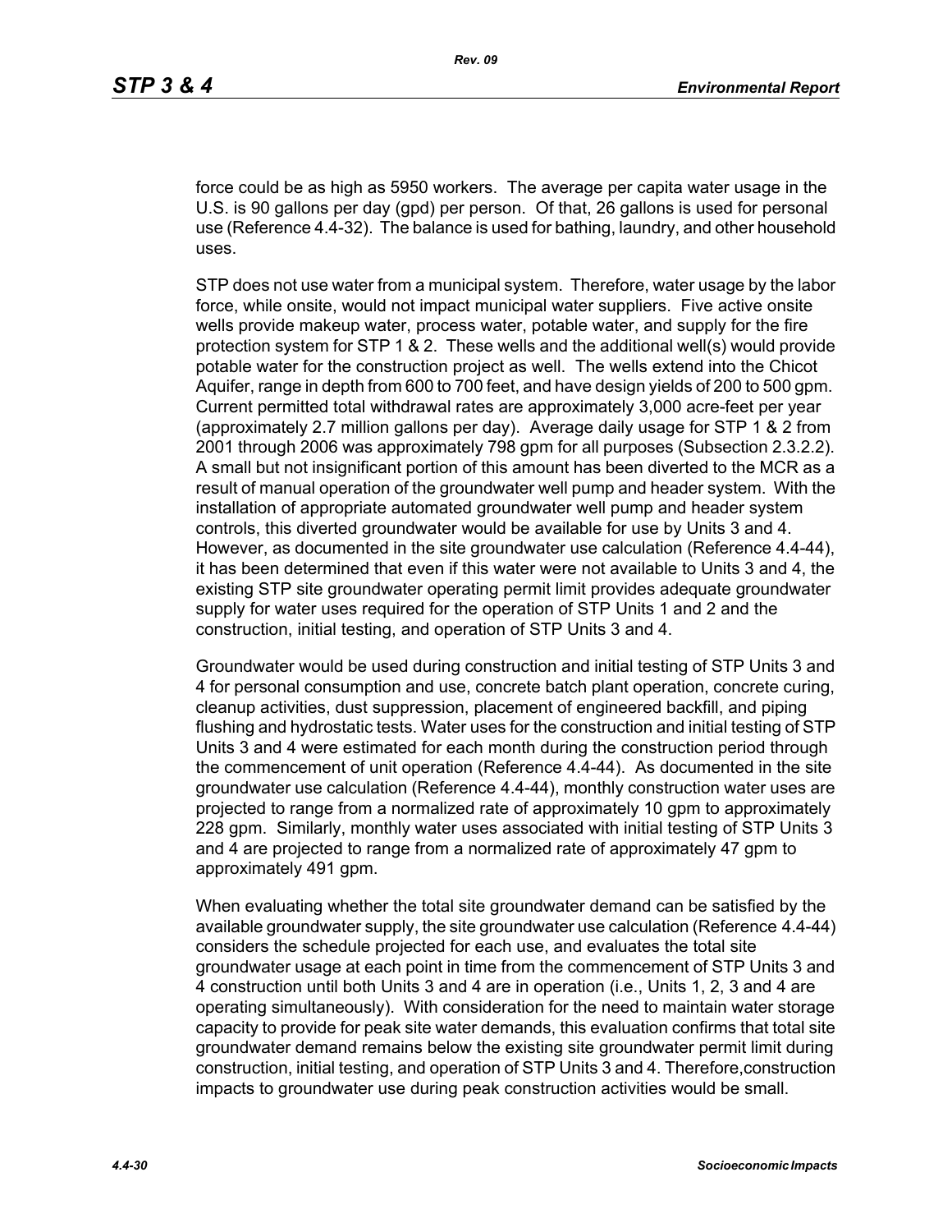force could be as high as 5950 workers. The average per capita water usage in the U.S. is 90 gallons per day (gpd) per person. Of that, 26 gallons is used for personal use (Reference 4.4-32). The balance is used for bathing, laundry, and other household uses.

STP does not use water from a municipal system. Therefore, water usage by the labor force, while onsite, would not impact municipal water suppliers. Five active onsite wells provide makeup water, process water, potable water, and supply for the fire protection system for STP 1 & 2. These wells and the additional well(s) would provide potable water for the construction project as well. The wells extend into the Chicot Aquifer, range in depth from 600 to 700 feet, and have design yields of 200 to 500 gpm. Current permitted total withdrawal rates are approximately 3,000 acre-feet per year (approximately 2.7 million gallons per day). Average daily usage for STP 1 & 2 from 2001 through 2006 was approximately 798 gpm for all purposes (Subsection 2.3.2.2). A small but not insignificant portion of this amount has been diverted to the MCR as a result of manual operation of the groundwater well pump and header system. With the installation of appropriate automated groundwater well pump and header system controls, this diverted groundwater would be available for use by Units 3 and 4. However, as documented in the site groundwater use calculation (Reference 4.4-44), it has been determined that even if this water were not available to Units 3 and 4, the existing STP site groundwater operating permit limit provides adequate groundwater supply for water uses required for the operation of STP Units 1 and 2 and the construction, initial testing, and operation of STP Units 3 and 4.

Groundwater would be used during construction and initial testing of STP Units 3 and 4 for personal consumption and use, concrete batch plant operation, concrete curing, cleanup activities, dust suppression, placement of engineered backfill, and piping flushing and hydrostatic tests. Water uses for the construction and initial testing of STP Units 3 and 4 were estimated for each month during the construction period through the commencement of unit operation (Reference 4.4-44). As documented in the site groundwater use calculation (Reference 4.4-44), monthly construction water uses are projected to range from a normalized rate of approximately 10 gpm to approximately 228 gpm. Similarly, monthly water uses associated with initial testing of STP Units 3 and 4 are projected to range from a normalized rate of approximately 47 gpm to approximately 491 gpm.

When evaluating whether the total site groundwater demand can be satisfied by the available groundwater supply, the site groundwater use calculation (Reference 4.4-44) considers the schedule projected for each use, and evaluates the total site groundwater usage at each point in time from the commencement of STP Units 3 and 4 construction until both Units 3 and 4 are in operation (i.e., Units 1, 2, 3 and 4 are operating simultaneously). With consideration for the need to maintain water storage capacity to provide for peak site water demands, this evaluation confirms that total site groundwater demand remains below the existing site groundwater permit limit during construction, initial testing, and operation of STP Units 3 and 4. Therefore,construction impacts to groundwater use during peak construction activities would be small.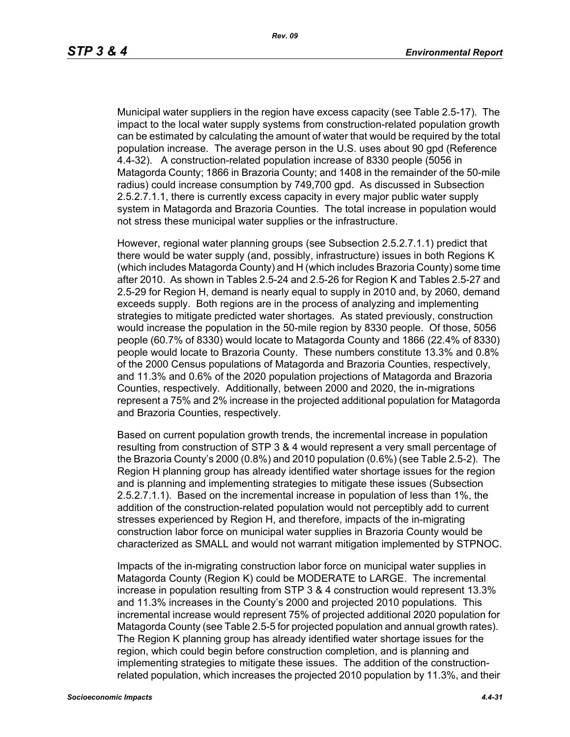Municipal water suppliers in the region have excess capacity (see Table 2.5-17). The impact to the local water supply systems from construction-related population growth can be estimated by calculating the amount of water that would be required by the total population increase. The average person in the U.S. uses about 90 gpd (Reference 4.4-32). A construction-related population increase of 8330 people (5056 in Matagorda County; 1866 in Brazoria County; and 1408 in the remainder of the 50-mile radius) could increase consumption by 749,700 gpd. As discussed in Subsection 2.5.2.7.1.1, there is currently excess capacity in every major public water supply system in Matagorda and Brazoria Counties. The total increase in population would not stress these municipal water supplies or the infrastructure.

However, regional water planning groups (see Subsection 2.5.2.7.1.1) predict that there would be water supply (and, possibly, infrastructure) issues in both Regions K (which includes Matagorda County) and H (which includes Brazoria County) some time after 2010. As shown in Tables 2.5-24 and 2.5-26 for Region K and Tables 2.5-27 and 2.5-29 for Region H, demand is nearly equal to supply in 2010 and, by 2060, demand exceeds supply. Both regions are in the process of analyzing and implementing strategies to mitigate predicted water shortages. As stated previously, construction would increase the population in the 50-mile region by 8330 people. Of those, 5056 people (60.7% of 8330) would locate to Matagorda County and 1866 (22.4% of 8330) people would locate to Brazoria County. These numbers constitute 13.3% and 0.8% of the 2000 Census populations of Matagorda and Brazoria Counties, respectively, and 11.3% and 0.6% of the 2020 population projections of Matagorda and Brazoria Counties, respectively. Additionally, between 2000 and 2020, the in-migrations represent a 75% and 2% increase in the projected additional population for Matagorda and Brazoria Counties, respectively.

Based on current population growth trends, the incremental increase in population resulting from construction of STP 3 & 4 would represent a very small percentage of the Brazoria County's 2000 (0.8%) and 2010 population (0.6%) (see Table 2.5-2). The Region H planning group has already identified water shortage issues for the region and is planning and implementing strategies to mitigate these issues (Subsection 2.5.2.7.1.1). Based on the incremental increase in population of less than 1%, the addition of the construction-related population would not perceptibly add to current stresses experienced by Region H, and therefore, impacts of the in-migrating construction labor force on municipal water supplies in Brazoria County would be characterized as SMALL and would not warrant mitigation implemented by STPNOC.

Impacts of the in-migrating construction labor force on municipal water supplies in Matagorda County (Region K) could be MODERATE to LARGE. The incremental increase in population resulting from STP 3 & 4 construction would represent 13.3% and 11.3% increases in the County's 2000 and projected 2010 populations. This incremental increase would represent 75% of projected additional 2020 population for Matagorda County (see Table 2.5-5 for projected population and annual growth rates). The Region K planning group has already identified water shortage issues for the region, which could begin before construction completion, and is planning and implementing strategies to mitigate these issues. The addition of the construction-related population, which increases the projected 2010 population by 11.3%, and their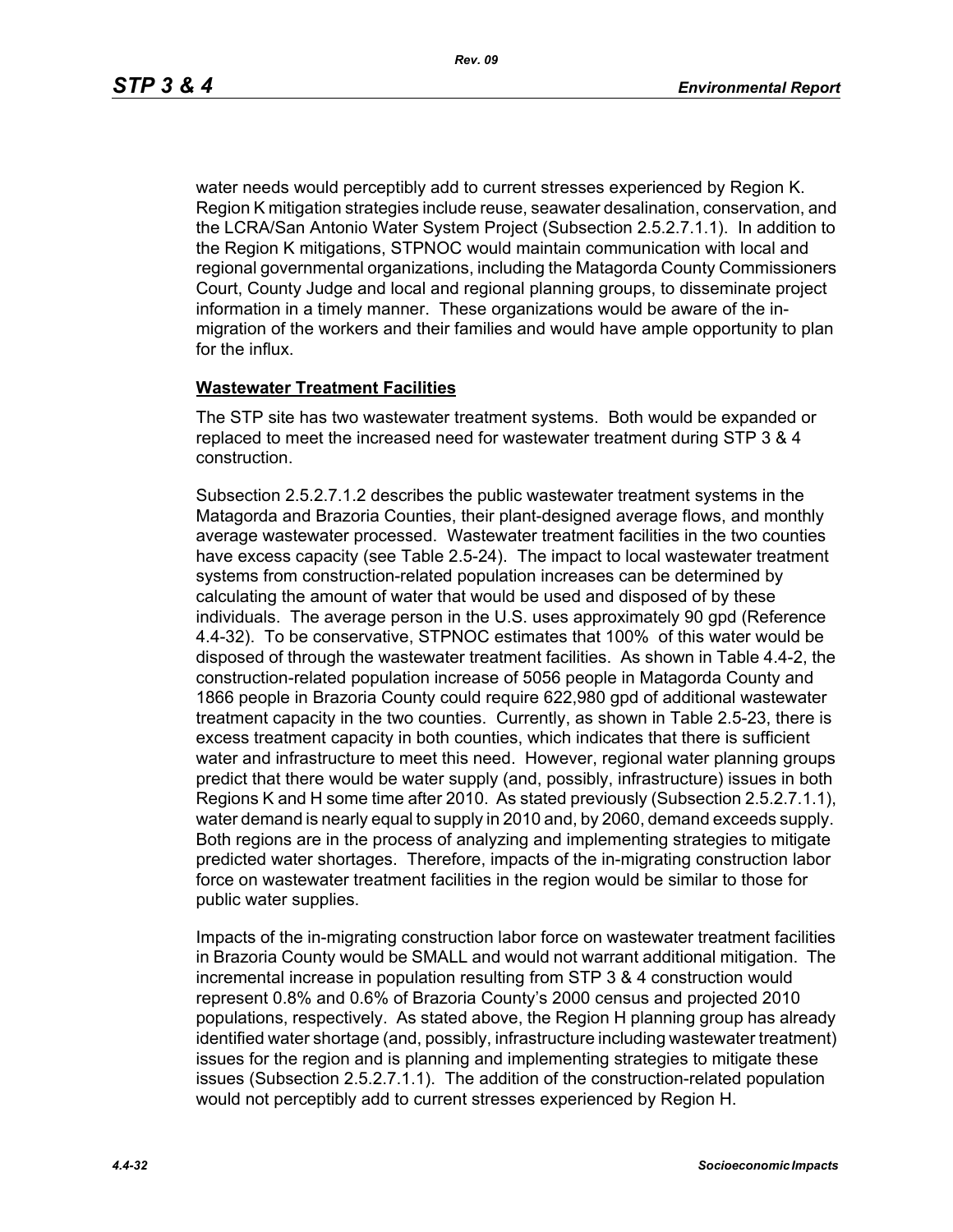water needs would perceptibly add to current stresses experienced by Region K. Region K mitigation strategies include reuse, seawater desalination, conservation, and the LCRA/San Antonio Water System Project (Subsection 2.5.2.7.1.1). In addition to the Region K mitigations, STPNOC would maintain communication with local and regional governmental organizations, including the Matagorda County Commissioners Court, County Judge and local and regional planning groups, to disseminate project information in a timely manner. These organizations would be aware of the in-migration of the workers and their families and would have ample opportunity to plan for the influx.

**Wastewater Treatment Facilities**

The STP site has two wastewater treatment systems. Both would be expanded or replaced to meet the increased need for wastewater treatment during STP 3 & 4 construction.

Subsection 2.5.2.7.1.2 describes the public wastewater treatment systems in the Matagorda and Brazoria Counties, their plant-designed average flows, and monthly average wastewater processed. Wastewater treatment facilities in the two counties have excess capacity (see Table 2.5-24). The impact to local wastewater treatment systems from construction-related population increases can be determined by calculating the amount of water that would be used and disposed of by these individuals. The average person in the U.S. uses approximately 90 gpd (Reference 4.4-32). To be conservative, STPNOC estimates that 100% of this water would be disposed of through the wastewater treatment facilities. As shown in Table 4.4-2, the construction-related population increase of 5056 people in Matagorda County and 1866 people in Brazoria County could require 622,980 gpd of additional wastewater treatment capacity in the two counties. Currently, as shown in Table 2.5-23, there is excess treatment capacity in both counties, which indicates that there is sufficient water and infrastructure to meet this need. However, regional water planning groups predict that there would be water supply (and, possibly, infrastructure) issues in both Regions K and H some time after 2010. As stated previously (Subsection 2.5.2.7.1.1), water demand is nearly equal to supply in 2010 and, by 2060, demand exceeds supply. Both regions are in the process of analyzing and implementing strategies to mitigate predicted water shortages. Therefore, impacts of the in-migrating construction labor force on wastewater treatment facilities in the region would be similar to those for public water supplies.

Impacts of the in-migrating construction labor force on wastewater treatment facilities in Brazoria County would be SMALL and would not warrant additional mitigation. The incremental increase in population resulting from STP 3 & 4 construction would represent 0.8% and 0.6% of Brazoria County's 2000 census and projected 2010 populations, respectively. As stated above, the Region H planning group has already identified water shortage (and, possibly, infrastructure including wastewater treatment) issues for the region and is planning and implementing strategies to mitigate these issues (Subsection 2.5.2.7.1.1). The addition of the construction-related population would not perceptibly add to current stresses experienced by Region H.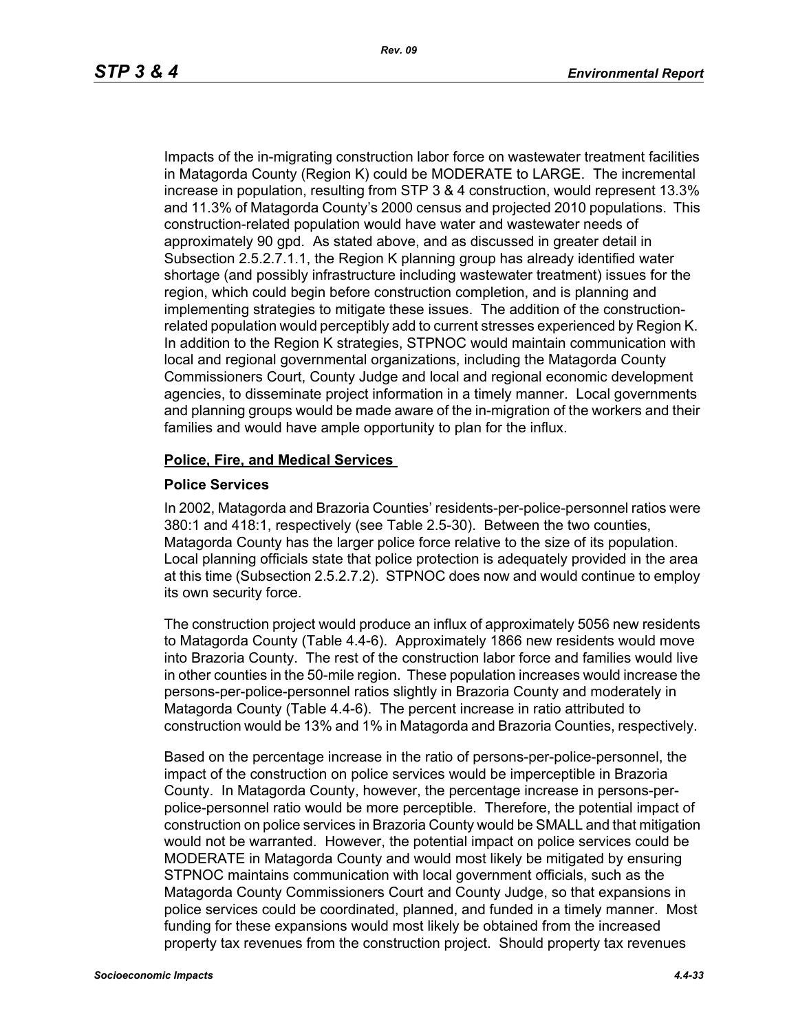Impacts of the in-migrating construction labor force on wastewater treatment facilities in Matagorda County (Region K) could be MODERATE to LARGE. The incremental increase in population, resulting from STP 3 & 4 construction, would represent 13.3% and 11.3% of Matagorda County's 2000 census and projected 2010 populations. This construction-related population would have water and wastewater needs of approximately 90 gpd. As stated above, and as discussed in greater detail in Subsection 2.5.2.7.1.1, the Region K planning group has already identified water shortage (and possibly infrastructure including wastewater treatment) issues for the region, which could begin before construction completion, and is planning and implementing strategies to mitigate these issues. The addition of the construction-related population would perceptibly add to current stresses experienced by Region K. In addition to the Region K strategies, STPNOC would maintain communication with local and regional governmental organizations, including the Matagorda County Commissioners Court, County Judge and local and regional economic development agencies, to disseminate project information in a timely manner. Local governments and planning groups would be made aware of the in-migration of the workers and their families and would have ample opportunity to plan for the influx.

**<u>Police, Fire, and Medical Services</u>**

**Police Services**

In 2002, Matagorda and Brazoria Counties' residents-per-police-personnel ratios were 380:1 and 418:1, respectively (see Table 2.5-30). Between the two counties, Matagorda County has the larger police force relative to the size of its population. Local planning officials state that police protection is adequately provided in the area at this time (Subsection 2.5.2.7.2). STPNOC does now and would continue to employ its own security force.

The construction project would produce an influx of approximately 5056 new residents to Matagorda County (Table 4.4-6). Approximately 1866 new residents would move into Brazoria County. The rest of the construction labor force and families would live in other counties in the 50-mile region. These population increases would increase the persons-per-police-personnel ratios slightly in Brazoria County and moderately in Matagorda County (Table 4.4-6). The percent increase in ratio attributed to construction would be 13% and 1% in Matagorda and Brazoria Counties, respectively.

Based on the percentage increase in the ratio of persons-per-police-personnel, the impact of the construction on police services would be imperceptible in Brazoria County. In Matagorda County, however, the percentage increase in persons-per-police-personnel ratio would be more perceptible. Therefore, the potential impact of construction on police services in Brazoria County would be SMALL and that mitigation would not be warranted. However, the potential impact on police services could be MODERATE in Matagorda County and would most likely be mitigated by ensuring STPNOC maintains communication with local government officials, such as the Matagorda County Commissioners Court and County Judge, so that expansions in police services could be coordinated, planned, and funded in a timely manner. Most funding for these expansions would most likely be obtained from the increased property tax revenues from the construction project. Should property tax revenues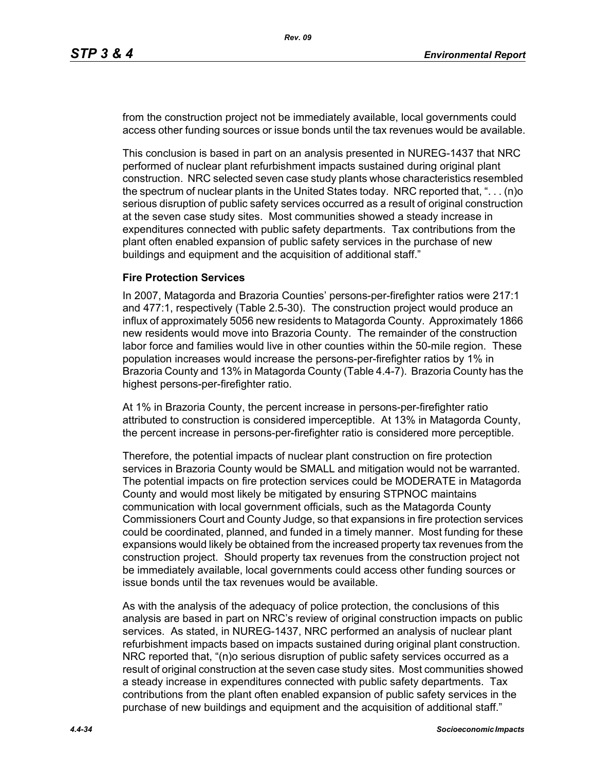from the construction project not be immediately available, local governments could access other funding sources or issue bonds until the tax revenues would be available.

This conclusion is based in part on an analysis presented in NUREG-1437 that NRC performed of nuclear plant refurbishment impacts sustained during original plant construction. NRC selected seven case study plants whose characteristics resembled the spectrum of nuclear plants in the United States today. NRC reported that, ". . . (n)o serious disruption of public safety services occurred as a result of original construction at the seven case study sites. Most communities showed a steady increase in expenditures connected with public safety departments. Tax contributions from the plant often enabled expansion of public safety services in the purchase of new buildings and equipment and the acquisition of additional staff."

### Fire Protection Services

In 2007, Matagorda and Brazoria Counties' persons-per-firefighter ratios were 217:1 and 477:1, respectively (Table 2.5-30). The construction project would produce an influx of approximately 5056 new residents to Matagorda County. Approximately 1866 new residents would move into Brazoria County. The remainder of the construction labor force and families would live in other counties within the 50-mile region. These population increases would increase the persons-per-firefighter ratios by 1% in Brazoria County and 13% in Matagorda County (Table 4.4-7). Brazoria County has the highest persons-per-firefighter ratio.

At 1% in Brazoria County, the percent increase in persons-per-firefighter ratio attributed to construction is considered imperceptible. At 13% in Matagorda County, the percent increase in persons-per-firefighter ratio is considered more perceptible.

Therefore, the potential impacts of nuclear plant construction on fire protection services in Brazoria County would be SMALL and mitigation would not be warranted. The potential impacts on fire protection services could be MODERATE in Matagorda County and would most likely be mitigated by ensuring STPNOC maintains communication with local government officials, such as the Matagorda County Commissioners Court and County Judge, so that expansions in fire protection services could be coordinated, planned, and funded in a timely manner. Most funding for these expansions would likely be obtained from the increased property tax revenues from the construction project. Should property tax revenues from the construction project not be immediately available, local governments could access other funding sources or issue bonds until the tax revenues would be available.

As with the analysis of the adequacy of police protection, the conclusions of this analysis are based in part on NRC's review of original construction impacts on public services. As stated, in NUREG-1437, NRC performed an analysis of nuclear plant refurbishment impacts based on impacts sustained during original plant construction. NRC reported that, "(n)o serious disruption of public safety services occurred as a result of original construction at the seven case study sites. Most communities showed a steady increase in expenditures connected with public safety departments. Tax contributions from the plant often enabled expansion of public safety services in the purchase of new buildings and equipment and the acquisition of additional staff."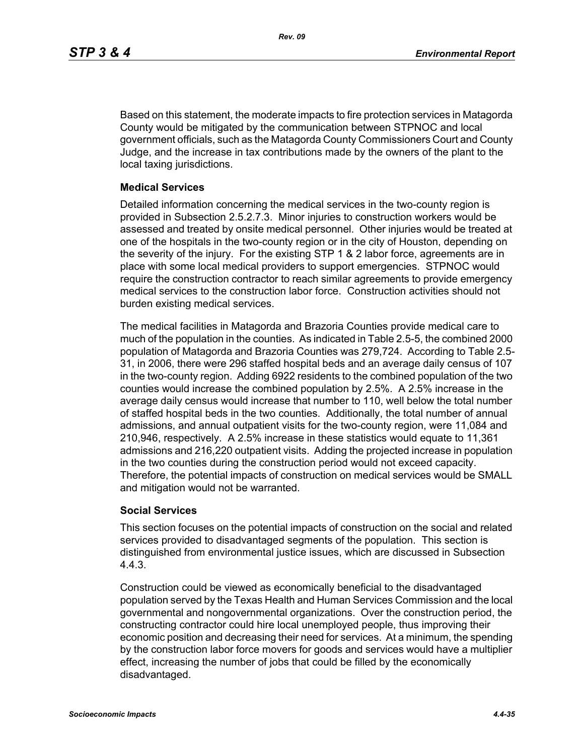Based on this statement, the moderate impacts to fire protection services in Matagorda County would be mitigated by the communication between STPNOC and local government officials, such as the Matagorda County Commissioners Court and County Judge, and the increase in tax contributions made by the owners of the plant to the local taxing jurisdictions.

**Medical Services**

Detailed information concerning the medical services in the two-county region is provided in Subsection 2.5.2.7.3. Minor injuries to construction workers would be assessed and treated by onsite medical personnel. Other injuries would be treated at one of the hospitals in the two-county region or in the city of Houston, depending on the severity of the injury. For the existing STP 1 & 2 labor force, agreements are in place with some local medical providers to support emergencies. STPNOC would require the construction contractor to reach similar agreements to provide emergency medical services to the construction labor force. Construction activities should not burden existing medical services.

The medical facilities in Matagorda and Brazoria Counties provide medical care to much of the population in the counties. As indicated in Table 2.5-5, the combined 2000 population of Matagorda and Brazoria Counties was 279,724. According to Table 2.5-31, in 2006, there were 296 staffed hospital beds and an average daily census of 107 in the two-county region. Adding 6922 residents to the combined population of the two counties would increase the combined population by 2.5%. A 2.5% increase in the average daily census would increase that number to 110, well below the total number of staffed hospital beds in the two counties. Additionally, the total number of annual admissions, and annual outpatient visits for the two-county region, were 11,084 and 210,946, respectively. A 2.5% increase in these statistics would equate to 11,361 admissions and 216,220 outpatient visits. Adding the projected increase in population in the two counties during the construction period would not exceed capacity. Therefore, the potential impacts of construction on medical services would be SMALL and mitigation would not be warranted.

**Social Services**

This section focuses on the potential impacts of construction on the social and related services provided to disadvantaged segments of the population. This section is distinguished from environmental justice issues, which are discussed in Subsection 4.4.3.

Construction could be viewed as economically beneficial to the disadvantaged population served by the Texas Health and Human Services Commission and the local governmental and nongovernmental organizations. Over the construction period, the constructing contractor could hire local unemployed people, thus improving their economic position and decreasing their need for services. At a minimum, the spending by the construction labor force movers for goods and services would have a multiplier effect, increasing the number of jobs that could be filled by the economically disadvantaged.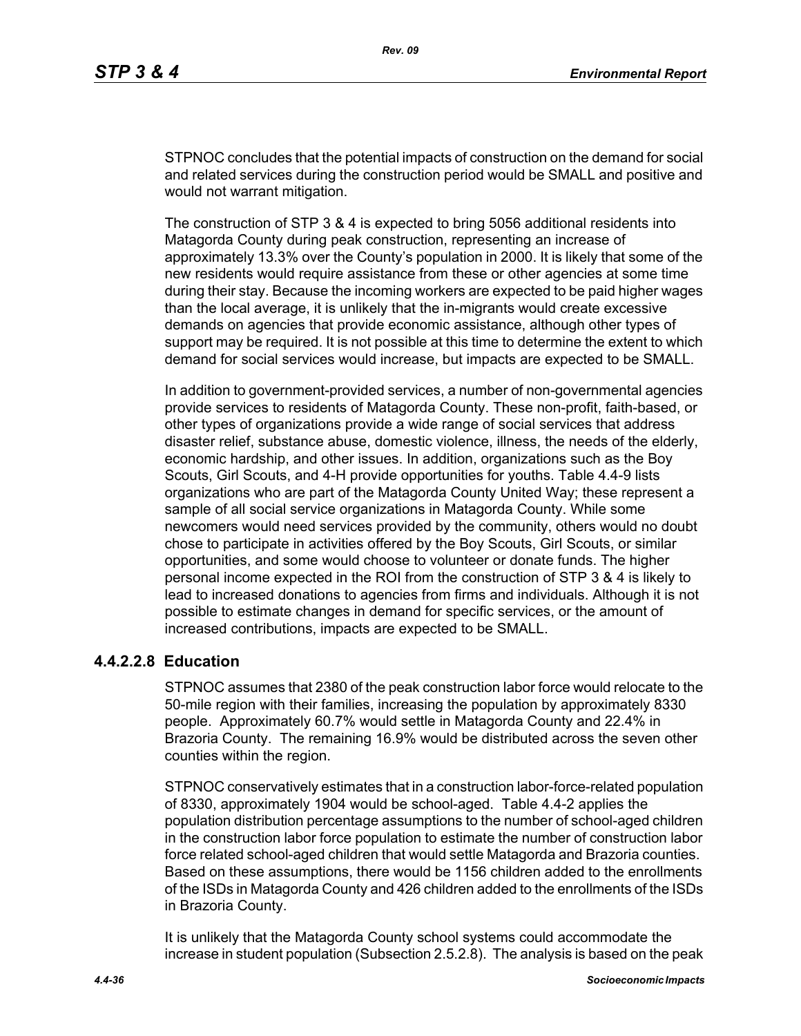STPNOC concludes that the potential impacts of construction on the demand for social and related services during the construction period would be SMALL and positive and would not warrant mitigation.

The construction of STP 3 & 4 is expected to bring 5056 additional residents into Matagorda County during peak construction, representing an increase of approximately 13.3% over the County's population in 2000. It is likely that some of the new residents would require assistance from these or other agencies at some time during their stay. Because the incoming workers are expected to be paid higher wages than the local average, it is unlikely that the in-migrants would create excessive demands on agencies that provide economic assistance, although other types of support may be required. It is not possible at this time to determine the extent to which demand for social services would increase, but impacts are expected to be SMALL.

In addition to government-provided services, a number of non-governmental agencies provide services to residents of Matagorda County. These non-profit, faith-based, or other types of organizations provide a wide range of social services that address disaster relief, substance abuse, domestic violence, illness, the needs of the elderly, economic hardship, and other issues. In addition, organizations such as the Boy Scouts, Girl Scouts, and 4-H provide opportunities for youths. Table 4.4-9 lists organizations who are part of the Matagorda County United Way; these represent a sample of all social service organizations in Matagorda County. While some newcomers would need services provided by the community, others would no doubt chose to participate in activities offered by the Boy Scouts, Girl Scouts, or similar opportunities, and some would choose to volunteer or donate funds. The higher personal income expected in the ROI from the construction of STP 3 & 4 is likely to lead to increased donations to agencies from firms and individuals. Although it is not possible to estimate changes in demand for specific services, or the amount of increased contributions, impacts are expected to be SMALL.

### 4.4.2.2.8 Education

STPNOC assumes that 2380 of the peak construction labor force would relocate to the 50-mile region with their families, increasing the population by approximately 8330 people. Approximately 60.7% would settle in Matagorda County and 22.4% in Brazoria County. The remaining 16.9% would be distributed across the seven other counties within the region.

STPNOC conservatively estimates that in a construction labor-force-related population of 8330, approximately 1904 would be school-aged. Table 4.4-2 applies the population distribution percentage assumptions to the number of school-aged children in the construction labor force population to estimate the number of construction labor force related school-aged children that would settle Matagorda and Brazoria counties. Based on these assumptions, there would be 1156 children added to the enrollments of the ISDs in Matagorda County and 426 children added to the enrollments of the ISDs in Brazoria County.

It is unlikely that the Matagorda County school systems could accommodate the increase in student population (Subsection 2.5.2.8). The analysis is based on the peak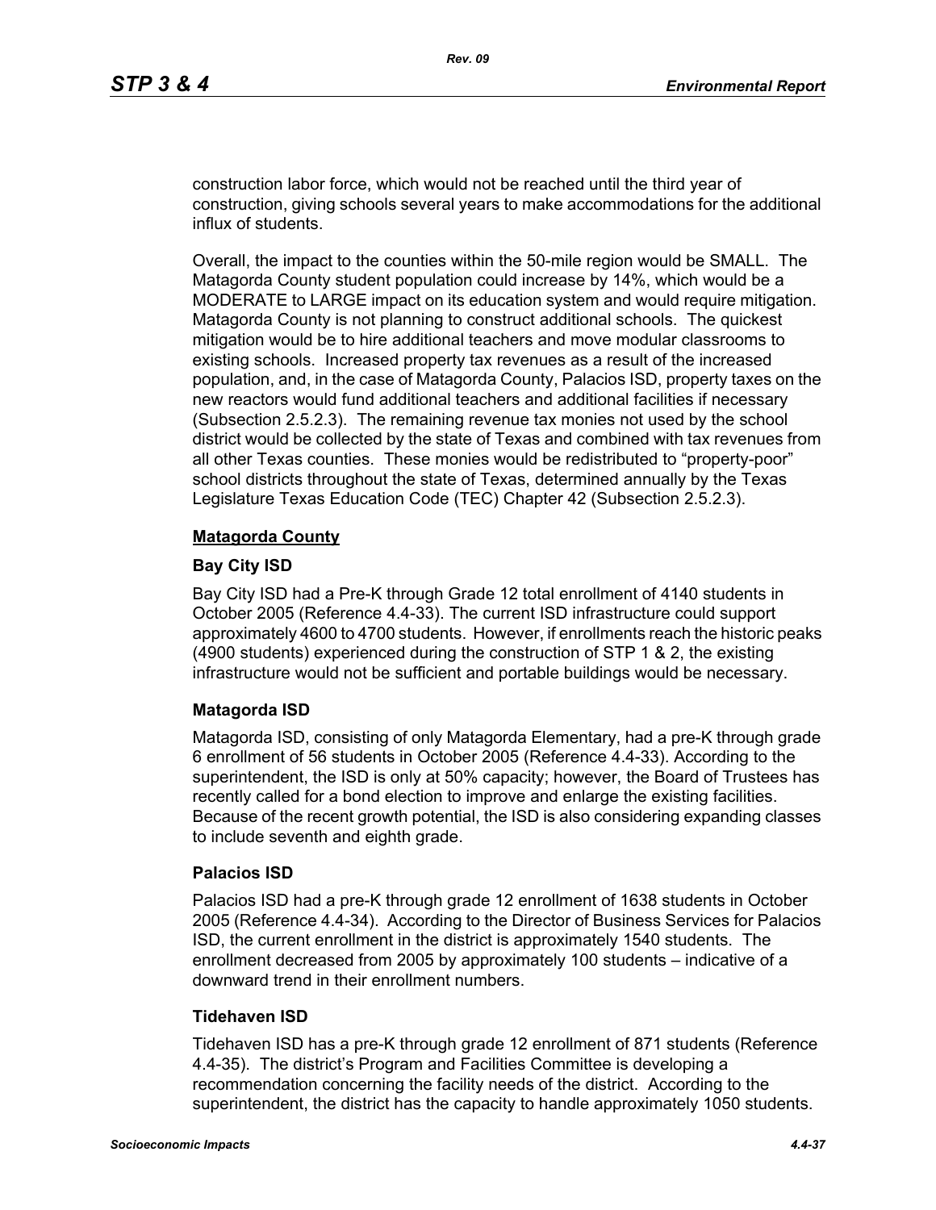construction labor force, which would not be reached until the third year of construction, giving schools several years to make accommodations for the additional influx of students.

Overall, the impact to the counties within the 50-mile region would be SMALL. The Matagorda County student population could increase by 14%, which would be a MODERATE to LARGE impact on its education system and would require mitigation. Matagorda County is not planning to construct additional schools. The quickest mitigation would be to hire additional teachers and move modular classrooms to existing schools. Increased property tax revenues as a result of the increased population, and, in the case of Matagorda County, Palacios ISD, property taxes on the new reactors would fund additional teachers and additional facilities if necessary (Subsection 2.5.2.3). The remaining revenue tax monies not used by the school district would be collected by the state of Texas and combined with tax revenues from all other Texas counties. These monies would be redistributed to "property-poor" school districts throughout the state of Texas, determined annually by the Texas Legislature Texas Education Code (TEC) Chapter 42 (Subsection 2.5.2.3).

## Matagorda County

### Bay City ISD

Bay City ISD had a Pre-K through Grade 12 total enrollment of 4140 students in October 2005 (Reference 4.4-33). The current ISD infrastructure could support approximately 4600 to 4700 students. However, if enrollments reach the historic peaks (4900 students) experienced during the construction of STP 1 & 2, the existing infrastructure would not be sufficient and portable buildings would be necessary.

### Matagorda ISD

Matagorda ISD, consisting of only Matagorda Elementary, had a pre-K through grade 6 enrollment of 56 students in October 2005 (Reference 4.4-33). According to the superintendent, the ISD is only at 50% capacity; however, the Board of Trustees has recently called for a bond election to improve and enlarge the existing facilities. Because of the recent growth potential, the ISD is also considering expanding classes to include seventh and eighth grade.

### Palacios ISD

Palacios ISD had a pre-K through grade 12 enrollment of 1638 students in October 2005 (Reference 4.4-34). According to the Director of Business Services for Palacios ISD, the current enrollment in the district is approximately 1540 students. The enrollment decreased from 2005 by approximately 100 students – indicative of a downward trend in their enrollment numbers.

### Tidehaven ISD

Tidehaven ISD has a pre-K through grade 12 enrollment of 871 students (Reference 4.4-35). The district's Program and Facilities Committee is developing a recommendation concerning the facility needs of the district. According to the superintendent, the district has the capacity to handle approximately 1050 students.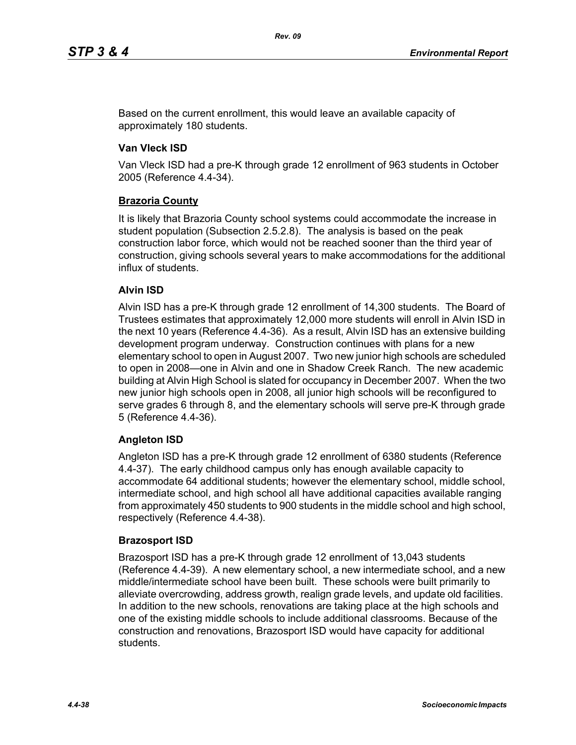Based on the current enrollment, this would leave an available capacity of approximately 180 students.

### Van Vleck ISD

Van Vleck ISD had a pre-K through grade 12 enrollment of 963 students in October 2005 (Reference 4.4-34).

## Brazoria County

It is likely that Brazoria County school systems could accommodate the increase in student population (Subsection 2.5.2.8). The analysis is based on the peak construction labor force, which would not be reached sooner than the third year of construction, giving schools several years to make accommodations for the additional influx of students.

### Alvin ISD

Alvin ISD has a pre-K through grade 12 enrollment of 14,300 students. The Board of Trustees estimates that approximately 12,000 more students will enroll in Alvin ISD in the next 10 years (Reference 4.4-36). As a result, Alvin ISD has an extensive building development program underway. Construction continues with plans for a new elementary school to open in August 2007. Two new junior high schools are scheduled to open in 2008—one in Alvin and one in Shadow Creek Ranch. The new academic building at Alvin High School is slated for occupancy in December 2007. When the two new junior high schools open in 2008, all junior high schools will be reconfigured to serve grades 6 through 8, and the elementary schools will serve pre-K through grade 5 (Reference 4.4-36).

### Angleton ISD

Angleton ISD has a pre-K through grade 12 enrollment of 6380 students (Reference 4.4-37). The early childhood campus only has enough available capacity to accommodate 64 additional students; however the elementary school, middle school, intermediate school, and high school all have additional capacities available ranging from approximately 450 students to 900 students in the middle school and high school, respectively (Reference 4.4-38).

### Brazosport ISD

Brazosport ISD has a pre-K through grade 12 enrollment of 13,043 students (Reference 4.4-39). A new elementary school, a new intermediate school, and a new middle/intermediate school have been built. These schools were built primarily to alleviate overcrowding, address growth, realign grade levels, and update old facilities. In addition to the new schools, renovations are taking place at the high schools and one of the existing middle schools to include additional classrooms. Because of the construction and renovations, Brazosport ISD would have capacity for additional students.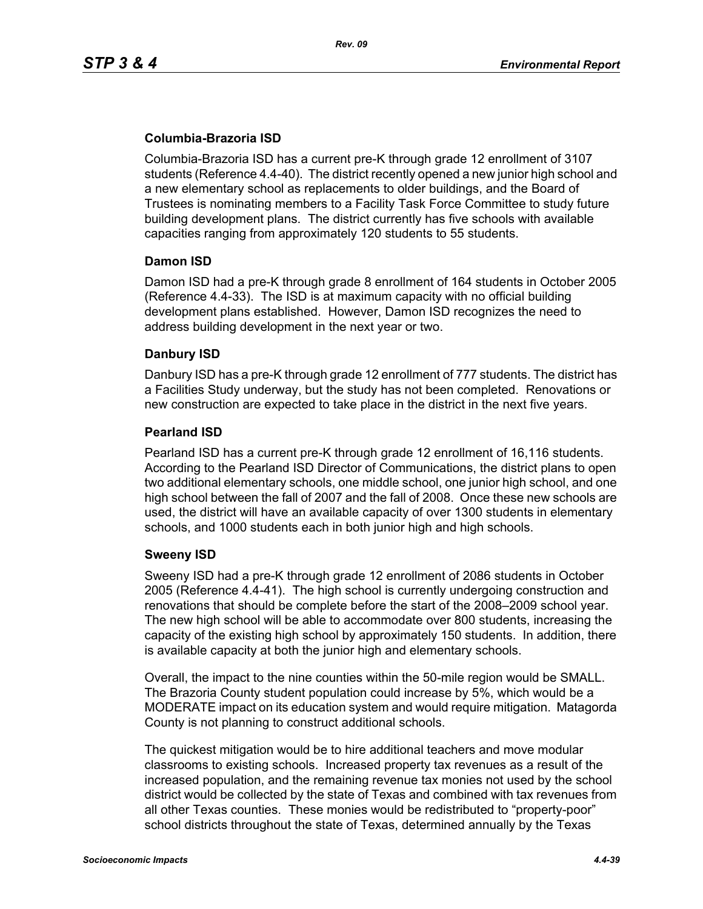### Columbia-Brazoria ISD

Columbia-Brazoria ISD has a current pre-K through grade 12 enrollment of 3107 students (Reference 4.4-40). The district recently opened a new junior high school and a new elementary school as replacements to older buildings, and the Board of Trustees is nominating members to a Facility Task Force Committee to study future building development plans. The district currently has five schools with available capacities ranging from approximately 120 students to 55 students.

### Damon ISD

Damon ISD had a pre-K through grade 8 enrollment of 164 students in October 2005 (Reference 4.4-33). The ISD is at maximum capacity with no official building development plans established. However, Damon ISD recognizes the need to address building development in the next year or two.

### Danbury ISD

Danbury ISD has a pre-K through grade 12 enrollment of 777 students. The district has a Facilities Study underway, but the study has not been completed. Renovations or new construction are expected to take place in the district in the next five years.

### Pearland ISD

Pearland ISD has a current pre-K through grade 12 enrollment of 16,116 students. According to the Pearland ISD Director of Communications, the district plans to open two additional elementary schools, one middle school, one junior high school, and one high school between the fall of 2007 and the fall of 2008. Once these new schools are used, the district will have an available capacity of over 1300 students in elementary schools, and 1000 students each in both junior high and high schools.

### Sweeny ISD

Sweeny ISD had a pre-K through grade 12 enrollment of 2086 students in October 2005 (Reference 4.4-41). The high school is currently undergoing construction and renovations that should be complete before the start of the 2008–2009 school year. The new high school will be able to accommodate over 800 students, increasing the capacity of the existing high school by approximately 150 students. In addition, there is available capacity at both the junior high and elementary schools.

Overall, the impact to the nine counties within the 50-mile region would be SMALL. The Brazoria County student population could increase by 5%, which would be a MODERATE impact on its education system and would require mitigation. Matagorda County is not planning to construct additional schools.

The quickest mitigation would be to hire additional teachers and move modular classrooms to existing schools. Increased property tax revenues as a result of the increased population, and the remaining revenue tax monies not used by the school district would be collected by the state of Texas and combined with tax revenues from all other Texas counties. These monies would be redistributed to "property-poor" school districts throughout the state of Texas, determined annually by the Texas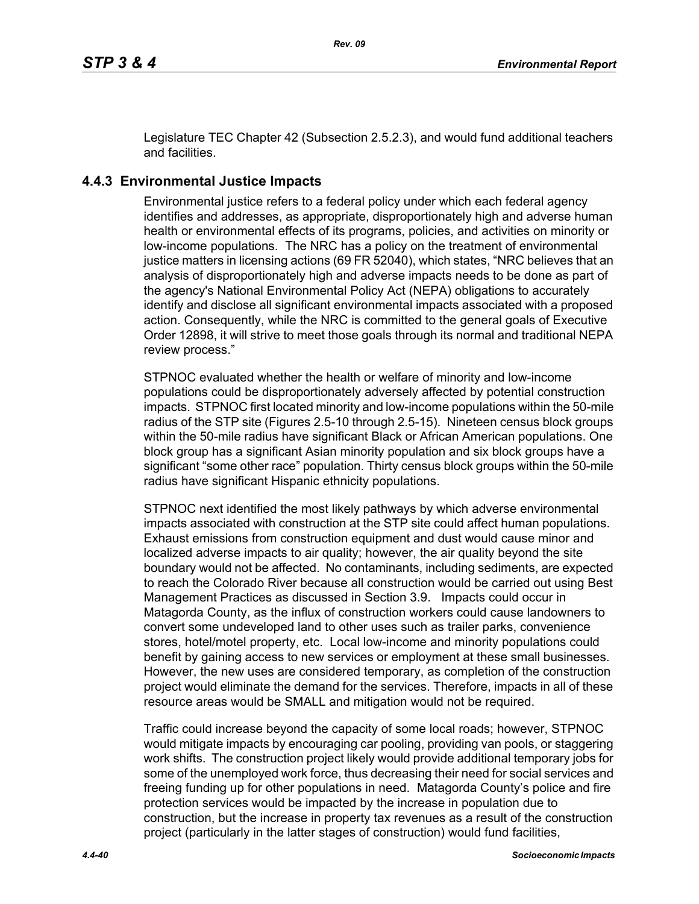Legislature TEC Chapter 42 (Subsection 2.5.2.3), and would fund additional teachers and facilities.

### 4.4.3 Environmental Justice Impacts

Environmental justice refers to a federal policy under which each federal agency identifies and addresses, as appropriate, disproportionately high and adverse human health or environmental effects of its programs, policies, and activities on minority or low-income populations. The NRC has a policy on the treatment of environmental justice matters in licensing actions (69 FR 52040), which states, "NRC believes that an analysis of disproportionately high and adverse impacts needs to be done as part of the agency's National Environmental Policy Act (NEPA) obligations to accurately identify and disclose all significant environmental impacts associated with a proposed action. Consequently, while the NRC is committed to the general goals of Executive Order 12898, it will strive to meet those goals through its normal and traditional NEPA review process."

STPNOC evaluated whether the health or welfare of minority and low-income populations could be disproportionately adversely affected by potential construction impacts. STPNOC first located minority and low-income populations within the 50-mile radius of the STP site (Figures 2.5-10 through 2.5-15). Nineteen census block groups within the 50-mile radius have significant Black or African American populations. One block group has a significant Asian minority population and six block groups have a significant "some other race" population. Thirty census block groups within the 50-mile radius have significant Hispanic ethnicity populations.

STPNOC next identified the most likely pathways by which adverse environmental impacts associated with construction at the STP site could affect human populations. Exhaust emissions from construction equipment and dust would cause minor and localized adverse impacts to air quality; however, the air quality beyond the site boundary would not be affected. No contaminants, including sediments, are expected to reach the Colorado River because all construction would be carried out using Best Management Practices as discussed in Section 3.9. Impacts could occur in Matagorda County, as the influx of construction workers could cause landowners to convert some undeveloped land to other uses such as trailer parks, convenience stores, hotel/motel property, etc. Local low-income and minority populations could benefit by gaining access to new services or employment at these small businesses. However, the new uses are considered temporary, as completion of the construction project would eliminate the demand for the services. Therefore, impacts in all of these resource areas would be SMALL and mitigation would not be required.

Traffic could increase beyond the capacity of some local roads; however, STPNOC would mitigate impacts by encouraging car pooling, providing van pools, or staggering work shifts. The construction project likely would provide additional temporary jobs for some of the unemployed work force, thus decreasing their need for social services and freeing funding up for other populations in need. Matagorda County's police and fire protection services would be impacted by the increase in population due to construction, but the increase in property tax revenues as a result of the construction project (particularly in the latter stages of construction) would fund facilities,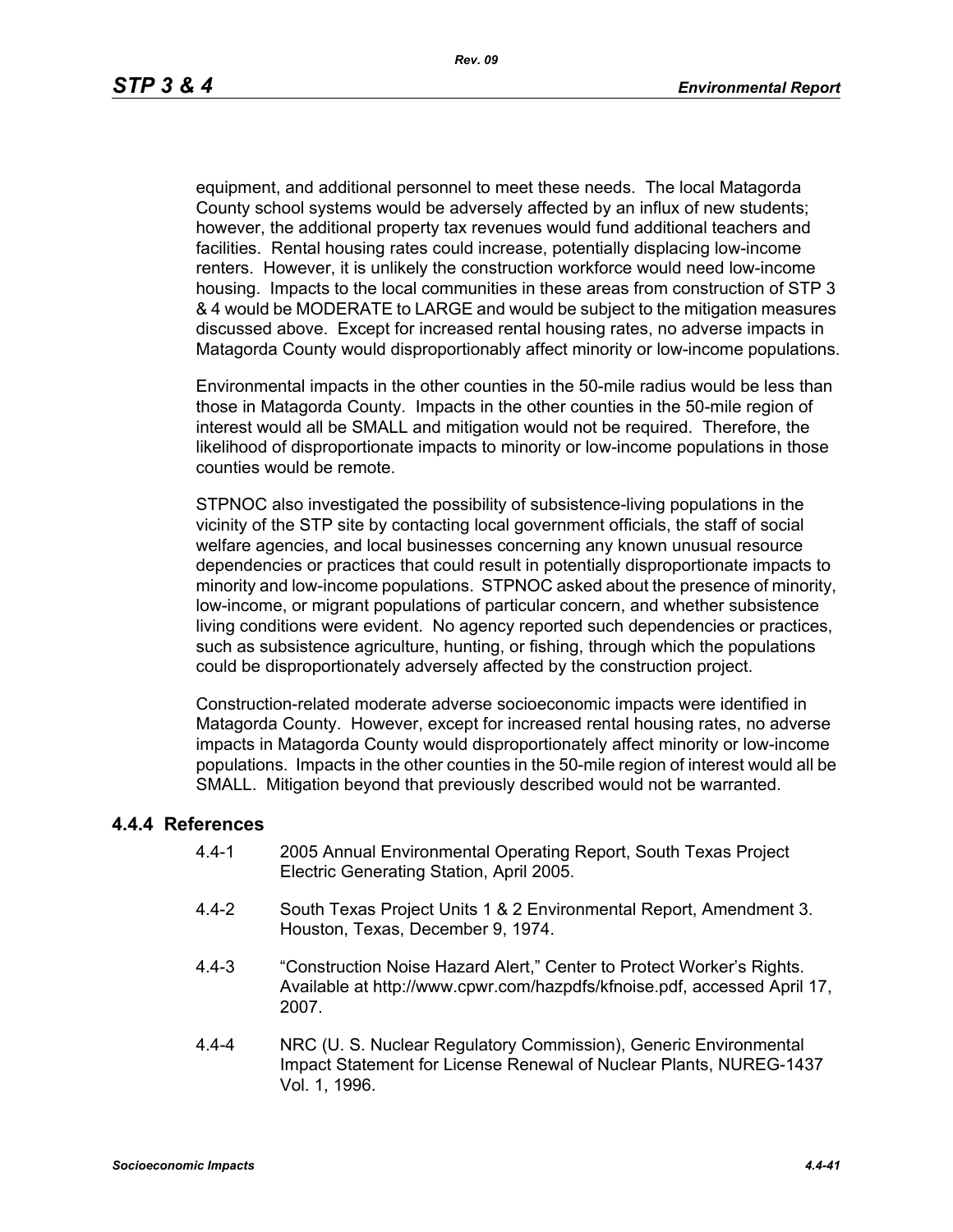equipment, and additional personnel to meet these needs. The local Matagorda County school systems would be adversely affected by an influx of new students; however, the additional property tax revenues would fund additional teachers and facilities. Rental housing rates could increase, potentially displacing low-income renters. However, it is unlikely the construction workforce would need low-income housing. Impacts to the local communities in these areas from construction of STP 3 & 4 would be MODERATE to LARGE and would be subject to the mitigation measures discussed above. Except for increased rental housing rates, no adverse impacts in Matagorda County would disproportionably affect minority or low-income populations.

Environmental impacts in the other counties in the 50-mile radius would be less than those in Matagorda County. Impacts in the other counties in the 50-mile region of interest would all be SMALL and mitigation would not be required. Therefore, the likelihood of disproportionate impacts to minority or low-income populations in those counties would be remote.

STPNOC also investigated the possibility of subsistence-living populations in the vicinity of the STP site by contacting local government officials, the staff of social welfare agencies, and local businesses concerning any known unusual resource dependencies or practices that could result in potentially disproportionate impacts to minority and low-income populations. STPNOC asked about the presence of minority, low-income, or migrant populations of particular concern, and whether subsistence living conditions were evident. No agency reported such dependencies or practices, such as subsistence agriculture, hunting, or fishing, through which the populations could be disproportionately adversely affected by the construction project.

Construction-related moderate adverse socioeconomic impacts were identified in Matagorda County. However, except for increased rental housing rates, no adverse impacts in Matagorda County would disproportionately affect minority or low-income populations. Impacts in the other counties in the 50-mile region of interest would all be SMALL. Mitigation beyond that previously described would not be warranted.

## 4.4.4 References

4.4-1 2005 Annual Environmental Operating Report, South Texas Project Electric Generating Station, April 2005.

4.4-2 South Texas Project Units 1 & 2 Environmental Report, Amendment 3. Houston, Texas, December 9, 1974.

4.4-3 "Construction Noise Hazard Alert," Center to Protect Worker's Rights. Available at http://www.cpwr.com/hazpdfs/kfnoise.pdf, accessed April 17, 2007.

4.4-4 NRC (U. S. Nuclear Regulatory Commission), Generic Environmental Impact Statement for License Renewal of Nuclear Plants, NUREG-1437 Vol. 1, 1996.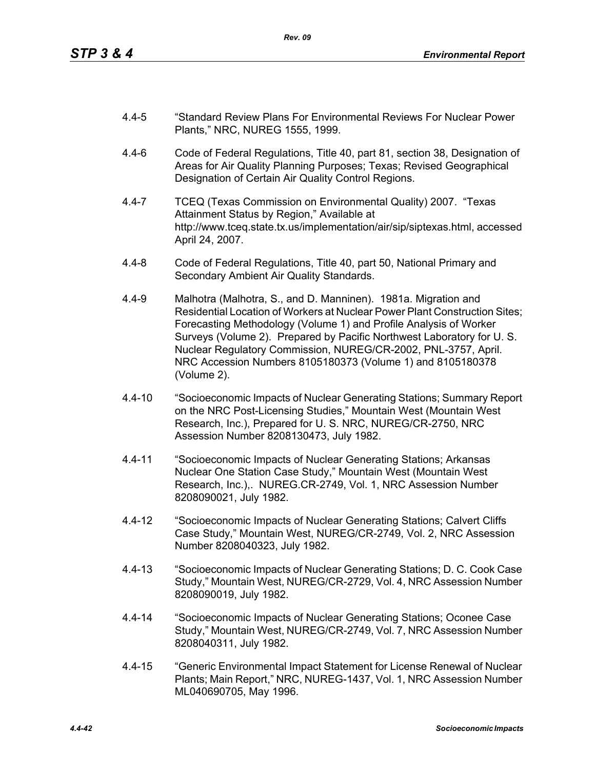4.4-5 "Standard Review Plans For Environmental Reviews For Nuclear Power Plants," NRC, NUREG 1555, 1999.

4.4-6 Code of Federal Regulations, Title 40, part 81, section 38, Designation of Areas for Air Quality Planning Purposes; Texas; Revised Geographical Designation of Certain Air Quality Control Regions.

4.4-7 TCEQ (Texas Commission on Environmental Quality) 2007. "Texas Attainment Status by Region," Available at http://www.tceq.state.tx.us/implementation/air/sip/siptexas.html, accessed April 24, 2007.

4.4-8 Code of Federal Regulations, Title 40, part 50, National Primary and Secondary Ambient Air Quality Standards.

4.4-9 Malhotra (Malhotra, S., and D. Manninen). 1981a. Migration and Residential Location of Workers at Nuclear Power Plant Construction Sites; Forecasting Methodology (Volume 1) and Profile Analysis of Worker Surveys (Volume 2). Prepared by Pacific Northwest Laboratory for U. S. Nuclear Regulatory Commission, NUREG/CR-2002, PNL-3757, April. NRC Accession Numbers 8105180373 (Volume 1) and 8105180378 (Volume 2).

4.4-10 "Socioeconomic Impacts of Nuclear Generating Stations; Summary Report on the NRC Post-Licensing Studies," Mountain West (Mountain West Research, Inc.), Prepared for U. S. NRC, NUREG/CR-2750, NRC Assession Number 8208130473, July 1982.

4.4-11 "Socioeconomic Impacts of Nuclear Generating Stations; Arkansas Nuclear One Station Case Study," Mountain West (Mountain West Research, Inc.),. NUREG.CR-2749, Vol. 1, NRC Assession Number 8208090021, July 1982.

4.4-12 "Socioeconomic Impacts of Nuclear Generating Stations; Calvert Cliffs Case Study," Mountain West, NUREG/CR-2749, Vol. 2, NRC Assession Number 8208040323, July 1982.

4.4-13 "Socioeconomic Impacts of Nuclear Generating Stations; D. C. Cook Case Study," Mountain West, NUREG/CR-2729, Vol. 4, NRC Assession Number 8208090019, July 1982.

4.4-14 "Socioeconomic Impacts of Nuclear Generating Stations; Oconee Case Study," Mountain West, NUREG/CR-2749, Vol. 7, NRC Assession Number 8208040311, July 1982.

4.4-15 "Generic Environmental Impact Statement for License Renewal of Nuclear Plants; Main Report," NRC, NUREG-1437, Vol. 1, NRC Assession Number ML040690705, May 1996.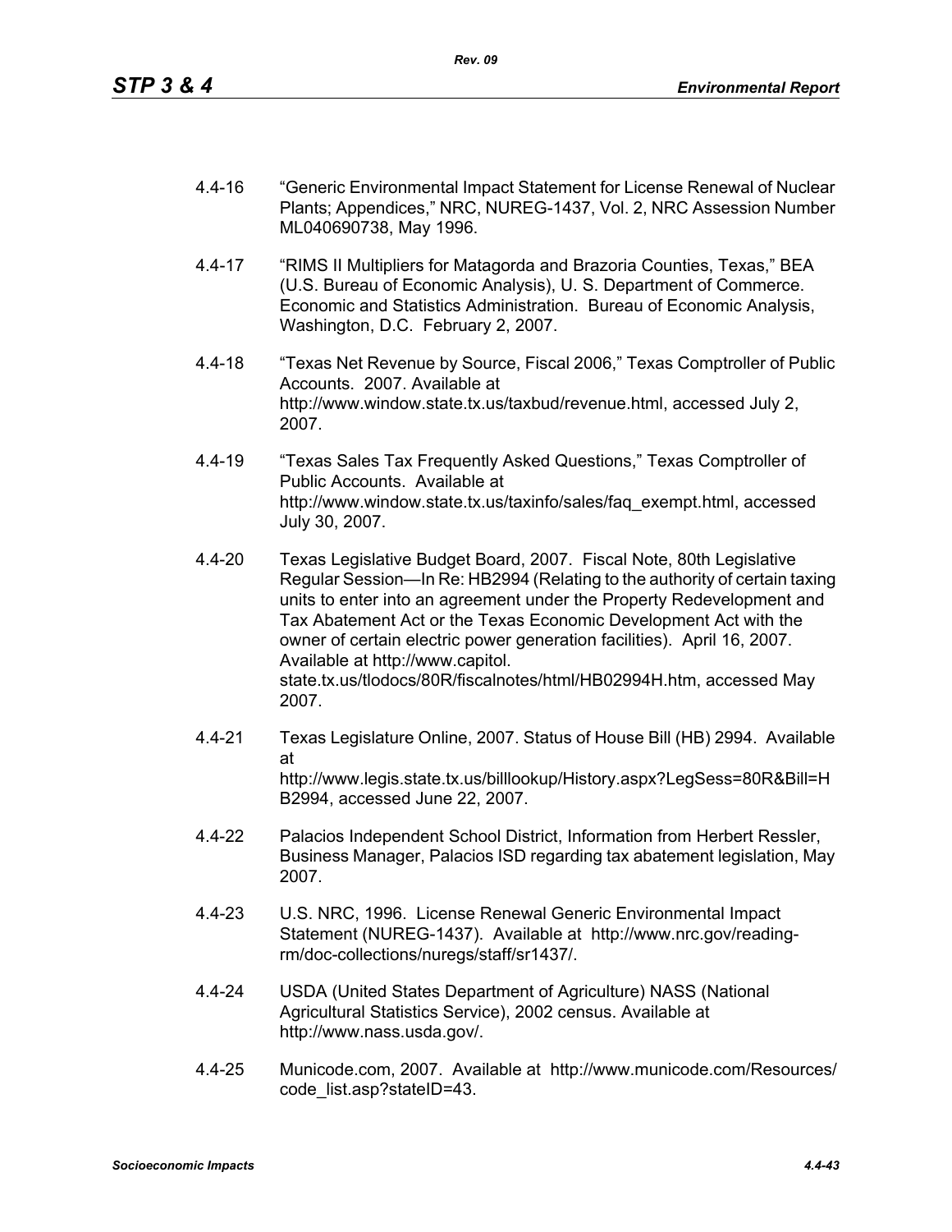4.4-16 “Generic Environmental Impact Statement for License Renewal of Nuclear Plants; Appendices,” NRC, NUREG-1437, Vol. 2, NRC Assession Number ML040690738, May 1996.

4.4-17 “RIMS II Multipliers for Matagorda and Brazoria Counties, Texas,” BEA (U.S. Bureau of Economic Analysis), U. S. Department of Commerce. Economic and Statistics Administration. Bureau of Economic Analysis, Washington, D.C. February 2, 2007.

4.4-18 “Texas Net Revenue by Source, Fiscal 2006,” Texas Comptroller of Public Accounts. 2007. Available at http://www.window.state.tx.us/taxbud/revenue.html, accessed July 2, 2007.

4.4-19 “Texas Sales Tax Frequently Asked Questions,” Texas Comptroller of Public Accounts. Available at http://www.window.state.tx.us/taxinfo/sales/faq_exempt.html, accessed July 30, 2007.

4.4-20 Texas Legislative Budget Board, 2007. Fiscal Note, 80th Legislative Regular Session—In Re: HB2994 (Relating to the authority of certain taxing units to enter into an agreement under the Property Redevelopment and Tax Abatement Act or the Texas Economic Development Act with the owner of certain electric power generation facilities). April 16, 2007. Available at http://www.capitol.state.tx.us/tlodocs/80R/fiscalnotes/html/HB02994H.htm, accessed May 2007.

4.4-21 Texas Legislature Online, 2007. Status of House Bill (HB) 2994. Available at http://www.legis.state.tx.us/billlookup/History.aspx?LegSess=80R&Bill=HB2994, accessed June 22, 2007.

4.4-22 Palacios Independent School District, Information from Herbert Ressler, Business Manager, Palacios ISD regarding tax abatement legislation, May 2007.

4.4-23 U.S. NRC, 1996. License Renewal Generic Environmental Impact Statement (NUREG-1437). Available at http://www.nrc.gov/reading-rm/doc-collections/nuregs/staff/sr1437/.

4.4-24 USDA (United States Department of Agriculture) NASS (National Agricultural Statistics Service), 2002 census. Available at http://www.nass.usda.gov/.

4.4-25 Municode.com, 2007. Available at http://www.municode.com/Resources/code_list.asp?stateID=43.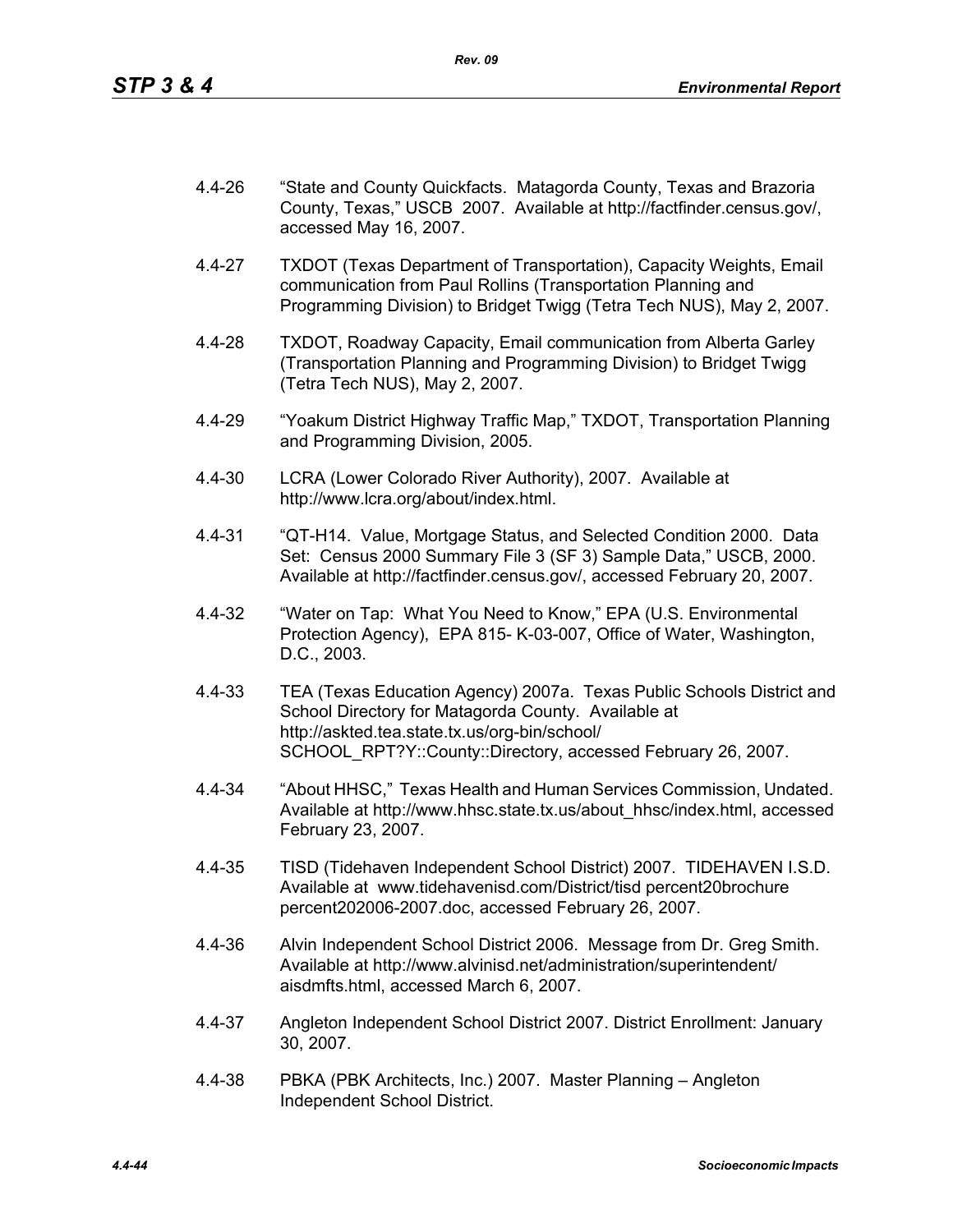4.4-26 "State and County Quickfacts. Matagorda County, Texas and Brazoria County, Texas," USCB 2007. Available at http://factfinder.census.gov/, accessed May 16, 2007.

4.4-27 TXDOT (Texas Department of Transportation), Capacity Weights, Email communication from Paul Rollins (Transportation Planning and Programming Division) to Bridget Twigg (Tetra Tech NUS), May 2, 2007.

4.4-28 TXDOT, Roadway Capacity, Email communication from Alberta Garley (Transportation Planning and Programming Division) to Bridget Twigg (Tetra Tech NUS), May 2, 2007.

4.4-29 "Yoakum District Highway Traffic Map," TXDOT, Transportation Planning and Programming Division, 2005.

4.4-30 LCRA (Lower Colorado River Authority), 2007. Available at http://www.lcra.org/about/index.html.

4.4-31 "QT-H14. Value, Mortgage Status, and Selected Condition 2000. Data Set: Census 2000 Summary File 3 (SF 3) Sample Data," USCB, 2000. Available at http://factfinder.census.gov/, accessed February 20, 2007.

4.4-32 "Water on Tap: What You Need to Know," EPA (U.S. Environmental Protection Agency), EPA 815- K-03-007, Office of Water, Washington, D.C., 2003.

4.4-33 TEA (Texas Education Agency) 2007a. Texas Public Schools District and School Directory for Matagorda County. Available at http://askted.tea.state.tx.us/org-bin/school/SCHOOL_RPT?Y::County::Directory, accessed February 26, 2007.

4.4-34 "About HHSC," Texas Health and Human Services Commission, Undated. Available at http://www.hhsc.state.tx.us/about_hhsc/index.html, accessed February 23, 2007.

4.4-35 TISD (Tidehaven Independent School District) 2007. TIDEHAVEN I.S.D. Available at www.tidehavenisd.com/District/tisd percent20brochure percent202006-2007.doc, accessed February 26, 2007.

4.4-36 Alvin Independent School District 2006. Message from Dr. Greg Smith. Available at http://www.alvinisd.net/administration/superintendent/aisdmfts.html, accessed March 6, 2007.

4.4-37 Angleton Independent School District 2007. District Enrollment: January 30, 2007.

4.4-38 PBKA (PBK Architects, Inc.) 2007. Master Planning – Angleton Independent School District.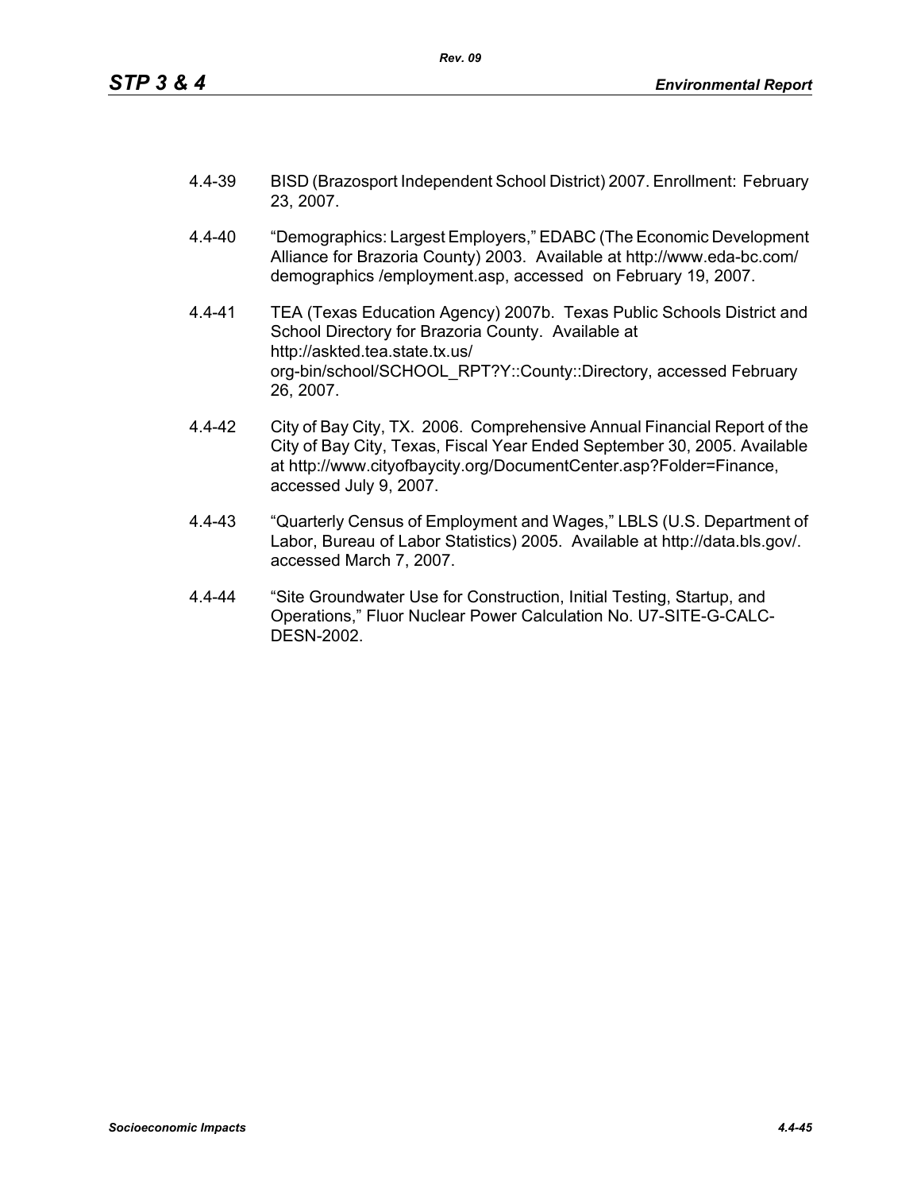4.4-39 BISD (Brazosport Independent School District) 2007. Enrollment: February 23, 2007.

4.4-40 "Demographics: Largest Employers," EDABC (The Economic Development Alliance for Brazoria County) 2003. Available at http://www.eda-bc.com/ demographics /employment.asp, accessed on February 19, 2007.

4.4-41 TEA (Texas Education Agency) 2007b. Texas Public Schools District and School Directory for Brazoria County. Available at http://askted.tea.state.tx.us/ org-bin/school/SCHOOL_RPT?Y::County::Directory, accessed February 26, 2007.

4.4-42 City of Bay City, TX. 2006. Comprehensive Annual Financial Report of the City of Bay City, Texas, Fiscal Year Ended September 30, 2005. Available at http://www.cityofbaycity.org/DocumentCenter.asp?Folder=Finance, accessed July 9, 2007.

4.4-43 "Quarterly Census of Employment and Wages," LBLS (U.S. Department of Labor, Bureau of Labor Statistics) 2005. Available at http://data.bls.gov/. accessed March 7, 2007.

4.4-44 "Site Groundwater Use for Construction, Initial Testing, Startup, and Operations," Fluor Nuclear Power Calculation No. U7-SITE-G-CALC-DESN-2002.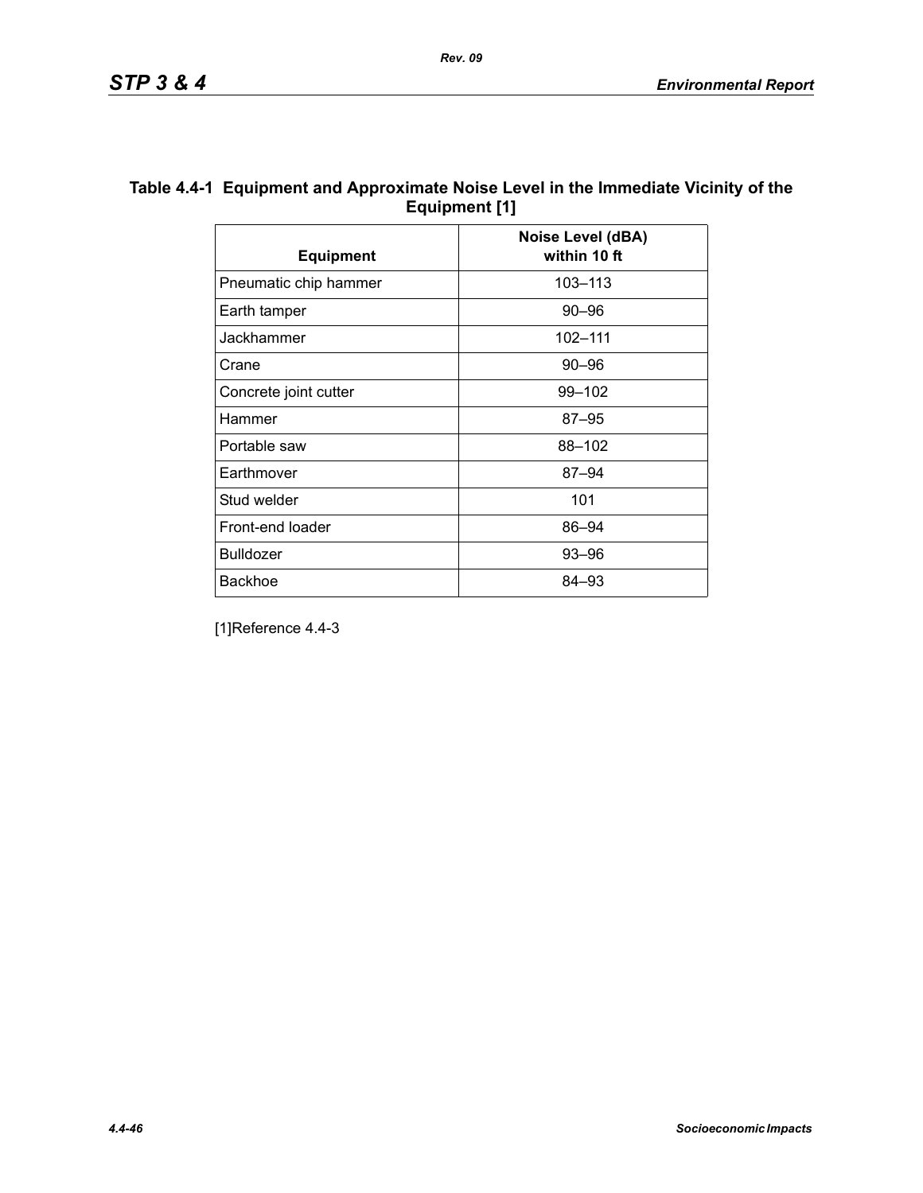**Table 4.4-1 Equipment and Approximate Noise Level in the Immediate Vicinity of the Equipment [1]**

| Equipment | Noise Level (dBA) within 10 ft |
|---|---|
| Pneumatic chip hammer | 103–113 |
| Earth tamper | 90–96 |
| Jackhammer | 102–111 |
| Crane | 90–96 |
| Concrete joint cutter | 99–102 |
| Hammer | 87–95 |
| Portable saw | 88–102 |
| Earthmover | 87–94 |
| Stud welder | 101 |
| Front-end loader | 86–94 |
| Bulldozer | 93–96 |
| Backhoe | 84–93 |

[1]Reference 4.4-3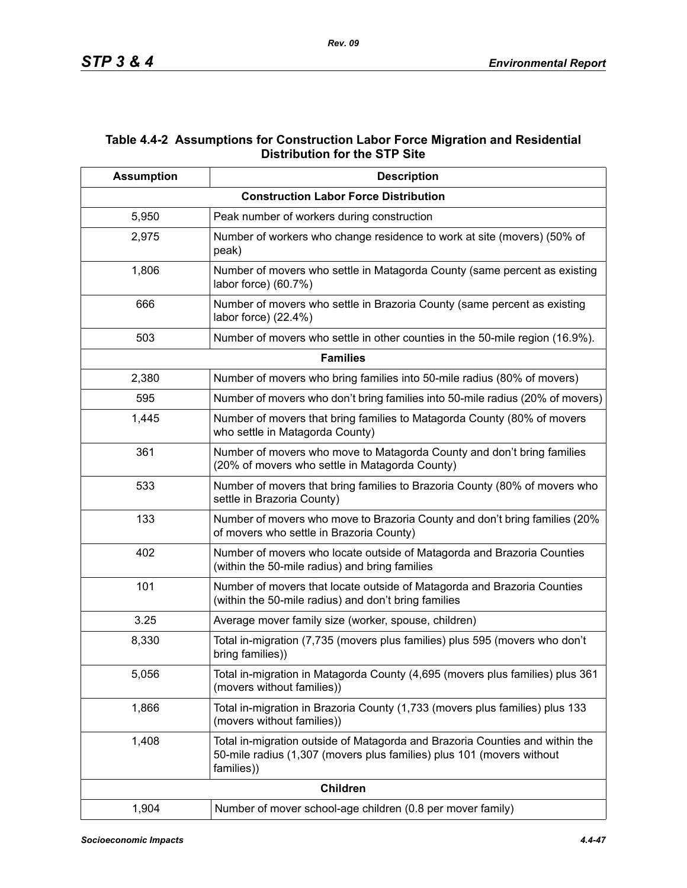**Table 4.4-2 Assumptions for Construction Labor Force Migration and Residential Distribution for the STP Site**

| Assumption | Description |
|---|---|
| **Construction Labor Force Distribution** | |
| 5,950 | Peak number of workers during construction |
| 2,975 | Number of workers who change residence to work at site (movers) (50% of peak) |
| 1,806 | Number of movers who settle in Matagorda County (same percent as existing labor force) (60.7%) |
| 666 | Number of movers who settle in Brazoria County (same percent as existing labor force) (22.4%) |
| 503 | Number of movers who settle in other counties in the 50-mile region (16.9%). |
| **Families** | |
| 2,380 | Number of movers who bring families into 50-mile radius (80% of movers) |
| 595 | Number of movers who don't bring families into 50-mile radius (20% of movers) |
| 1,445 | Number of movers that bring families to Matagorda County (80% of movers who settle in Matagorda County) |
| 361 | Number of movers who move to Matagorda County and don't bring families (20% of movers who settle in Matagorda County) |
| 533 | Number of movers that bring families to Brazoria County (80% of movers who settle in Brazoria County) |
| 133 | Number of movers who move to Brazoria County and don't bring families (20% of movers who settle in Brazoria County) |
| 402 | Number of movers who locate outside of Matagorda and Brazoria Counties (within the 50-mile radius) and bring families |
| 101 | Number of movers that locate outside of Matagorda and Brazoria Counties (within the 50-mile radius) and don't bring families |
| 3.25 | Average mover family size (worker, spouse, children) |
| 8,330 | Total in-migration (7,735 (movers plus families) plus 595 (movers who don't bring families)) |
| 5,056 | Total in-migration in Matagorda County (4,695 (movers plus families) plus 361 (movers without families)) |
| 1,866 | Total in-migration in Brazoria County (1,733 (movers plus families) plus 133 (movers without families)) |
| 1,408 | Total in-migration outside of Matagorda and Brazoria Counties and within the 50-mile radius (1,307 (movers plus families) plus 101 (movers without families)) |
| **Children** | |
| 1,904 | Number of mover school-age children (0.8 per mover family) |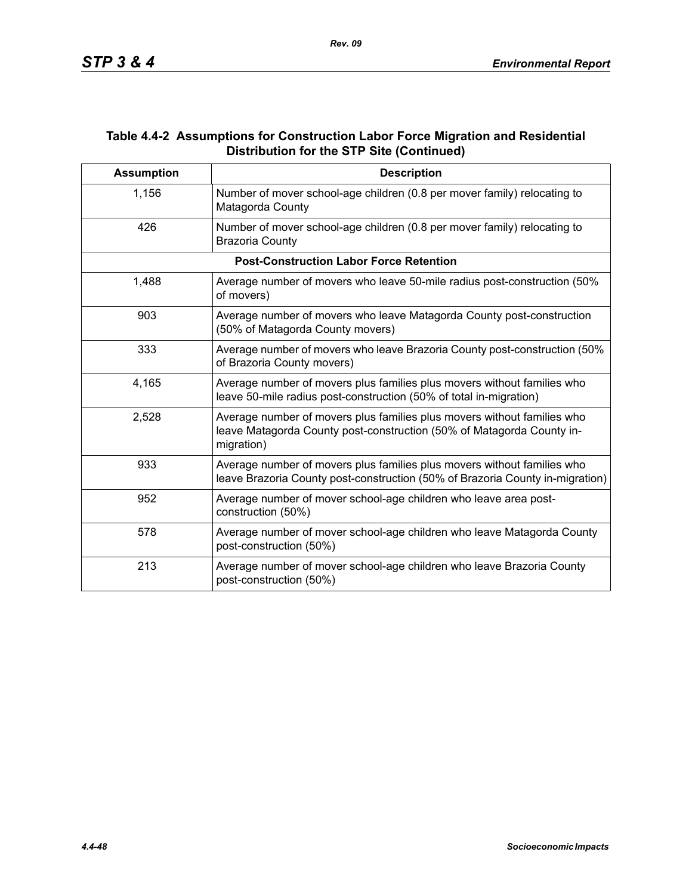### Table 4.4-2 Assumptions for Construction Labor Force Migration and Residential Distribution for the STP Site (Continued)

| Assumption | Description |
|---|---|
| 1,156 | Number of mover school-age children (0.8 per mover family) relocating to Matagorda County |
| 426 | Number of mover school-age children (0.8 per mover family) relocating to Brazoria County |
| **Post-Construction Labor Force Retention** | |
| 1,488 | Average number of movers who leave 50-mile radius post-construction (50% of movers) |
| 903 | Average number of movers who leave Matagorda County post-construction (50% of Matagorda County movers) |
| 333 | Average number of movers who leave Brazoria County post-construction (50% of Brazoria County movers) |
| 4,165 | Average number of movers plus families plus movers without families who leave 50-mile radius post-construction (50% of total in-migration) |
| 2,528 | Average number of movers plus families plus movers without families who leave Matagorda County post-construction (50% of Matagorda County in-migration) |
| 933 | Average number of movers plus families plus movers without families who leave Brazoria County post-construction (50% of Brazoria County in-migration) |
| 952 | Average number of mover school-age children who leave area post-construction (50%) |
| 578 | Average number of mover school-age children who leave Matagorda County post-construction (50%) |
| 213 | Average number of mover school-age children who leave Brazoria County post-construction (50%) |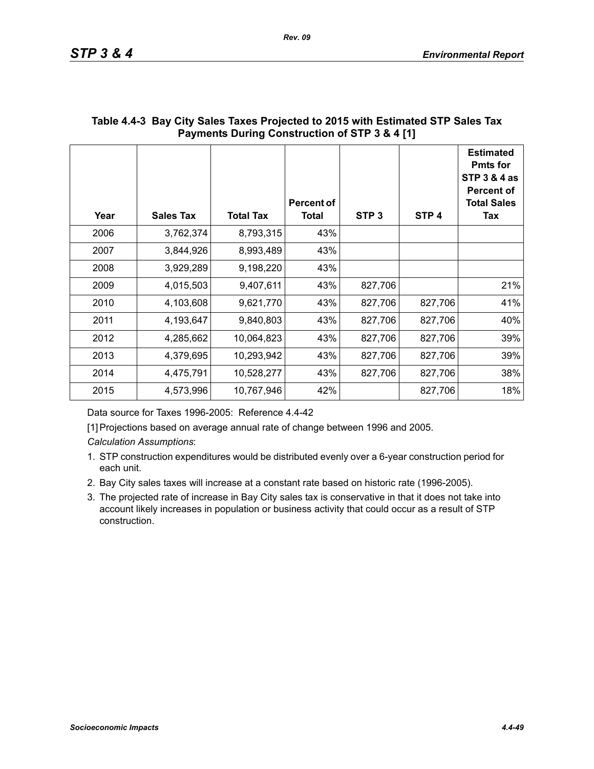**Table 4.4-3 Bay City Sales Taxes Projected to 2015 with Estimated STP Sales Tax Payments During Construction of STP 3 & 4 [1]**

| Year | Sales Tax | Total Tax | Percent of Total | STP 3 | STP 4 | Estimated Pmts for STP 3 & 4 as Percent of Total Sales Tax |
|---|---|---|---|---|---|---|
| 2006 | 3,762,374 | 8,793,315 | 43% | | | |
| 2007 | 3,844,926 | 8,993,489 | 43% | | | |
| 2008 | 3,929,289 | 9,198,220 | 43% | | | |
| 2009 | 4,015,503 | 9,407,611 | 43% | 827,706 | | 21% |
| 2010 | 4,103,608 | 9,621,770 | 43% | 827,706 | 827,706 | 41% |
| 2011 | 4,193,647 | 9,840,803 | 43% | 827,706 | 827,706 | 40% |
| 2012 | 4,285,662 | 10,064,823 | 43% | 827,706 | 827,706 | 39% |
| 2013 | 4,379,695 | 10,293,942 | 43% | 827,706 | 827,706 | 39% |
| 2014 | 4,475,791 | 10,528,277 | 43% | 827,706 | 827,706 | 38% |
| 2015 | 4,573,996 | 10,767,946 | 42% | | 827,706 | 18% |

Data source for Taxes 1996-2005: Reference 4.4-42

[1] Projections based on average annual rate of change between 1996 and 2005.

*Calculation Assumptions*:

1. STP construction expenditures would be distributed evenly over a 6-year construction period for each unit.
2. Bay City sales taxes will increase at a constant rate based on historic rate (1996-2005).
3. The projected rate of increase in Bay City sales tax is conservative in that it does not take into account likely increases in population or business activity that could occur as a result of STP construction.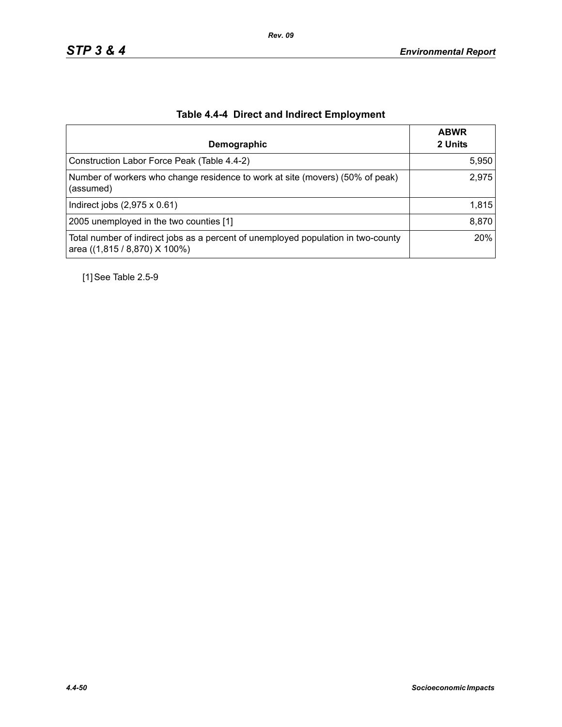## Table 4.4-4 Direct and Indirect Employment

| Demographic | ABWR 2 Units |
|---|---|
| Construction Labor Force Peak (Table 4.4-2) | 5,950 |
| Number of workers who change residence to work at site (movers) (50% of peak) (assumed) | 2,975 |
| Indirect jobs (2,975 x 0.61) | 1,815 |
| 2005 unemployed in the two counties [1] | 8,870 |
| Total number of indirect jobs as a percent of unemployed population in two-county area ((1,815 / 8,870) X 100%) | 20% |

[1] See Table 2.5-9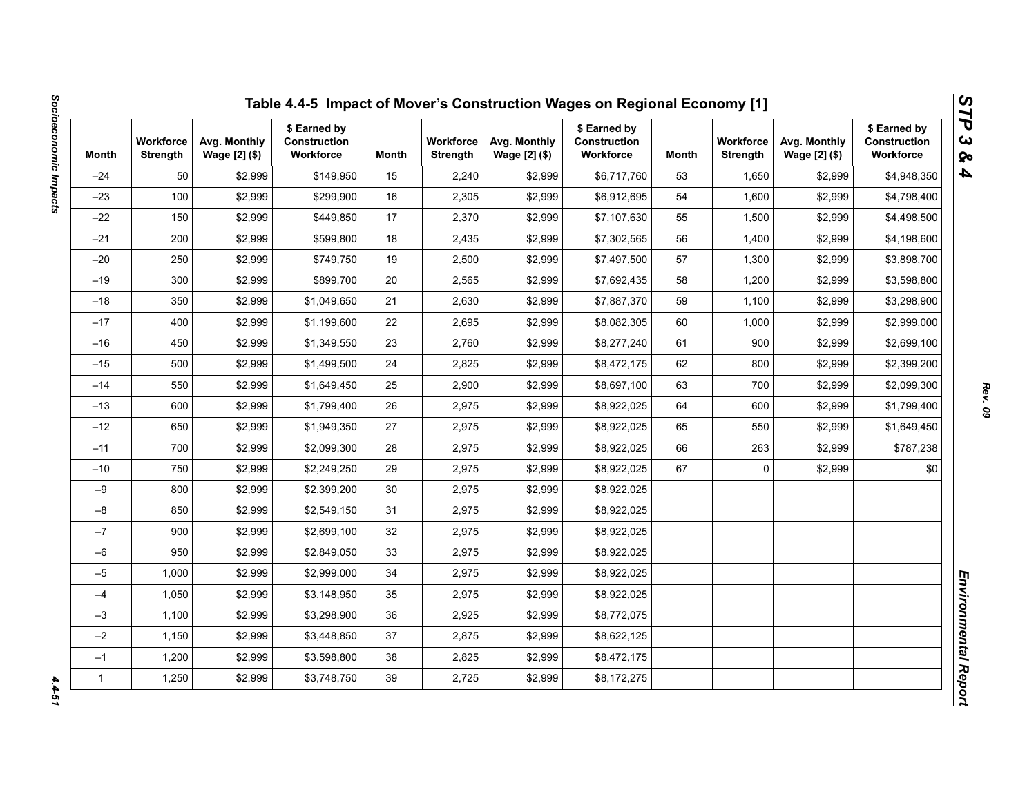## Table 4.4-5 Impact of Mover's Construction Wages on Regional Economy [1]

| Month | Workforce Strength | Avg. Monthly Wage [2] ($) | $ Earned by Construction Workforce | Month | Workforce Strength | Avg. Monthly Wage [2] ($) | $ Earned by Construction Workforce | Month | Workforce Strength | Avg. Monthly Wage [2] ($) | $ Earned by Construction Workforce |
|---|---|---|---|---|---|---|---|---|---|---|---|
| –24 | 50 | $2,999 | $149,950 | 15 | 2,240 | $2,999 | $6,717,760 | 53 | 1,650 | $2,999 | $4,948,350 |
| –23 | 100 | $2,999 | $299,900 | 16 | 2,305 | $2,999 | $6,912,695 | 54 | 1,600 | $2,999 | $4,798,400 |
| –22 | 150 | $2,999 | $449,850 | 17 | 2,370 | $2,999 | $7,107,630 | 55 | 1,500 | $2,999 | $4,498,500 |
| –21 | 200 | $2,999 | $599,800 | 18 | 2,435 | $2,999 | $7,302,565 | 56 | 1,400 | $2,999 | $4,198,600 |
| –20 | 250 | $2,999 | $749,750 | 19 | 2,500 | $2,999 | $7,497,500 | 57 | 1,300 | $2,999 | $3,898,700 |
| –19 | 300 | $2,999 | $899,700 | 20 | 2,565 | $2,999 | $7,692,435 | 58 | 1,200 | $2,999 | $3,598,800 |
| –18 | 350 | $2,999 | $1,049,650 | 21 | 2,630 | $2,999 | $7,887,370 | 59 | 1,100 | $2,999 | $3,298,900 |
| –17 | 400 | $2,999 | $1,199,600 | 22 | 2,695 | $2,999 | $8,082,305 | 60 | 1,000 | $2,999 | $2,999,000 |
| –16 | 450 | $2,999 | $1,349,550 | 23 | 2,760 | $2,999 | $8,277,240 | 61 | 900 | $2,999 | $2,699,100 |
| –15 | 500 | $2,999 | $1,499,500 | 24 | 2,825 | $2,999 | $8,472,175 | 62 | 800 | $2,999 | $2,399,200 |
| –14 | 550 | $2,999 | $1,649,450 | 25 | 2,900 | $2,999 | $8,697,100 | 63 | 700 | $2,999 | $2,099,300 |
| –13 | 600 | $2,999 | $1,799,400 | 26 | 2,975 | $2,999 | $8,922,025 | 64 | 600 | $2,999 | $1,799,400 |
| –12 | 650 | $2,999 | $1,949,350 | 27 | 2,975 | $2,999 | $8,922,025 | 65 | 550 | $2,999 | $1,649,450 |
| –11 | 700 | $2,999 | $2,099,300 | 28 | 2,975 | $2,999 | $8,922,025 | 66 | 263 | $2,999 | $787,238 |
| –10 | 750 | $2,999 | $2,249,250 | 29 | 2,975 | $2,999 | $8,922,025 | 67 | 0 | $2,999 | $0 |
| –9 | 800 | $2,999 | $2,399,200 | 30 | 2,975 | $2,999 | $8,922,025 | | | | |
| –8 | 850 | $2,999 | $2,549,150 | 31 | 2,975 | $2,999 | $8,922,025 | | | | |
| –7 | 900 | $2,999 | $2,699,100 | 32 | 2,975 | $2,999 | $8,922,025 | | | | |
| –6 | 950 | $2,999 | $2,849,050 | 33 | 2,975 | $2,999 | $8,922,025 | | | | |
| –5 | 1,000 | $2,999 | $2,999,000 | 34 | 2,975 | $2,999 | $8,922,025 | | | | |
| –4 | 1,050 | $2,999 | $3,148,950 | 35 | 2,975 | $2,999 | $8,922,025 | | | | |
| –3 | 1,100 | $2,999 | $3,298,900 | 36 | 2,925 | $2,999 | $8,772,075 | | | | |
| –2 | 1,150 | $2,999 | $3,448,850 | 37 | 2,875 | $2,999 | $8,622,125 | | | | |
| –1 | 1,200 | $2,999 | $3,598,800 | 38 | 2,825 | $2,999 | $8,472,175 | | | | |
| 1 | 1,250 | $2,999 | $3,748,750 | 39 | 2,725 | $2,999 | $8,172,275 | | | | |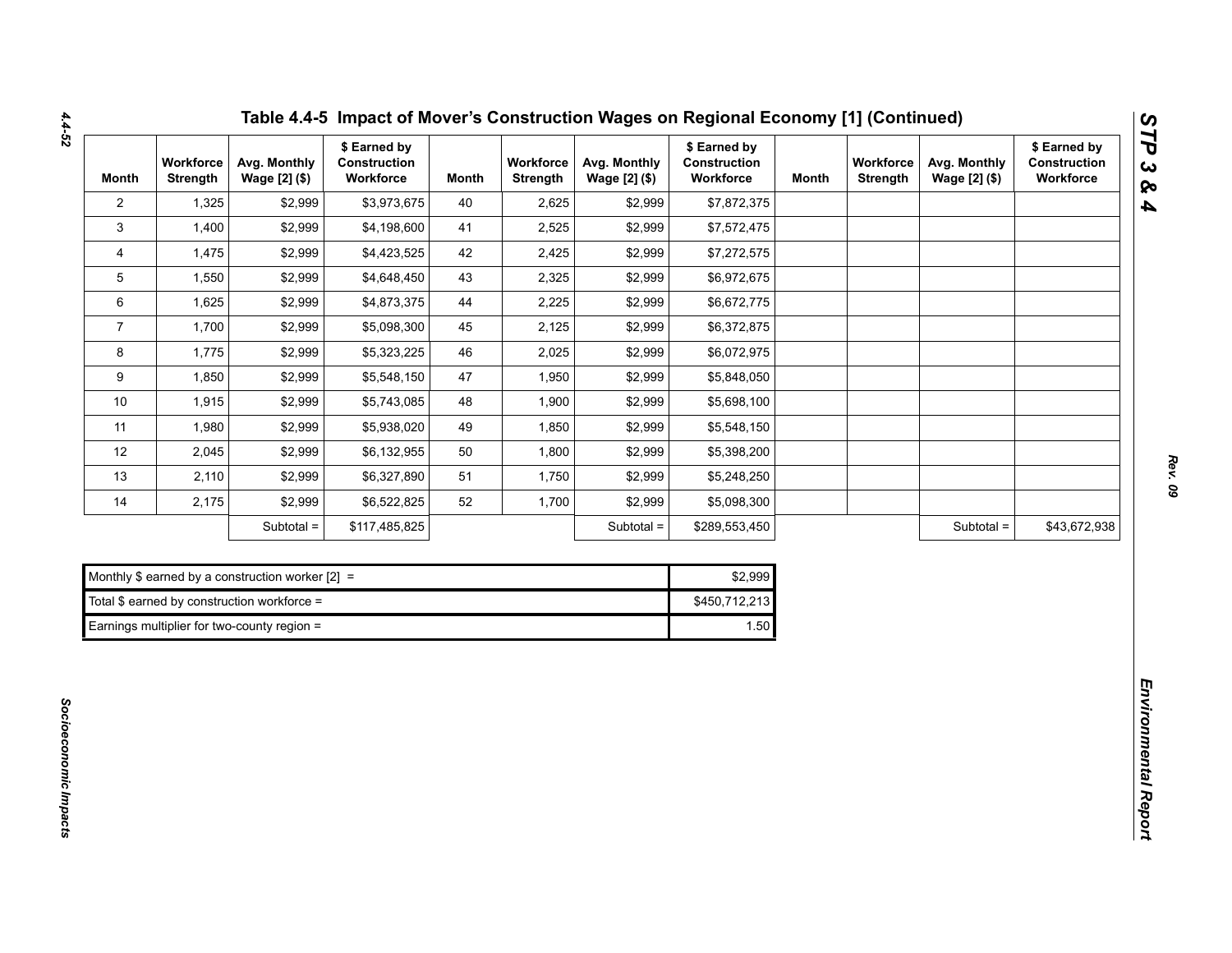## Table 4.4-5 Impact of Mover's Construction Wages on Regional Economy [1] (Continued)

| Month | Workforce Strength | Avg. Monthly Wage [2] ($) | $ Earned by Construction Workforce | Month | Workforce Strength | Avg. Monthly Wage [2] ($) | $ Earned by Construction Workforce | Month | Workforce Strength | Avg. Monthly Wage [2] ($) | $ Earned by Construction Workforce |
|---|---|---|---|---|---|---|---|---|---|---|---|
| 2 | 1,325 | $2,999 | $3,973,675 | 40 | 2,625 | $2,999 | $7,872,375 | | | | |
| 3 | 1,400 | $2,999 | $4,198,600 | 41 | 2,525 | $2,999 | $7,572,475 | | | | |
| 4 | 1,475 | $2,999 | $4,423,525 | 42 | 2,425 | $2,999 | $7,272,575 | | | | |
| 5 | 1,550 | $2,999 | $4,648,450 | 43 | 2,325 | $2,999 | $6,972,675 | | | | |
| 6 | 1,625 | $2,999 | $4,873,375 | 44 | 2,225 | $2,999 | $6,672,775 | | | | |
| 7 | 1,700 | $2,999 | $5,098,300 | 45 | 2,125 | $2,999 | $6,372,875 | | | | |
| 8 | 1,775 | $2,999 | $5,323,225 | 46 | 2,025 | $2,999 | $6,072,975 | | | | |
| 9 | 1,850 | $2,999 | $5,548,150 | 47 | 1,950 | $2,999 | $5,848,050 | | | | |
| 10 | 1,915 | $2,999 | $5,743,085 | 48 | 1,900 | $2,999 | $5,698,100 | | | | |
| 11 | 1,980 | $2,999 | $5,938,020 | 49 | 1,850 | $2,999 | $5,548,150 | | | | |
| 12 | 2,045 | $2,999 | $6,132,955 | 50 | 1,800 | $2,999 | $5,398,200 | | | | |
| 13 | 2,110 | $2,999 | $6,327,890 | 51 | 1,750 | $2,999 | $5,248,250 | | | | |
| 14 | 2,175 | $2,999 | $6,522,825 | 52 | 1,700 | $2,999 | $5,098,300 | | | | |
| | | Subtotal = | $117,485,825 | | | Subtotal = | $289,553,450 | | | Subtotal = | $43,672,938 |

| | |
|---|---|
| Monthly $ earned by a construction worker [2] = | $2,999 |
| Total $ earned by construction workforce = | $450,712,213 |
| Earnings multiplier for two-county region = | 1.50 |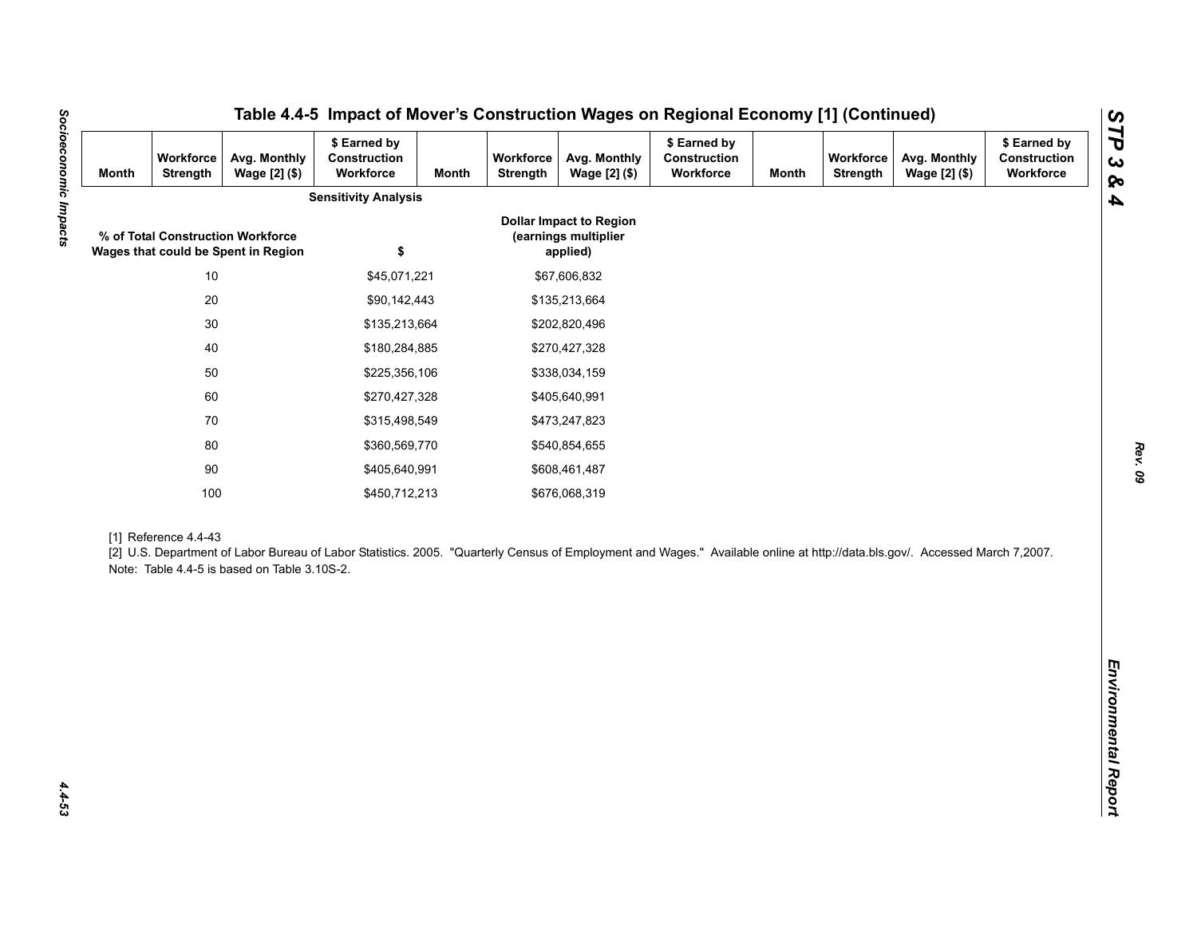## Table 4.4-5 Impact of Mover's Construction Wages on Regional Economy [1] (Continued)

| Month | Workforce Strength | Avg. Monthly Wage [2] ($) | $ Earned by Construction Workforce | Month | Workforce Strength | Avg. Monthly Wage [2] ($) | $ Earned by Construction Workforce | Month | Workforce Strength | Avg. Monthly Wage [2] ($) | $ Earned by Construction Workforce |
|---|---|---|---|---|---|---|---|---|---|---|---|

**Sensitivity Analysis**

| % of Total Construction Workforce Wages that could be Spent in Region | $ | Dollar Impact to Region (earnings multiplier applied) |
|---|---|---|
| 10 | $45,071,221 | $67,606,832 |
| 20 | $90,142,443 | $135,213,664 |
| 30 | $135,213,664 | $202,820,496 |
| 40 | $180,284,885 | $270,427,328 |
| 50 | $225,356,106 | $338,034,159 |
| 60 | $270,427,328 | $405,640,991 |
| 70 | $315,498,549 | $473,247,823 |
| 80 | $360,569,770 | $540,854,655 |
| 90 | $405,640,991 | $608,461,487 |
| 100 | $450,712,213 | $676,068,319 |

[1] Reference 4.4-43

[2] U.S. Department of Labor Bureau of Labor Statistics. 2005. "Quarterly Census of Employment and Wages." Available online at http://data.bls.gov/. Accessed March 7,2007.

Note: Table 4.4-5 is based on Table 3.10S-2.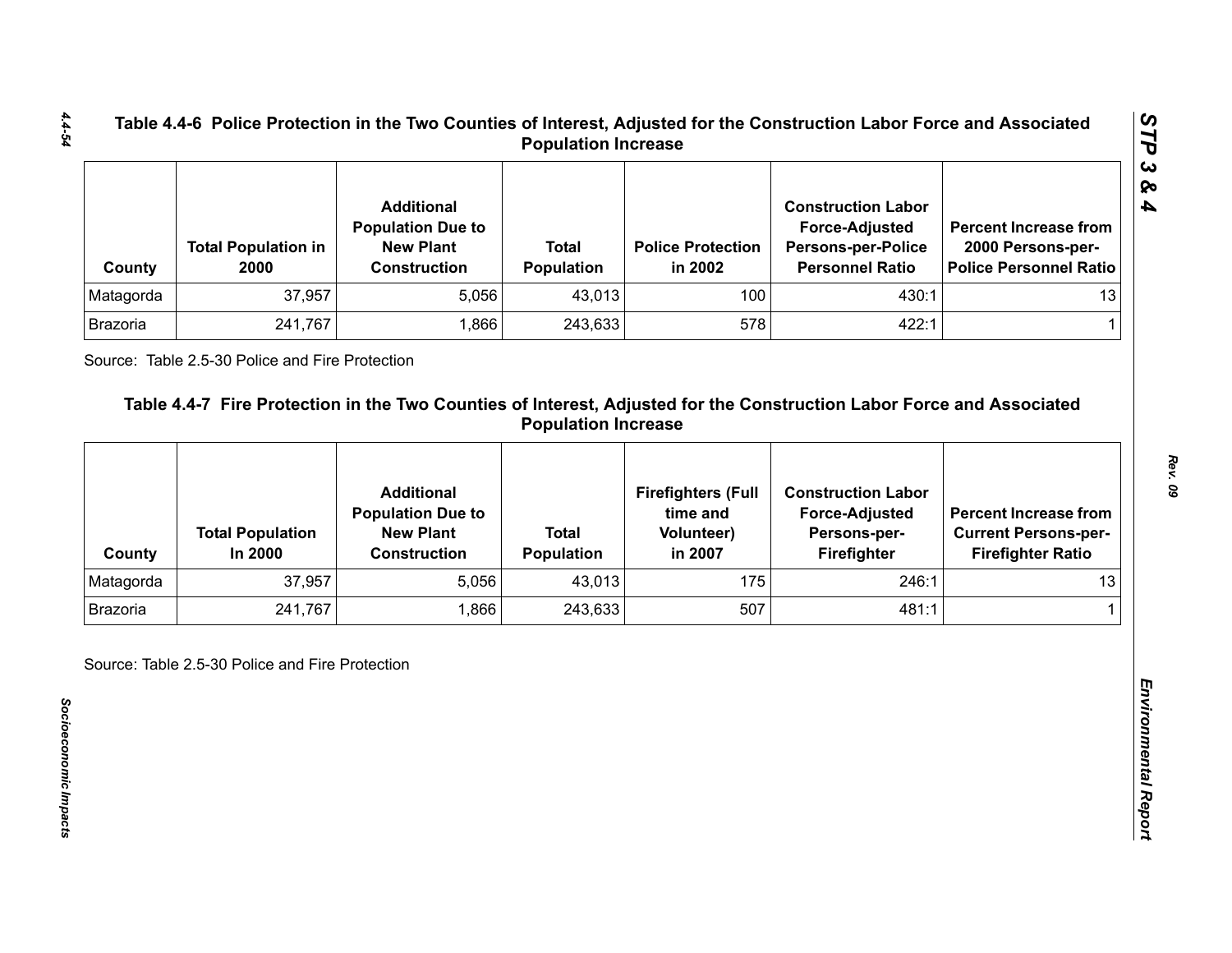### Table 4.4-6 Police Protection in the Two Counties of Interest, Adjusted for the Construction Labor Force and Associated Population Increase

| County | Total Population in 2000 | Additional Population Due to New Plant Construction | Total Population | Police Protection in 2002 | Construction Labor Force-Adjusted Persons-per-Police Personnel Ratio | Percent Increase from 2000 Persons-per-Police Personnel Ratio |
|---|---|---|---|---|---|---|
| Matagorda | 37,957 | 5,056 | 43,013 | 100 | 430:1 | 13 |
| Brazoria | 241,767 | 1,866 | 243,633 | 578 | 422:1 | 1 |

Source: Table 2.5-30 Police and Fire Protection

### Table 4.4-7 Fire Protection in the Two Counties of Interest, Adjusted for the Construction Labor Force and Associated Population Increase

| County | Total Population In 2000 | Additional Population Due to New Plant Construction | Total Population | Firefighters (Full time and Volunteer) in 2007 | Construction Labor Force-Adjusted Persons-per-Firefighter | Percent Increase from Current Persons-per-Firefighter Ratio |
|---|---|---|---|---|---|---|
| Matagorda | 37,957 | 5,056 | 43,013 | 175 | 246:1 | 13 |
| Brazoria | 241,767 | 1,866 | 243,633 | 507 | 481:1 | 1 |

Source: Table 2.5-30 Police and Fire Protection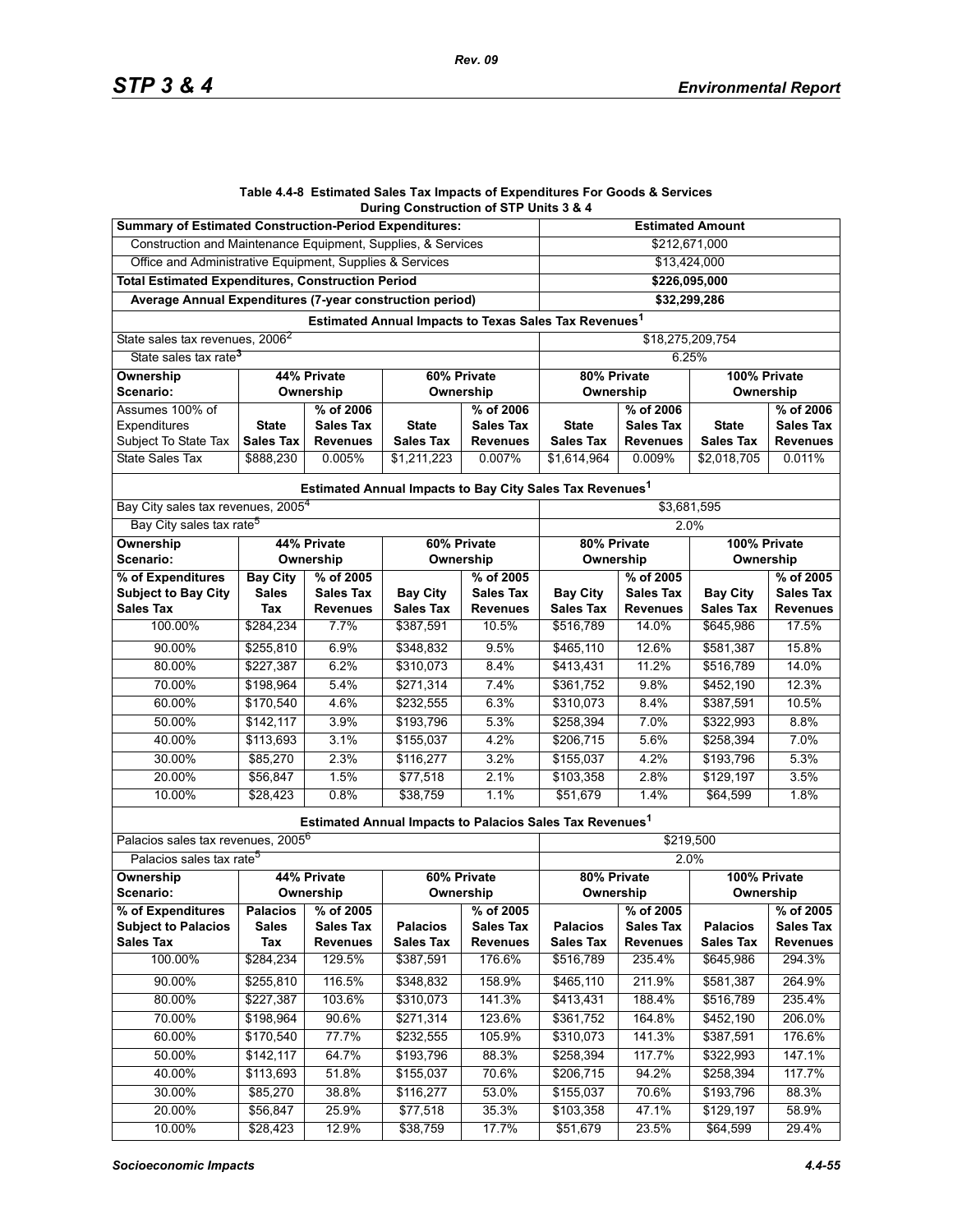**Table 4.4-8 Estimated Sales Tax Impacts of Expenditures For Goods & Services During Construction of STP Units 3 & 4**

| Summary of Estimated Construction-Period Expenditures: | | | | | Estimated Amount | | | |
|---|---|---|---|---|---|---|---|---|
| Construction and Maintenance Equipment, Supplies, & Services | | | | | $212,671,000 | | | |
| Office and Administrative Equipment, Supplies & Services | | | | | $13,424,000 | | | |
| **Total Estimated Expenditures, Construction Period** | | | | | **$226,095,000** | | | |
| **Average Annual Expenditures (7-year construction period)** | | | | | **$32,299,286** | | | |
| **Estimated Annual Impacts to Texas Sales Tax Revenues[1]** | | | | | | | | |
| State sales tax revenues, 2006[2] | | | | | $18,275,209,754 | | | |
| State sales tax rate[3] | | | | | 6.25% | | | |
| **Ownership Scenario:** | **44% Private Ownership** | | **60% Private Ownership** | | **80% Private Ownership** | | **100% Private Ownership** | |
| Assumes 100% of Expenditures Subject To State Tax | **State Sales Tax** | **% of 2006 Sales Tax Revenues** | **State Sales Tax** | **% of 2006 Sales Tax Revenues** | **State Sales Tax** | **% of 2006 Sales Tax Revenues** | **State Sales Tax** | **% of 2006 Sales Tax Revenues** |
| State Sales Tax | $888,230 | 0.005% | $1,211,223 | 0.007% | $1,614,964 | 0.009% | $2,018,705 | 0.011% |
| **Estimated Annual Impacts to Bay City Sales Tax Revenues[1]** | | | | | | | | |
| Bay City sales tax revenues, 2005[4] | | | | | $3,681,595 | | | |
| Bay City sales tax rate[5] | | | | | 2.0% | | | |
| **Ownership Scenario:** | **44% Private Ownership** | | **60% Private Ownership** | | **80% Private Ownership** | | **100% Private Ownership** | |
| **% of Expenditures Subject to Bay City Sales Tax** | **Bay City Sales Tax** | **% of 2005 Sales Tax Revenues** | **Bay City Sales Tax** | **% of 2005 Sales Tax Revenues** | **Bay City Sales Tax** | **% of 2005 Sales Tax Revenues** | **Bay City Sales Tax** | **% of 2005 Sales Tax Revenues** |
| 100.00% | $284,234 | 7.7% | $387,591 | 10.5% | $516,789 | 14.0% | $645,986 | 17.5% |
| 90.00% | $255,810 | 6.9% | $348,832 | 9.5% | $465,110 | 12.6% | $581,387 | 15.8% |
| 80.00% | $227,387 | 6.2% | $310,073 | 8.4% | $413,431 | 11.2% | $516,789 | 14.0% |
| 70.00% | $198,964 | 5.4% | $271,314 | 7.4% | $361,752 | 9.8% | $452,190 | 12.3% |
| 60.00% | $170,540 | 4.6% | $232,555 | 6.3% | $310,073 | 8.4% | $387,591 | 10.5% |
| 50.00% | $142,117 | 3.9% | $193,796 | 5.3% | $258,394 | 7.0% | $322,993 | 8.8% |
| 40.00% | $113,693 | 3.1% | $155,037 | 4.2% | $206,715 | 5.6% | $258,394 | 7.0% |
| 30.00% | $85,270 | 2.3% | $116,277 | 3.2% | $155,037 | 4.2% | $193,796 | 5.3% |
| 20.00% | $56,847 | 1.5% | $77,518 | 2.1% | $103,358 | 2.8% | $129,197 | 3.5% |
| 10.00% | $28,423 | 0.8% | $38,759 | 1.1% | $51,679 | 1.4% | $64,599 | 1.8% |
| **Estimated Annual Impacts to Palacios Sales Tax Revenues[1]** | | | | | | | | |
| Palacios sales tax revenues, 2005[6] | | | | | $219,500 | | | |
| Palacios sales tax rate[5] | | | | | 2.0% | | | |
| **Ownership Scenario:** | **44% Private Ownership** | | **60% Private Ownership** | | **80% Private Ownership** | | **100% Private Ownership** | |
| **% of Expenditures Subject to Palacios Sales Tax** | **Palacios Sales Tax** | **% of 2005 Sales Tax Revenues** | **Palacios Sales Tax** | **% of 2005 Sales Tax Revenues** | **Palacios Sales Tax** | **% of 2005 Sales Tax Revenues** | **Palacios Sales Tax** | **% of 2005 Sales Tax Revenues** |
| 100.00% | $284,234 | 129.5% | $387,591 | 176.6% | $516,789 | 235.4% | $645,986 | 294.3% |
| 90.00% | $255,810 | 116.5% | $348,832 | 158.9% | $465,110 | 211.9% | $581,387 | 264.9% |
| 80.00% | $227,387 | 103.6% | $310,073 | 141.3% | $413,431 | 188.4% | $516,789 | 235.4% |
| 70.00% | $198,964 | 90.6% | $271,314 | 123.6% | $361,752 | 164.8% | $452,190 | 206.0% |
| 60.00% | $170,540 | 77.7% | $232,555 | 105.9% | $310,073 | 141.3% | $387,591 | 176.6% |
| 50.00% | $142,117 | 64.7% | $193,796 | 88.3% | $258,394 | 117.7% | $322,993 | 147.1% |
| 40.00% | $113,693 | 51.8% | $155,037 | 70.6% | $206,715 | 94.2% | $258,394 | 117.7% |
| 30.00% | $85,270 | 38.8% | $116,277 | 53.0% | $155,037 | 70.6% | $193,796 | 88.3% |
| 20.00% | $56,847 | 25.9% | $77,518 | 35.3% | $103,358 | 47.1% | $129,197 | 58.9% |
| 10.00% | $28,423 | 12.9% | $38,759 | 17.7% | $51,679 | 23.5% | $64,599 | 29.4% |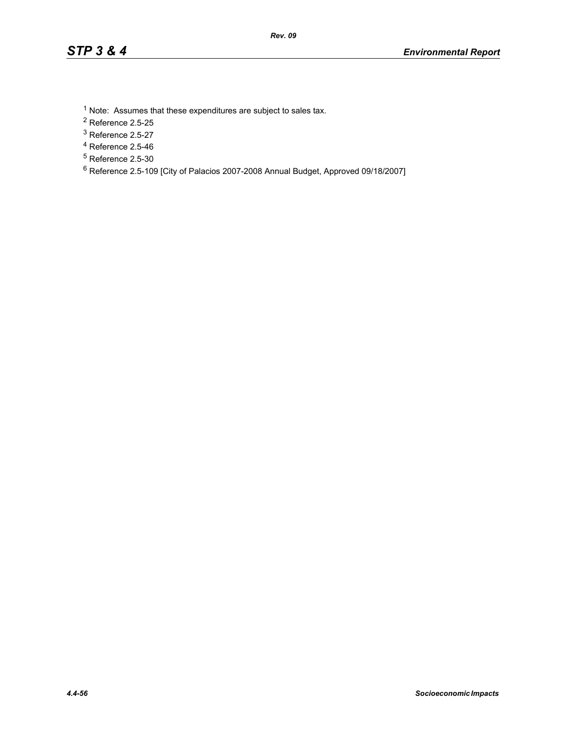[1] Note: Assumes that these expenditures are subject to sales tax.

[2] Reference 2.5-25

[3] Reference 2.5-27

[4] Reference 2.5-46

[5] Reference 2.5-30

[6] Reference 2.5-109 [City of Palacios 2007-2008 Annual Budget, Approved 09/18/2007]